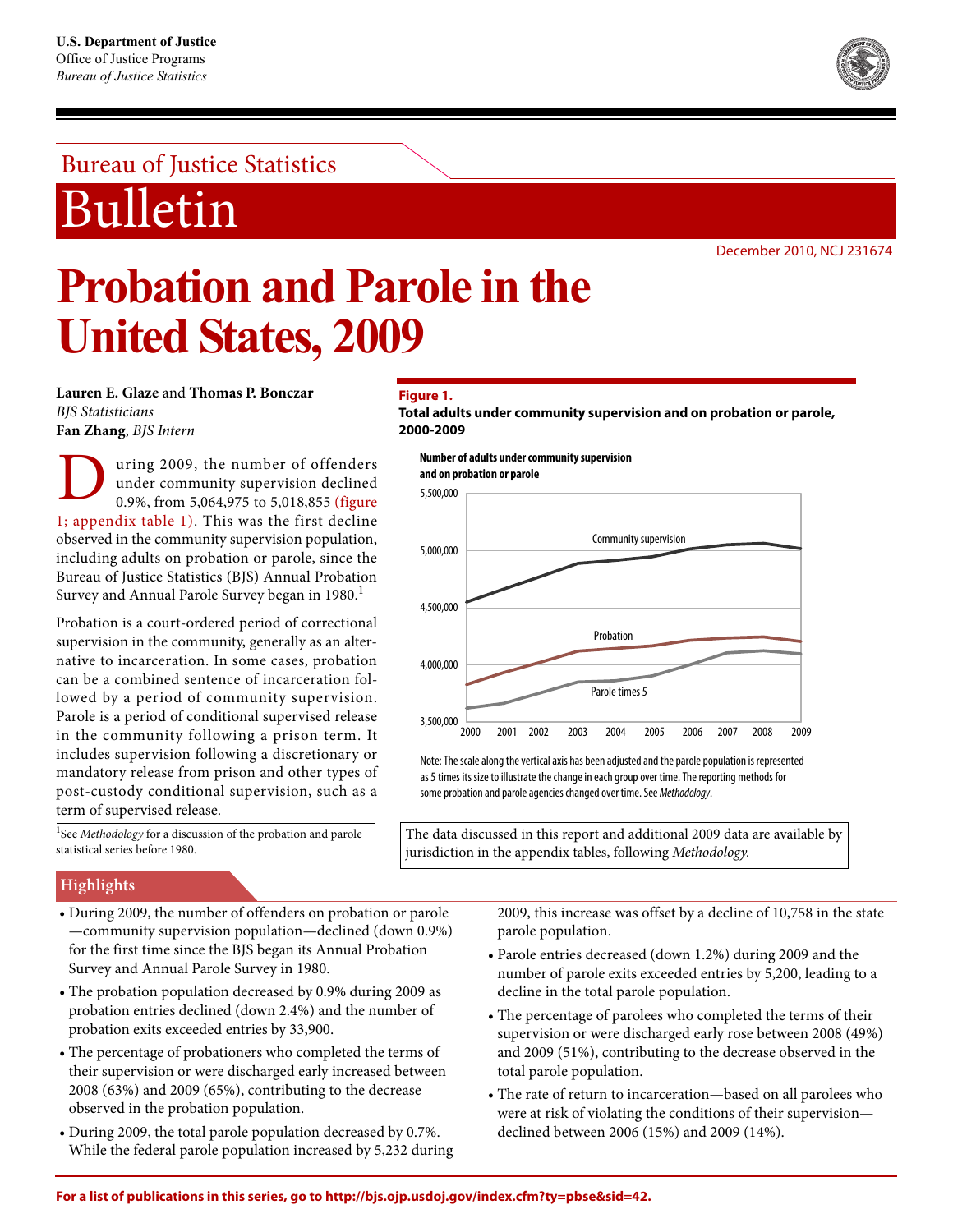U.S. Department of Justice
Office of Justice Programs
*Bureau of Justice Statistics*

Bureau of Justice Statistics

# Bulletin

December 2010, NCJ 231674

# Probation and Parole in the United States, 2009

**Lauren E. Glaze** and **Thomas P. Bonczar**
*BJS Statisticians*
**Fan Zhang**, *BJS Intern*

During 2009, the number of offenders under community supervision declined 0.9%, from 5,064,975 to 5,018,855 (figure 1; appendix table 1). This was the first decline observed in the community supervision population, including adults on probation or parole, since the Bureau of Justice Statistics (BJS) Annual Probation Survey and Annual Parole Survey began in 1980.[1]

Probation is a court-ordered period of correctional supervision in the community, generally as an alternative to incarceration. In some cases, probation can be a combined sentence of incarceration followed by a period of community supervision. Parole is a period of conditional supervised release in the community following a prison term. It includes supervision following a discretionary or mandatory release from prison and other types of post-custody conditional supervision, such as a term of supervised release.

[1]See *Methodology* for a discussion of the probation and parole statistical series before 1980.

**Figure 1.**
**Total adults under community supervision and on probation or parole, 2000-2009**

Note: The scale along the vertical axis has been adjusted and the parole population is represented as 5 times its size to illustrate the change in each group over time. The reporting methods for some probation and parole agencies changed over time. See *Methodology*.

The data discussed in this report and additional 2009 data are available by jurisdiction in the appendix tables, following *Methodology*.

## Highlights

- During 2009, the number of offenders on probation or parole —community supervision population—declined (down 0.9%) for the first time since the BJS began its Annual Probation Survey and Annual Parole Survey in 1980.
- The probation population decreased by 0.9% during 2009 as probation entries declined (down 2.4%) and the number of probation exits exceeded entries by 33,900.
- The percentage of probationers who completed the terms of their supervision or were discharged early increased between 2008 (63%) and 2009 (65%), contributing to the decrease observed in the probation population.
- During 2009, the total parole population decreased by 0.7%. While the federal parole population increased by 5,232 during 2009, this increase was offset by a decline of 10,758 in the state parole population.
- Parole entries decreased (down 1.2%) during 2009 and the number of parole exits exceeded entries by 5,200, leading to a decline in the total parole population.
- The percentage of parolees who completed the terms of their supervision or were discharged early rose between 2008 (49%) and 2009 (51%), contributing to the decrease observed in the total parole population.
- The rate of return to incarceration—based on all parolees who were at risk of violating the conditions of their supervision—declined between 2006 (15%) and 2009 (14%).

**For a list of publications in this series, go to http://bjs.ojp.usdoj.gov/index.cfm?ty=pbse&sid=42.**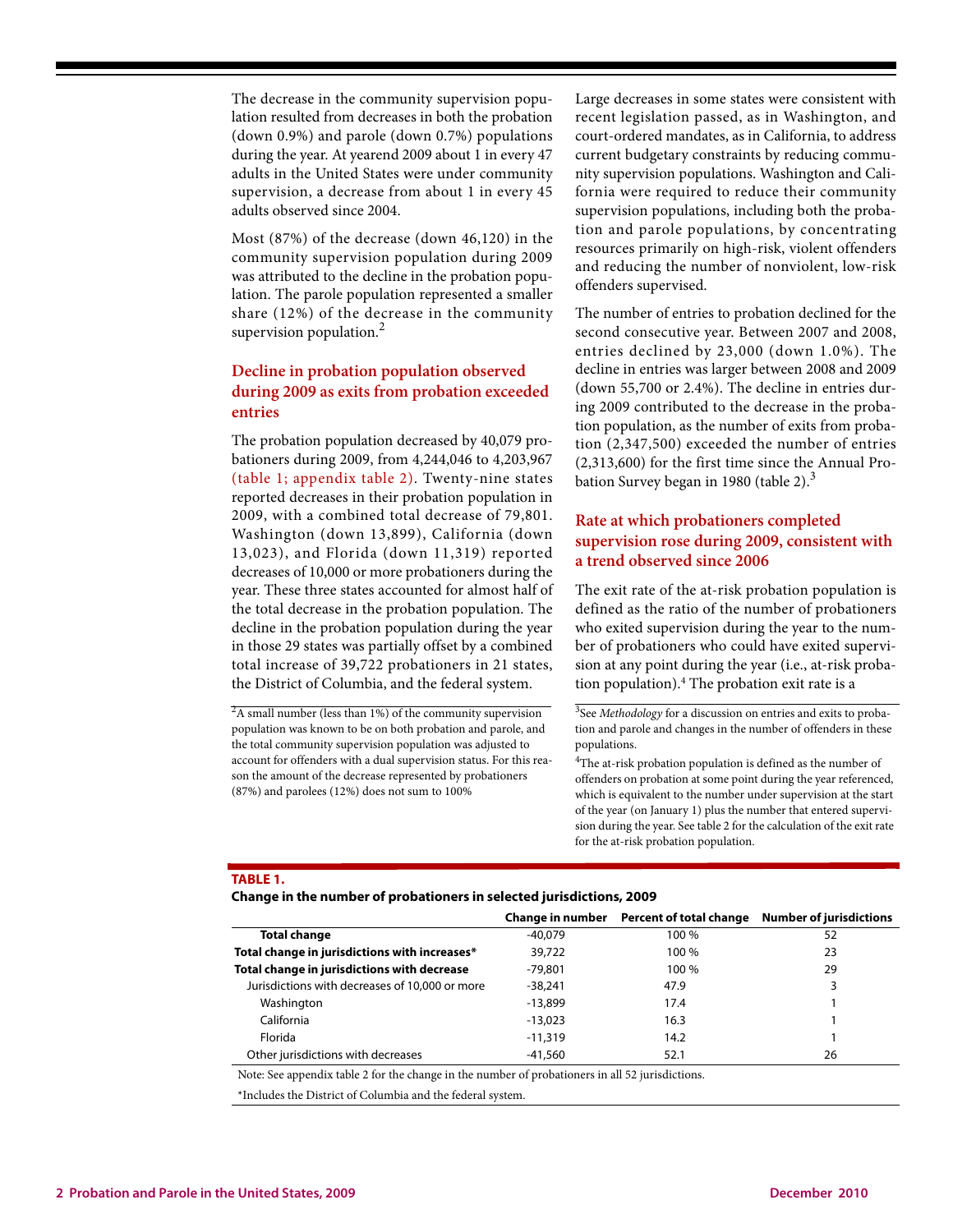The decrease in the community supervision population resulted from decreases in both the probation (down 0.9%) and parole (down 0.7%) populations during the year. At yearend 2009 about 1 in every 47 adults in the United States were under community supervision, a decrease from about 1 in every 45 adults observed since 2004.

Most (87%) of the decrease (down 46,120) in the community supervision population during 2009 was attributed to the decline in the probation population. The parole population represented a smaller share (12%) of the decrease in the community supervision population.[2]

## Decline in probation population observed during 2009 as exits from probation exceeded entries

The probation population decreased by 40,079 probationers during 2009, from 4,244,046 to 4,203,967 (table 1; appendix table 2). Twenty-nine states reported decreases in their probation population in 2009, with a combined total decrease of 79,801. Washington (down 13,899), California (down 13,023), and Florida (down 11,319) reported decreases of 10,000 or more probationers during the year. These three states accounted for almost half of the total decrease in the probation population. The decline in the probation population during the year in those 29 states was partially offset by a combined total increase of 39,722 probationers in 21 states, the District of Columbia, and the federal system.

Large decreases in some states were consistent with recent legislation passed, as in Washington, and court-ordered mandates, as in California, to address current budgetary constraints by reducing community supervision populations. Washington and California were required to reduce their community supervision populations, including both the probation and parole populations, by concentrating resources primarily on high-risk, violent offenders and reducing the number of nonviolent, low-risk offenders supervised.

The number of entries to probation declined for the second consecutive year. Between 2007 and 2008, entries declined by 23,000 (down 1.0%). The decline in entries was larger between 2008 and 2009 (down 55,700 or 2.4%). The decline in entries during 2009 contributed to the decrease in the probation population, as the number of exits from probation (2,347,500) exceeded the number of entries (2,313,600) for the first time since the Annual Probation Survey began in 1980 (table 2).[3]

## Rate at which probationers completed supervision rose during 2009, consistent with a trend observed since 2006

The exit rate of the at-risk probation population is defined as the ratio of the number of probationers who exited supervision during the year to the number of probationers who could have exited supervision at any point during the year (i.e., at-risk probation population).[4] The probation exit rate is a

[2]A small number (less than 1%) of the community supervision population was known to be on both probation and parole, and the total community supervision population was adjusted to account for offenders with a dual supervision status. For this reason the amount of the decrease represented by probationers (87%) and parolees (12%) does not sum to 100%

[3]See *Methodology* for a discussion on entries and exits to probation and parole and changes in the number of offenders in these populations.

[4]The at-risk probation population is defined as the number of offenders on probation at some point during the year referenced, which is equivalent to the number under supervision at the start of the year (on January 1) plus the number that entered supervision during the year. See table 2 for the calculation of the exit rate for the at-risk probation population.

**TABLE 1.**
**Change in the number of probationers in selected jurisdictions, 2009**

| | Change in number | Percent of total change | Number of jurisdictions |
|---|---|---|---|
| **Total change** | -40,079 | 100 % | 52 |
| **Total change in jurisdictions with increases*** | 39,722 | 100 % | 23 |
| **Total change in jurisdictions with decrease** | -79,801 | 100 % | 29 |
| Jurisdictions with decreases of 10,000 or more | -38,241 | 47.9 | 3 |
| Washington | -13,899 | 17.4 | 1 |
| California | -13,023 | 16.3 | 1 |
| Florida | -11,319 | 14.2 | 1 |
| Other jurisdictions with decreases | -41,560 | 52.1 | 26 |

Note: See appendix table 2 for the change in the number of probationers in all 52 jurisdictions.

*Includes the District of Columbia and the federal system.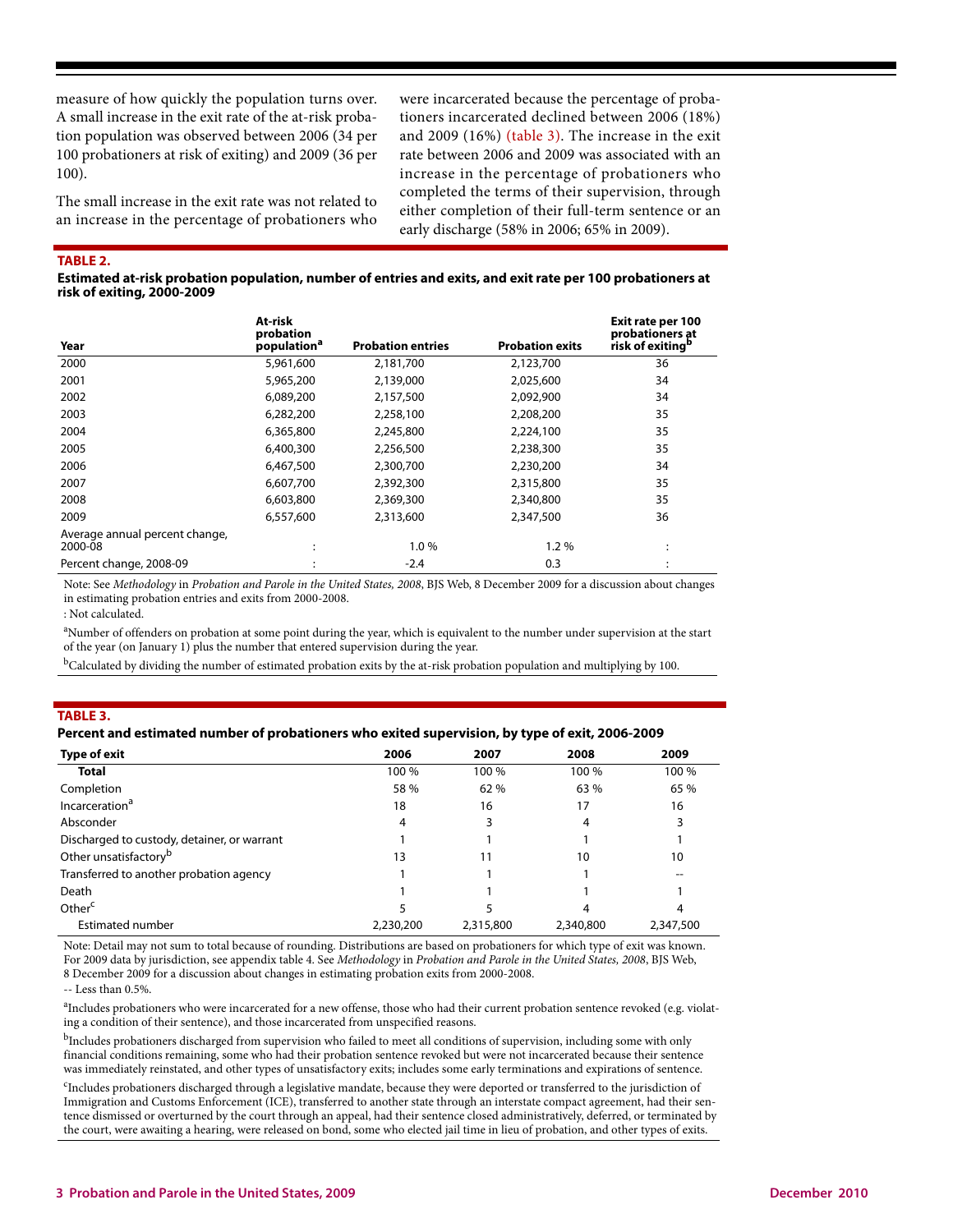measure of how quickly the population turns over. A small increase in the exit rate of the at-risk probation population was observed between 2006 (34 per 100 probationers at risk of exiting) and 2009 (36 per 100).

The small increase in the exit rate was not related to an increase in the percentage of probationers who were incarcerated because the percentage of probationers incarcerated declined between 2006 (18%) and 2009 (16%) (table 3). The increase in the exit rate between 2006 and 2009 was associated with an increase in the percentage of probationers who completed the terms of their supervision, through either completion of their full-term sentence or an early discharge (58% in 2006; 65% in 2009).

**TABLE 2.**

**Estimated at-risk probation population, number of entries and exits, and exit rate per 100 probationers at risk of exiting, 2000-2009**

| Year | At-risk probation population[a] | Probation entries | Probation exits | Exit rate per 100 probationers at risk of exiting[b] |
|---|---|---|---|---|
| 2000 | 5,961,600 | 2,181,700 | 2,123,700 | 36 |
| 2001 | 5,965,200 | 2,139,000 | 2,025,600 | 34 |
| 2002 | 6,089,200 | 2,157,500 | 2,092,900 | 34 |
| 2003 | 6,282,200 | 2,258,100 | 2,208,200 | 35 |
| 2004 | 6,365,800 | 2,245,800 | 2,224,100 | 35 |
| 2005 | 6,400,300 | 2,256,500 | 2,238,300 | 35 |
| 2006 | 6,467,500 | 2,300,700 | 2,230,200 | 34 |
| 2007 | 6,607,700 | 2,392,300 | 2,315,800 | 35 |
| 2008 | 6,603,800 | 2,369,300 | 2,340,800 | 35 |
| 2009 | 6,557,600 | 2,313,600 | 2,347,500 | 36 |
| Average annual percent change, 2000-08 | : | 1.0 % | 1.2 % | : |
| Percent change, 2008-09 | : | -2.4 | 0.3 | : |

Note: See *Methodology* in *Probation and Parole in the United States, 2008*, BJS Web, 8 December 2009 for a discussion about changes in estimating probation entries and exits from 2000-2008.

: Not calculated.

[a]Number of offenders on probation at some point during the year, which is equivalent to the number under supervision at the start of the year (on January 1) plus the number that entered supervision during the year.

[b]Calculated by dividing the number of estimated probation exits by the at-risk probation population and multiplying by 100.

**TABLE 3.**

**Percent and estimated number of probationers who exited supervision, by type of exit, 2006-2009**

| Type of exit | 2006 | 2007 | 2008 | 2009 |
|---|---|---|---|---|
| **Total** | 100 % | 100 % | 100 % | 100 % |
| Completion | 58 % | 62 % | 63 % | 65 % |
| Incarceration[a] | 18 | 16 | 17 | 16 |
| Absconder | 4 | 3 | 4 | 3 |
| Discharged to custody, detainer, or warrant | 1 | 1 | 1 | 1 |
| Other unsatisfactory[b] | 13 | 11 | 10 | 10 |
| Transferred to another probation agency | 1 | 1 | 1 | -- |
| Death | 1 | 1 | 1 | 1 |
| Other[c] | 5 | 5 | 4 | 4 |
| Estimated number | 2,230,200 | 2,315,800 | 2,340,800 | 2,347,500 |

Note: Detail may not sum to total because of rounding. Distributions are based on probationers for which type of exit was known. For 2009 data by jurisdiction, see appendix table 4. See *Methodology* in *Probation and Parole in the United States, 2008*, BJS Web, 8 December 2009 for a discussion about changes in estimating probation exits from 2000-2008.

-- Less than 0.5%.

[a]Includes probationers who were incarcerated for a new offense, those who had their current probation sentence revoked (e.g. violating a condition of their sentence), and those incarcerated from unspecified reasons.

[b]Includes probationers discharged from supervision who failed to meet all conditions of supervision, including some with only financial conditions remaining, some who had their probation sentence revoked but were not incarcerated because their sentence was immediately reinstated, and other types of unsatisfactory exits; includes some early terminations and expirations of sentence.

[c]Includes probationers discharged through a legislative mandate, because they were deported or transferred to the jurisdiction of Immigration and Customs Enforcement (ICE), transferred to another state through an interstate compact agreement, had their sentence dismissed or overturned by the court through an appeal, had their sentence closed administratively, deferred, or terminated by the court, were awaiting a hearing, were released on bond, some who elected jail time in lieu of probation, and other types of exits.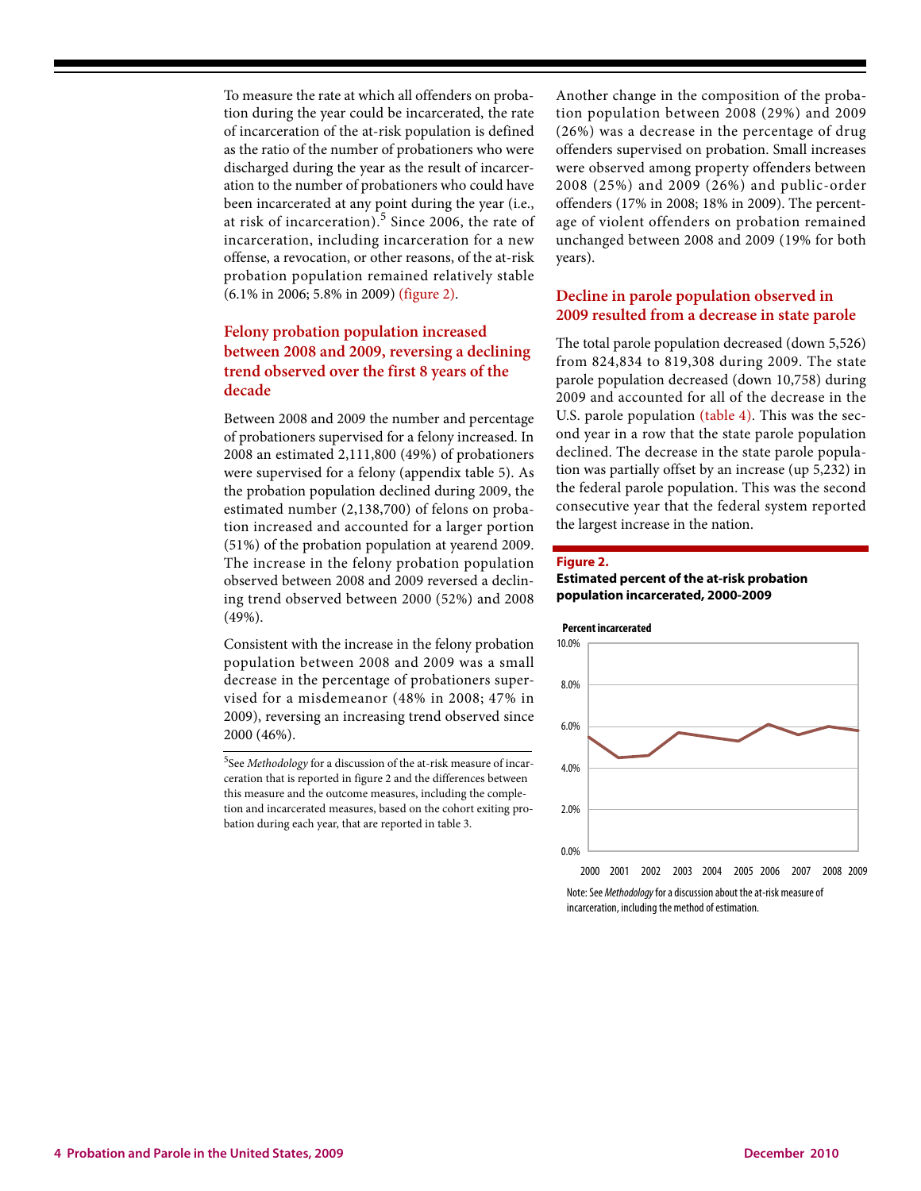To measure the rate at which all offenders on probation during the year could be incarcerated, the rate of incarceration of the at-risk population is defined as the ratio of the number of probationers who were discharged during the year as the result of incarceration to the number of probationers who could have been incarcerated at any point during the year (i.e., at risk of incarceration).[5] Since 2006, the rate of incarceration, including incarceration for a new offense, a revocation, or other reasons, of the at-risk probation population remained relatively stable (6.1% in 2006; 5.8% in 2009) (figure 2).

## Felony probation population increased between 2008 and 2009, reversing a declining trend observed over the first 8 years of the decade

Between 2008 and 2009 the number and percentage of probationers supervised for a felony increased. In 2008 an estimated 2,111,800 (49%) of probationers were supervised for a felony (appendix table 5). As the probation population declined during 2009, the estimated number (2,138,700) of felons on probation increased and accounted for a larger portion (51%) of the probation population at yearend 2009. The increase in the felony probation population observed between 2008 and 2009 reversed a declining trend observed between 2000 (52%) and 2008 (49%).

Consistent with the increase in the felony probation population between 2008 and 2009 was a small decrease in the percentage of probationers supervised for a misdemeanor (48% in 2008; 47% in 2009), reversing an increasing trend observed since 2000 (46%).

[5]See *Methodology* for a discussion of the at-risk measure of incarceration that is reported in figure 2 and the differences between this measure and the outcome measures, including the completion and incarcerated measures, based on the cohort exiting probation during each year, that are reported in table 3.

Another change in the composition of the probation population between 2008 (29%) and 2009 (26%) was a decrease in the percentage of drug offenders supervised on probation. Small increases were observed among property offenders between 2008 (25%) and 2009 (26%) and public-order offenders (17% in 2008; 18% in 2009). The percentage of violent offenders on probation remained unchanged between 2008 and 2009 (19% for both years).

## Decline in parole population observed in 2009 resulted from a decrease in state parole

The total parole population decreased (down 5,526) from 824,834 to 819,308 during 2009. The state parole population decreased (down 10,758) during 2009 and accounted for all of the decrease in the U.S. parole population (table 4). This was the second year in a row that the state parole population declined. The decrease in the state parole population was partially offset by an increase (up 5,232) in the federal parole population. This was the second consecutive year that the federal system reported the largest increase in the nation.

**Figure 2.**
**Estimated percent of the at-risk probation population incarcerated, 2000-2009**

Note: See *Methodology* for a discussion about the at-risk measure of incarceration, including the method of estimation.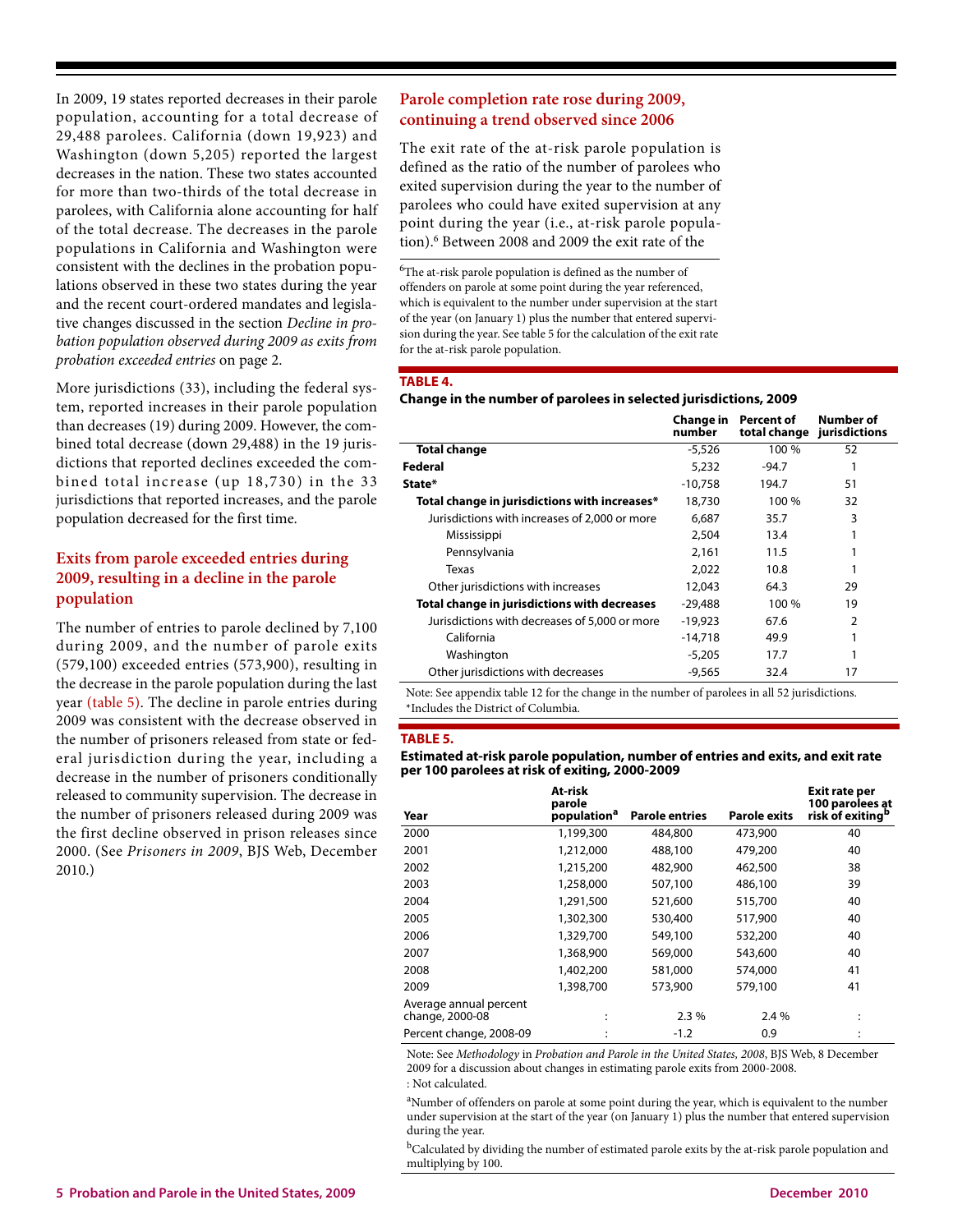In 2009, 19 states reported decreases in their parole population, accounting for a total decrease of 29,488 parolees. California (down 19,923) and Washington (down 5,205) reported the largest decreases in the nation. These two states accounted for more than two-thirds of the total decrease in parolees, with California alone accounting for half of the total decrease. The decreases in the parole populations in California and Washington were consistent with the declines in the probation populations observed in these two states during the year and the recent court-ordered mandates and legislative changes discussed in the section *Decline in probation population observed during 2009 as exits from probation exceeded entries* on page 2.

More jurisdictions (33), including the federal system, reported increases in their parole population than decreases (19) during 2009. However, the combined total decrease (down 29,488) in the 19 jurisdictions that reported declines exceeded the combined total increase (up 18,730) in the 33 jurisdictions that reported increases, and the parole population decreased for the first time.

## Exits from parole exceeded entries during 2009, resulting in a decline in the parole population

The number of entries to parole declined by 7,100 during 2009, and the number of parole exits (579,100) exceeded entries (573,900), resulting in the decrease in the parole population during the last year (table 5). The decline in parole entries during 2009 was consistent with the decrease observed in the number of prisoners released from state or federal jurisdiction during the year, including a decrease in the number of prisoners conditionally released to community supervision. The decrease in the number of prisoners released during 2009 was the first decline observed in prison releases since 2000. (See *Prisoners in 2009*, BJS Web, December 2010.)

## Parole completion rate rose during 2009, continuing a trend observed since 2006

The exit rate of the at-risk parole population is defined as the ratio of the number of parolees who exited supervision during the year to the number of parolees who could have exited supervision at any point during the year (i.e., at-risk parole population).[6] Between 2008 and 2009 the exit rate of the

[6]The at-risk parole population is defined as the number of offenders on parole at some point during the year referenced, which is equivalent to the number under supervision at the start of the year (on January 1) plus the number that entered supervision during the year. See table 5 for the calculation of the exit rate for the at-risk parole population.

**TABLE 4.**

**Change in the number of parolees in selected jurisdictions, 2009**

| | Change in number | Percent of total change | Number of jurisdictions |
|---|---|---|---|
| **Total change** | -5,526 | 100 % | 52 |
| **Federal** | 5,232 | -94.7 | 1 |
| **State*** | -10,758 | 194.7 | 51 |
| **Total change in jurisdictions with increases*** | 18,730 | 100 % | 32 |
| Jurisdictions with increases of 2,000 or more | 6,687 | 35.7 | 3 |
| Mississippi | 2,504 | 13.4 | 1 |
| Pennsylvania | 2,161 | 11.5 | 1 |
| Texas | 2,022 | 10.8 | 1 |
| Other jurisdictions with increases | 12,043 | 64.3 | 29 |
| **Total change in jurisdictions with decreases** | -29,488 | 100 % | 19 |
| Jurisdictions with decreases of 5,000 or more | -19,923 | 67.6 | 2 |
| California | -14,718 | 49.9 | 1 |
| Washington | -5,205 | 17.7 | 1 |
| Other jurisdictions with decreases | -9,565 | 32.4 | 17 |

Note: See appendix table 12 for the change in the number of parolees in all 52 jurisdictions.
*Includes the District of Columbia.

**TABLE 5.**

**Estimated at-risk parole population, number of entries and exits, and exit rate per 100 parolees at risk of exiting, 2000-2009**

| Year | At-risk parole population[a] | Parole entries | Parole exits | Exit rate per 100 parolees at risk of exiting[b] |
|---|---|---|---|---|
| 2000 | 1,199,300 | 484,800 | 473,900 | 40 |
| 2001 | 1,212,000 | 488,100 | 479,200 | 40 |
| 2002 | 1,215,200 | 482,900 | 462,500 | 38 |
| 2003 | 1,258,000 | 507,100 | 486,100 | 39 |
| 2004 | 1,291,500 | 521,600 | 515,700 | 40 |
| 2005 | 1,302,300 | 530,400 | 517,900 | 40 |
| 2006 | 1,329,700 | 549,100 | 532,200 | 40 |
| 2007 | 1,368,900 | 569,000 | 543,600 | 40 |
| 2008 | 1,402,200 | 581,000 | 574,000 | 41 |
| 2009 | 1,398,700 | 573,900 | 579,100 | 41 |
| Average annual percent change, 2000-08 | : | 2.3 % | 2.4 % | : |
| Percent change, 2008-09 | : | -1.2 | 0.9 | : |

Note: See *Methodology* in *Probation and Parole in the United States, 2008*, BJS Web, 8 December 2009 for a discussion about changes in estimating parole exits from 2000-2008.
: Not calculated.

[a]Number of offenders on parole at some point during the year, which is equivalent to the number under supervision at the start of the year (on January 1) plus the number that entered supervision during the year.

[b]Calculated by dividing the number of estimated parole exits by the at-risk parole population and multiplying by 100.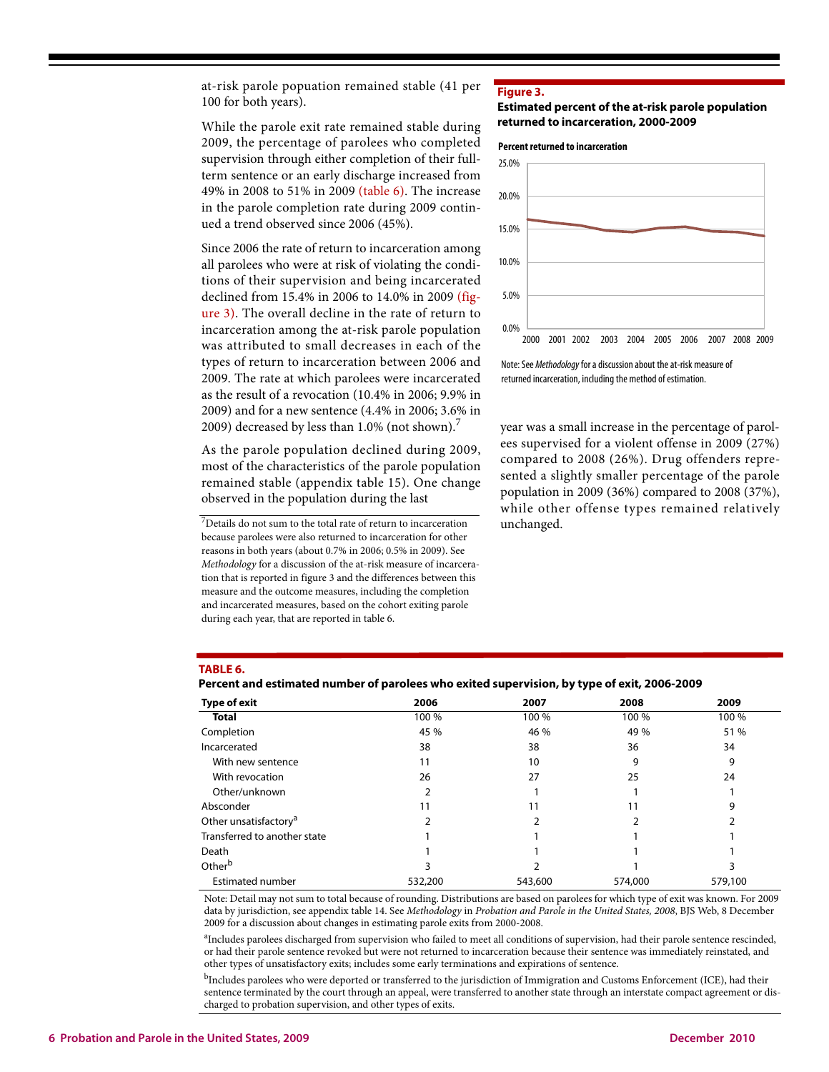at-risk parole popuation remained stable (41 per 100 for both years).

While the parole exit rate remained stable during 2009, the percentage of parolees who completed supervision through either completion of their full-term sentence or an early discharge increased from 49% in 2008 to 51% in 2009 (table 6). The increase in the parole completion rate during 2009 continued a trend observed since 2006 (45%).

Since 2006 the rate of return to incarceration among all parolees who were at risk of violating the conditions of their supervision and being incarcerated declined from 15.4% in 2006 to 14.0% in 2009 (figure 3). The overall decline in the rate of return to incarceration among the at-risk parole population was attributed to small decreases in each of the types of return to incarceration between 2006 and 2009. The rate at which parolees were incarcerated as the result of a revocation (10.4% in 2006; 9.9% in 2009) and for a new sentence (4.4% in 2006; 3.6% in 2009) decreased by less than 1.0% (not shown).[7]

As the parole population declined during 2009, most of the characteristics of the parole population remained stable (appendix table 15). One change observed in the population during the last year was a small increase in the percentage of parolees supervised for a violent offense in 2009 (27%) compared to 2008 (26%). Drug offenders represented a slightly smaller percentage of the parole population in 2009 (36%) compared to 2008 (37%), while other offense types remained relatively unchanged.

[7]Details do not sum to the total rate of return to incarceration because parolees were also returned to incarceration for other reasons in both years (about 0.7% in 2006; 0.5% in 2009). See *Methodology* for a discussion of the at-risk measure of incarceration that is reported in figure 3 and the differences between this measure and the outcome measures, including the completion and incarcerated measures, based on the cohort exiting parole during each year, that are reported in table 6.

**Figure 3.**

**Estimated percent of the at-risk parole population returned to incarceration, 2000-2009**

**Percent returned to incarceration**

Note: See *Methodology* for a discussion about the at-risk measure of returned incarceration, including the method of estimation.

**TABLE 6.**

**Percent and estimated number of parolees who exited supervision, by type of exit, 2006-2009**

| Type of exit | 2006 | 2007 | 2008 | 2009 |
|---|---|---|---|---|
| **Total** | 100 % | 100 % | 100 % | 100 % |
| Completion | 45 % | 46 % | 49 % | 51 % |
| Incarcerated | 38 | 38 | 36 | 34 |
| With new sentence | 11 | 10 | 9 | 9 |
| With revocation | 26 | 27 | 25 | 24 |
| Other/unknown | 2 | 1 | 1 | 1 |
| Absconder | 11 | 11 | 11 | 9 |
| Other unsatisfactory[a] | 2 | 2 | 2 | 2 |
| Transferred to another state | 1 | 1 | 1 | 1 |
| Death | 1 | 1 | 1 | 1 |
| Other[b] | 3 | 2 | 1 | 3 |
| Estimated number | 532,200 | 543,600 | 574,000 | 579,100 |

Note: Detail may not sum to total because of rounding. Distributions are based on parolees for which type of exit was known. For 2009 data by jurisdiction, see appendix table 14. See *Methodology* in *Probation and Parole in the United States, 2008*, BJS Web, 8 December 2009 for a discussion about changes in estimating parole exits from 2000-2008.

[a]Includes parolees discharged from supervision who failed to meet all conditions of supervision, had their parole sentence rescinded, or had their parole sentence revoked but were not returned to incarceration because their sentence was immediately reinstated, and other types of unsatisfactory exits; includes some early terminations and expirations of sentence.

[b]Includes parolees who were deported or transferred to the jurisdiction of Immigration and Customs Enforcement (ICE), had their sentence terminated by the court through an appeal, were transferred to another state through an interstate compact agreement or discharged to probation supervision, and other types of exits.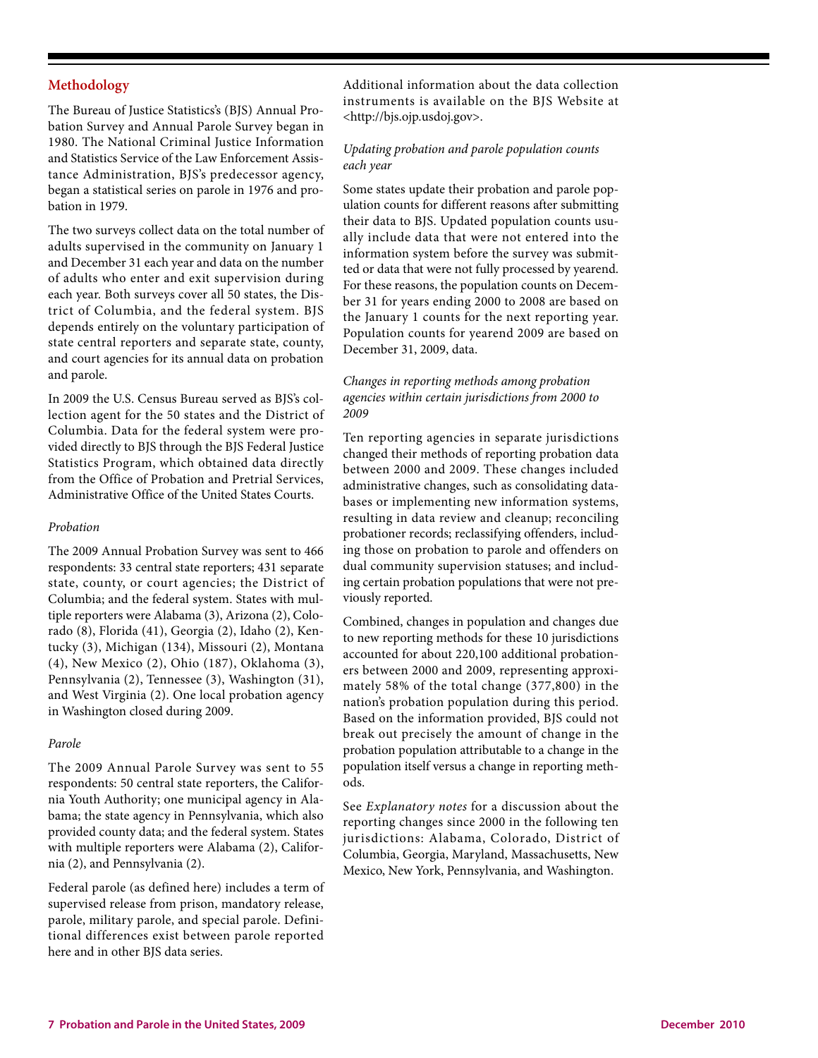## Methodology

The Bureau of Justice Statistics's (BJS) Annual Probation Survey and Annual Parole Survey began in 1980. The National Criminal Justice Information and Statistics Service of the Law Enforcement Assistance Administration, BJS's predecessor agency, began a statistical series on parole in 1976 and probation in 1979.

The two surveys collect data on the total number of adults supervised in the community on January 1 and December 31 each year and data on the number of adults who enter and exit supervision during each year. Both surveys cover all 50 states, the District of Columbia, and the federal system. BJS depends entirely on the voluntary participation of state central reporters and separate state, county, and court agencies for its annual data on probation and parole.

In 2009 the U.S. Census Bureau served as BJS's collection agent for the 50 states and the District of Columbia. Data for the federal system were provided directly to BJS through the BJS Federal Justice Statistics Program, which obtained data directly from the Office of Probation and Pretrial Services, Administrative Office of the United States Courts.

*Probation*

The 2009 Annual Probation Survey was sent to 466 respondents: 33 central state reporters; 431 separate state, county, or court agencies; the District of Columbia; and the federal system. States with multiple reporters were Alabama (3), Arizona (2), Colorado (8), Florida (41), Georgia (2), Idaho (2), Kentucky (3), Michigan (134), Missouri (2), Montana (4), New Mexico (2), Ohio (187), Oklahoma (3), Pennsylvania (2), Tennessee (3), Washington (31), and West Virginia (2). One local probation agency in Washington closed during 2009.

*Parole*

The 2009 Annual Parole Survey was sent to 55 respondents: 50 central state reporters, the California Youth Authority; one municipal agency in Alabama; the state agency in Pennsylvania, which also provided county data; and the federal system. States with multiple reporters were Alabama (2), California (2), and Pennsylvania (2).

Federal parole (as defined here) includes a term of supervised release from prison, mandatory release, parole, military parole, and special parole. Definitional differences exist between parole reported here and in other BJS data series.

Additional information about the data collection instruments is available on the BJS Website at <http://bjs.ojp.usdoj.gov>.

*Updating probation and parole population counts each year*

Some states update their probation and parole population counts for different reasons after submitting their data to BJS. Updated population counts usually include data that were not entered into the information system before the survey was submitted or data that were not fully processed by yearend. For these reasons, the population counts on December 31 for years ending 2000 to 2008 are based on the January 1 counts for the next reporting year. Population counts for yearend 2009 are based on December 31, 2009, data.

*Changes in reporting methods among probation agencies within certain jurisdictions from 2000 to 2009*

Ten reporting agencies in separate jurisdictions changed their methods of reporting probation data between 2000 and 2009. These changes included administrative changes, such as consolidating databases or implementing new information systems, resulting in data review and cleanup; reconciling probationer records; reclassifying offenders, including those on probation to parole and offenders on dual community supervision statuses; and including certain probation populations that were not previously reported.

Combined, changes in population and changes due to new reporting methods for these 10 jurisdictions accounted for about 220,100 additional probationers between 2000 and 2009, representing approximately 58% of the total change (377,800) in the nation's probation population during this period. Based on the information provided, BJS could not break out precisely the amount of change in the probation population attributable to a change in the population itself versus a change in reporting methods.

See *Explanatory notes* for a discussion about the reporting changes since 2000 in the following ten jurisdictions: Alabama, Colorado, District of Columbia, Georgia, Maryland, Massachusetts, New Mexico, New York, Pennsylvania, and Washington.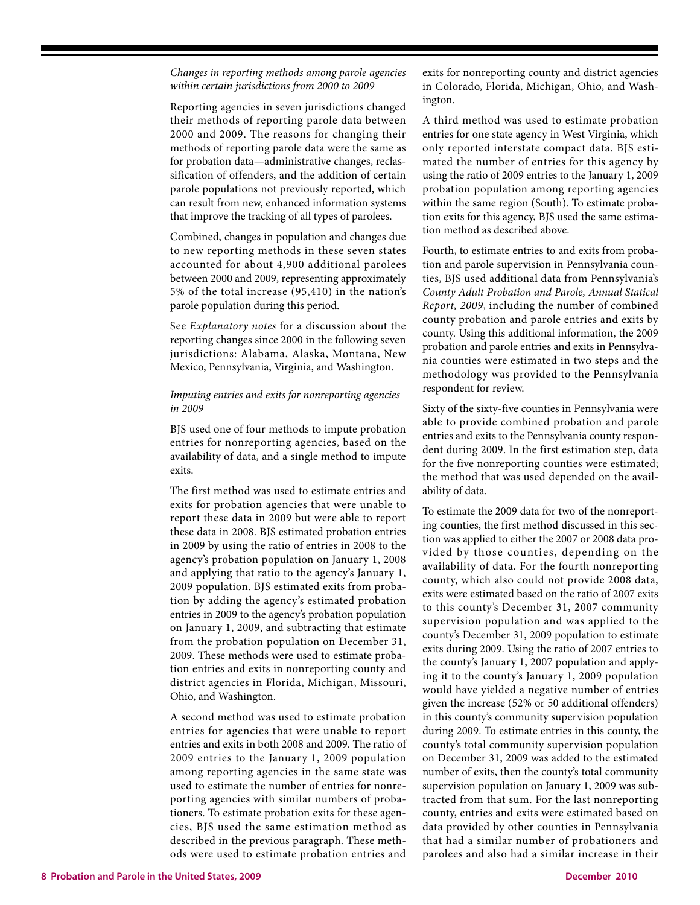*Changes in reporting methods among parole agencies within certain jurisdictions from 2000 to 2009*

Reporting agencies in seven jurisdictions changed their methods of reporting parole data between 2000 and 2009. The reasons for changing their methods of reporting parole data were the same as for probation data—administrative changes, reclassification of offenders, and the addition of certain parole populations not previously reported, which can result from new, enhanced information systems that improve the tracking of all types of parolees.

Combined, changes in population and changes due to new reporting methods in these seven states accounted for about 4,900 additional parolees between 2000 and 2009, representing approximately 5% of the total increase (95,410) in the nation's parole population during this period.

See *Explanatory notes* for a discussion about the reporting changes since 2000 in the following seven jurisdictions: Alabama, Alaska, Montana, New Mexico, Pennsylvania, Virginia, and Washington.

*Imputing entries and exits for nonreporting agencies in 2009*

BJS used one of four methods to impute probation entries for nonreporting agencies, based on the availability of data, and a single method to impute exits.

The first method was used to estimate entries and exits for probation agencies that were unable to report these data in 2009 but were able to report these data in 2008. BJS estimated probation entries in 2009 by using the ratio of entries in 2008 to the agency's probation population on January 1, 2008 and applying that ratio to the agency's January 1, 2009 population. BJS estimated exits from probation by adding the agency's estimated probation entries in 2009 to the agency's probation population on January 1, 2009, and subtracting that estimate from the probation population on December 31, 2009. These methods were used to estimate probation entries and exits in nonreporting county and district agencies in Florida, Michigan, Missouri, Ohio, and Washington.

A second method was used to estimate probation entries for agencies that were unable to report entries and exits in both 2008 and 2009. The ratio of 2009 entries to the January 1, 2009 population among reporting agencies in the same state was used to estimate the number of entries for nonreporting agencies with similar numbers of probationers. To estimate probation exits for these agencies, BJS used the same estimation method as described in the previous paragraph. These methods were used to estimate probation entries and exits for nonreporting county and district agencies in Colorado, Florida, Michigan, Ohio, and Washington.

A third method was used to estimate probation entries for one state agency in West Virginia, which only reported interstate compact data. BJS estimated the number of entries for this agency by using the ratio of 2009 entries to the January 1, 2009 probation population among reporting agencies within the same region (South). To estimate probation exits for this agency, BJS used the same estimation method as described above.

Fourth, to estimate entries to and exits from probation and parole supervision in Pennsylvania counties, BJS used additional data from Pennsylvania's *County Adult Probation and Parole, Annual Statical Report, 2009*, including the number of combined county probation and parole entries and exits by county. Using this additional information, the 2009 probation and parole entries and exits in Pennsylvania counties were estimated in two steps and the methodology was provided to the Pennsylvania respondent for review.

Sixty of the sixty-five counties in Pennsylvania were able to provide combined probation and parole entries and exits to the Pennsylvania county respondent during 2009. In the first estimation step, data for the five nonreporting counties were estimated; the method that was used depended on the availability of data.

To estimate the 2009 data for two of the nonreporting counties, the first method discussed in this section was applied to either the 2007 or 2008 data provided by those counties, depending on the availability of data. For the fourth nonreporting county, which also could not provide 2008 data, exits were estimated based on the ratio of 2007 exits to this county's December 31, 2007 community supervision population and was applied to the county's December 31, 2009 population to estimate exits during 2009. Using the ratio of 2007 entries to the county's January 1, 2007 population and applying it to the county's January 1, 2009 population would have yielded a negative number of entries given the increase (52% or 50 additional offenders) in this county's community supervision population during 2009. To estimate entries in this county, the county's total community supervision population on December 31, 2009 was added to the estimated number of exits, then the county's total community supervision population on January 1, 2009 was subtracted from that sum. For the last nonreporting county, entries and exits were estimated based on data provided by other counties in Pennsylvania that had a similar number of probationers and parolees and also had a similar increase in their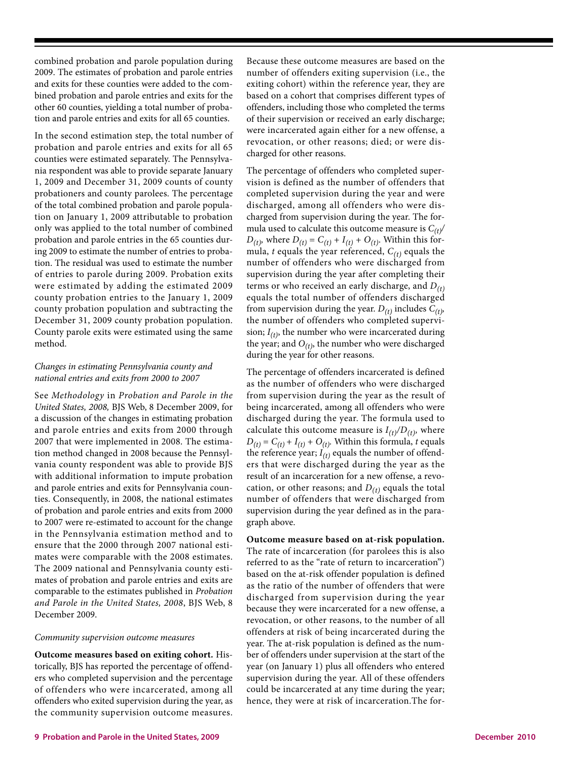combined probation and parole population during 2009. The estimates of probation and parole entries and exits for these counties were added to the combined probation and parole entries and exits for the other 60 counties, yielding a total number of probation and parole entries and exits for all 65 counties.

In the second estimation step, the total number of probation and parole entries and exits for all 65 counties were estimated separately. The Pennsylvania respondent was able to provide separate January 1, 2009 and December 31, 2009 counts of county probationers and county parolees. The percentage of the total combined probation and parole population on January 1, 2009 attributable to probation only was applied to the total number of combined probation and parole entries in the 65 counties during 2009 to estimate the number of entries to probation. The residual was used to estimate the number of entries to parole during 2009. Probation exits were estimated by adding the estimated 2009 county probation entries to the January 1, 2009 county probation population and subtracting the December 31, 2009 county probation population. County parole exits were estimated using the same method.

*Changes in estimating Pennsylvania county and national entries and exits from 2000 to 2007*

See *Methodology* in *Probation and Parole in the United States, 2008,* BJS Web, 8 December 2009, for a discussion of the changes in estimating probation and parole entries and exits from 2000 through 2007 that were implemented in 2008. The estimation method changed in 2008 because the Pennsylvania county respondent was able to provide BJS with additional information to impute probation and parole entries and exits for Pennsylvania counties. Consequently, in 2008, the national estimates of probation and parole entries and exits from 2000 to 2007 were re-estimated to account for the change in the Pennsylvania estimation method and to ensure that the 2000 through 2007 national estimates were comparable with the 2008 estimates. The 2009 national and Pennsylvania county estimates of probation and parole entries and exits are comparable to the estimates published in *Probation and Parole in the United States, 2008*, BJS Web, 8 December 2009.

*Community supervision outcome measures*

**Outcome measures based on exiting cohort.** Historically, BJS has reported the percentage of offenders who completed supervision and the percentage of offenders who were incarcerated, among all offenders who exited supervision during the year, as the community supervision outcome measures. Because these outcome measures are based on the number of offenders exiting supervision (i.e., the exiting cohort) within the reference year, they are based on a cohort that comprises different types of offenders, including those who completed the terms of their supervision or received an early discharge; were incarcerated again either for a new offense, a revocation, or other reasons; died; or were discharged for other reasons.

The percentage of offenders who completed supervision is defined as the number of offenders that completed supervision during the year and were discharged, among all offenders who were discharged from supervision during the year. The formula used to calculate this outcome measure is $C_{(t)}/D_{(t)}$, where $D_{(t)} = C_{(t)} + I_{(t)} + O_{(t)}$. Within this formula, $t$ equals the year referenced, $C_{(t)}$ equals the number of offenders who were discharged from supervision during the year after completing their terms or who received an early discharge, and $D_{(t)}$ equals the total number of offenders discharged from supervision during the year. $D_{(t)}$ includes $C_{(t)}$, the number of offenders who completed supervision; $I_{(t)}$, the number who were incarcerated during the year; and $O_{(t)}$, the number who were discharged during the year for other reasons.

The percentage of offenders incarcerated is defined as the number of offenders who were discharged from supervision during the year as the result of being incarcerated, among all offenders who were discharged during the year. The formula used to calculate this outcome measure is $I_{(t)}/D_{(t)}$, where $D_{(t)} = C_{(t)} + I_{(t)} + O_{(t)}$. Within this formula, $t$ equals the reference year; $I_{(t)}$ equals the number of offenders that were discharged during the year as the result of an incarceration for a new offense, a revocation, or other reasons; and $D_{(t)}$ equals the total number of offenders that were discharged from supervision during the year defined as in the paragraph above.

**Outcome measure based on at-risk population.** The rate of incarceration (for parolees this is also referred to as the "rate of return to incarceration") based on the at-risk offender population is defined as the ratio of the number of offenders that were discharged from supervision during the year because they were incarcerated for a new offense, a revocation, or other reasons, to the number of all offenders at risk of being incarcerated during the year. The at-risk population is defined as the number of offenders under supervision at the start of the year (on January 1) plus all offenders who entered supervision during the year. All of these offenders could be incarcerated at any time during the year; hence, they were at risk of incarceration.The for-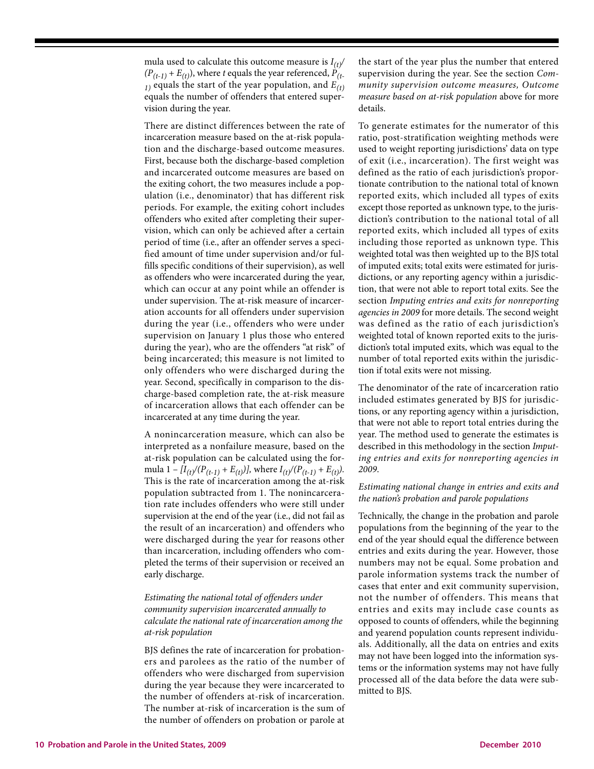mula used to calculate this outcome measure is $I_{(t)}/(P_{(t-1)} + E_{(t)})$, where $t$ equals the year referenced, $P_{(t-1)}$ equals the start of the year population, and $E_{(t)}$ equals the number of offenders that entered supervision during the year.

There are distinct differences between the rate of incarceration measure based on the at-risk population and the discharge-based outcome measures. First, because both the discharge-based completion and incarcerated outcome measures are based on the exiting cohort, the two measures include a population (i.e., denominator) that has different risk periods. For example, the exiting cohort includes offenders who exited after completing their supervision, which can only be achieved after a certain period of time (i.e., after an offender serves a specified amount of time under supervision and/or fulfills specific conditions of their supervision), as well as offenders who were incarcerated during the year, which can occur at any point while an offender is under supervision. The at-risk measure of incarceration accounts for all offenders under supervision during the year (i.e., offenders who were under supervision on January 1 plus those who entered during the year), who are the offenders "at risk" of being incarcerated; this measure is not limited to only offenders who were discharged during the year. Second, specifically in comparison to the discharge-based completion rate, the at-risk measure of incarceration allows that each offender can be incarcerated at any time during the year.

A nonincarceration measure, which can also be interpreted as a nonfailure measure, based on the at-risk population can be calculated using the formula $1 - [I_{(t)}/(P_{(t-1)} + E_{(t)})]$, where $I_{(t)}/(P_{(t-1)} + E_{(t)})$. This is the rate of incarceration among the at-risk population subtracted from 1. The nonincarceration rate includes offenders who were still under supervision at the end of the year (i.e., did not fail as the result of an incarceration) and offenders who were discharged during the year for reasons other than incarceration, including offenders who completed the terms of their supervision or received an early discharge.

*Estimating the national total of offenders under community supervision incarcerated annually to calculate the national rate of incarceration among the at-risk population*

BJS defines the rate of incarceration for probationers and parolees as the ratio of the number of offenders who were discharged from supervision during the year because they were incarcerated to the number of offenders at-risk of incarceration. The number at-risk of incarceration is the sum of the number of offenders on probation or parole at the start of the year plus the number that entered supervision during the year. See the section *Community supervision outcome measures, Outcome measure based on at-risk population* above for more details.

To generate estimates for the numerator of this ratio, post-stratification weighting methods were used to weight reporting jurisdictions' data on type of exit (i.e., incarceration). The first weight was defined as the ratio of each jurisdiction's proportionate contribution to the national total of known reported exits, which included all types of exits except those reported as unknown type, to the jurisdiction's contribution to the national total of all reported exits, which included all types of exits including those reported as unknown type. This weighted total was then weighted up to the BJS total of imputed exits; total exits were estimated for jurisdictions, or any reporting agency within a jurisdiction, that were not able to report total exits. See the section *Imputing entries and exits for nonreporting agencies in 2009* for more details. The second weight was defined as the ratio of each jurisdiction's weighted total of known reported exits to the jurisdiction's total imputed exits, which was equal to the number of total reported exits within the jurisdiction if total exits were not missing.

The denominator of the rate of incarceration ratio included estimates generated by BJS for jurisdictions, or any reporting agency within a jurisdiction, that were not able to report total entries during the year. The method used to generate the estimates is described in this methodology in the section *Imputing entries and exits for nonreporting agencies in 2009*.

*Estimating national change in entries and exits and the nation's probation and parole populations*

Technically, the change in the probation and parole populations from the beginning of the year to the end of the year should equal the difference between entries and exits during the year. However, those numbers may not be equal. Some probation and parole information systems track the number of cases that enter and exit community supervision, not the number of offenders. This means that entries and exits may include case counts as opposed to counts of offenders, while the beginning and yearend population counts represent individuals. Additionally, all the data on entries and exits may not have been logged into the information systems or the information systems may not have fully processed all of the data before the data were submitted to BJS.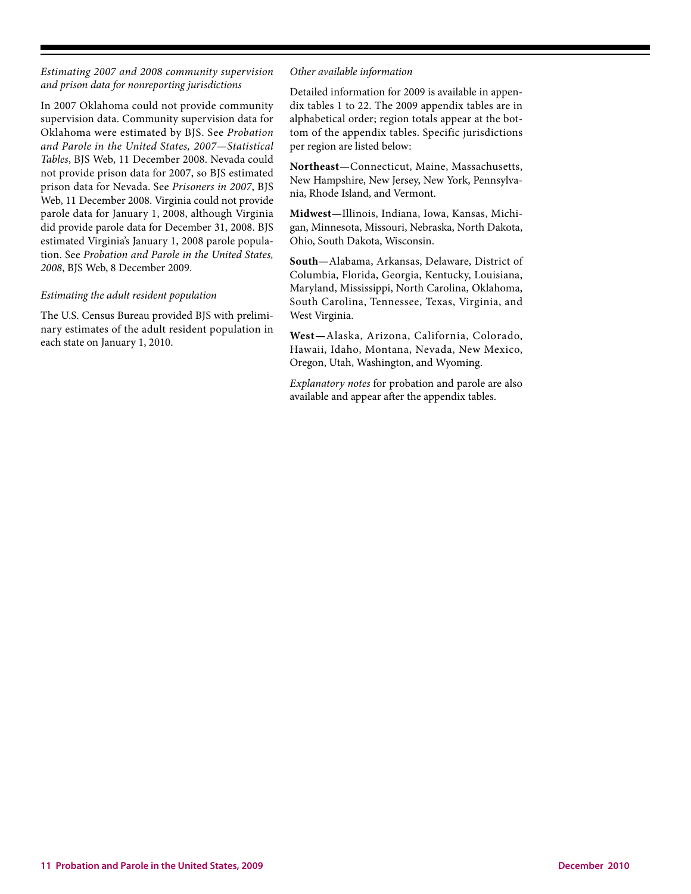### *Estimating 2007 and 2008 community supervision and prison data for nonreporting jurisdictions*

In 2007 Oklahoma could not provide community supervision data. Community supervision data for Oklahoma were estimated by BJS. See *Probation and Parole in the United States, 2007—Statistical Tables*, BJS Web, 11 December 2008. Nevada could not provide prison data for 2007, so BJS estimated prison data for Nevada. See *Prisoners in 2007*, BJS Web, 11 December 2008. Virginia could not provide parole data for January 1, 2008, although Virginia did provide parole data for December 31, 2008. BJS estimated Virginia's January 1, 2008 parole population. See *Probation and Parole in the United States, 2008*, BJS Web, 8 December 2009.

### *Estimating the adult resident population*

The U.S. Census Bureau provided BJS with preliminary estimates of the adult resident population in each state on January 1, 2010.

### *Other available information*

Detailed information for 2009 is available in appendix tables 1 to 22. The 2009 appendix tables are in alphabetical order; region totals appear at the bottom of the appendix tables. Specific jurisdictions per region are listed below:

**Northeast—**Connecticut, Maine, Massachusetts, New Hampshire, New Jersey, New York, Pennsylvania, Rhode Island, and Vermont.

**Midwest—**Illinois, Indiana, Iowa, Kansas, Michigan, Minnesota, Missouri, Nebraska, North Dakota, Ohio, South Dakota, Wisconsin.

**South—**Alabama, Arkansas, Delaware, District of Columbia, Florida, Georgia, Kentucky, Louisiana, Maryland, Mississippi, North Carolina, Oklahoma, South Carolina, Tennessee, Texas, Virginia, and West Virginia.

**West—**Alaska, Arizona, California, Colorado, Hawaii, Idaho, Montana, Nevada, New Mexico, Oregon, Utah, Washington, and Wyoming.

*Explanatory notes* for probation and parole are also available and appear after the appendix tables.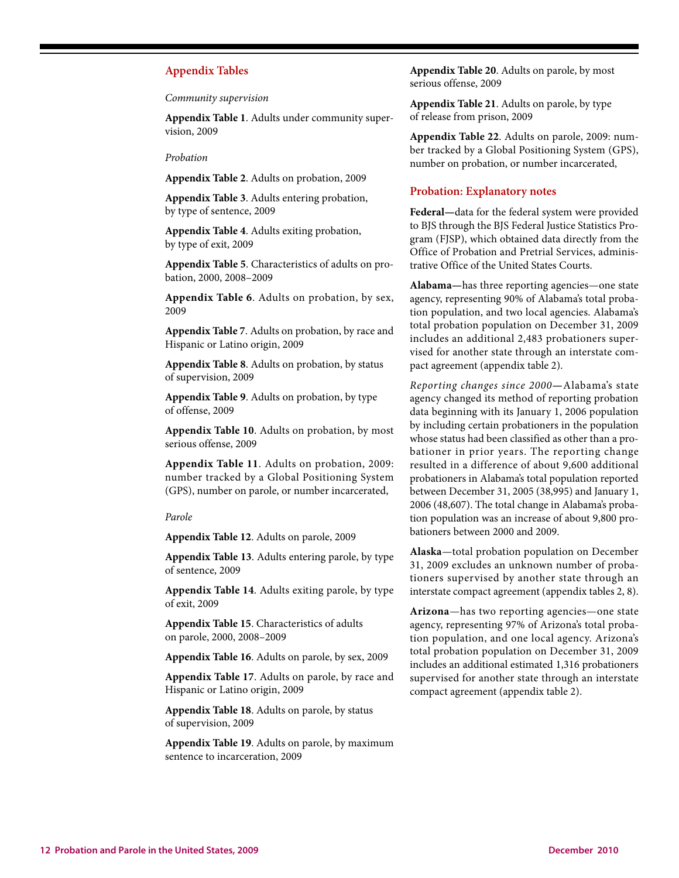## Appendix Tables

*Community supervision*

**Appendix Table 1**. Adults under community supervision, 2009

*Probation*

**Appendix Table 2**. Adults on probation, 2009

**Appendix Table 3**. Adults entering probation, by type of sentence, 2009

**Appendix Table 4**. Adults exiting probation, by type of exit, 2009

**Appendix Table 5**. Characteristics of adults on probation, 2000, 2008–2009

**Appendix Table 6**. Adults on probation, by sex, 2009

**Appendix Table 7**. Adults on probation, by race and Hispanic or Latino origin, 2009

**Appendix Table 8**. Adults on probation, by status of supervision, 2009

**Appendix Table 9**. Adults on probation, by type of offense, 2009

**Appendix Table 10**. Adults on probation, by most serious offense, 2009

**Appendix Table 11**. Adults on probation, 2009: number tracked by a Global Positioning System (GPS), number on parole, or number incarcerated,

*Parole*

**Appendix Table 12**. Adults on parole, 2009

**Appendix Table 13**. Adults entering parole, by type of sentence, 2009

**Appendix Table 14**. Adults exiting parole, by type of exit, 2009

**Appendix Table 15**. Characteristics of adults on parole, 2000, 2008–2009

**Appendix Table 16**. Adults on parole, by sex, 2009

**Appendix Table 17**. Adults on parole, by race and Hispanic or Latino origin, 2009

**Appendix Table 18**. Adults on parole, by status of supervision, 2009

**Appendix Table 19**. Adults on parole, by maximum sentence to incarceration, 2009

**Appendix Table 20**. Adults on parole, by most serious offense, 2009

**Appendix Table 21**. Adults on parole, by type of release from prison, 2009

**Appendix Table 22**. Adults on parole, 2009: number tracked by a Global Positioning System (GPS), number on probation, or number incarcerated,

## Probation: Explanatory notes

**Federal—**data for the federal system were provided to BJS through the BJS Federal Justice Statistics Program (FJSP), which obtained data directly from the Office of Probation and Pretrial Services, administrative Office of the United States Courts.

**Alabama—**has three reporting agencies—one state agency, representing 90% of Alabama's total probation population, and two local agencies. Alabama's total probation population on December 31, 2009 includes an additional 2,483 probationers supervised for another state through an interstate compact agreement (appendix table 2).

*Reporting changes since 2000***—**Alabama's state agency changed its method of reporting probation data beginning with its January 1, 2006 population by including certain probationers in the population whose status had been classified as other than a probationer in prior years. The reporting change resulted in a difference of about 9,600 additional probationers in Alabama's total population reported between December 31, 2005 (38,995) and January 1, 2006 (48,607). The total change in Alabama's probation population was an increase of about 9,800 probationers between 2000 and 2009.

**Alaska**—total probation population on December 31, 2009 excludes an unknown number of probationers supervised by another state through an interstate compact agreement (appendix tables 2, 8).

**Arizona**—has two reporting agencies—one state agency, representing 97% of Arizona's total probation population, and one local agency. Arizona's total probation population on December 31, 2009 includes an additional estimated 1,316 probationers supervised for another state through an interstate compact agreement (appendix table 2).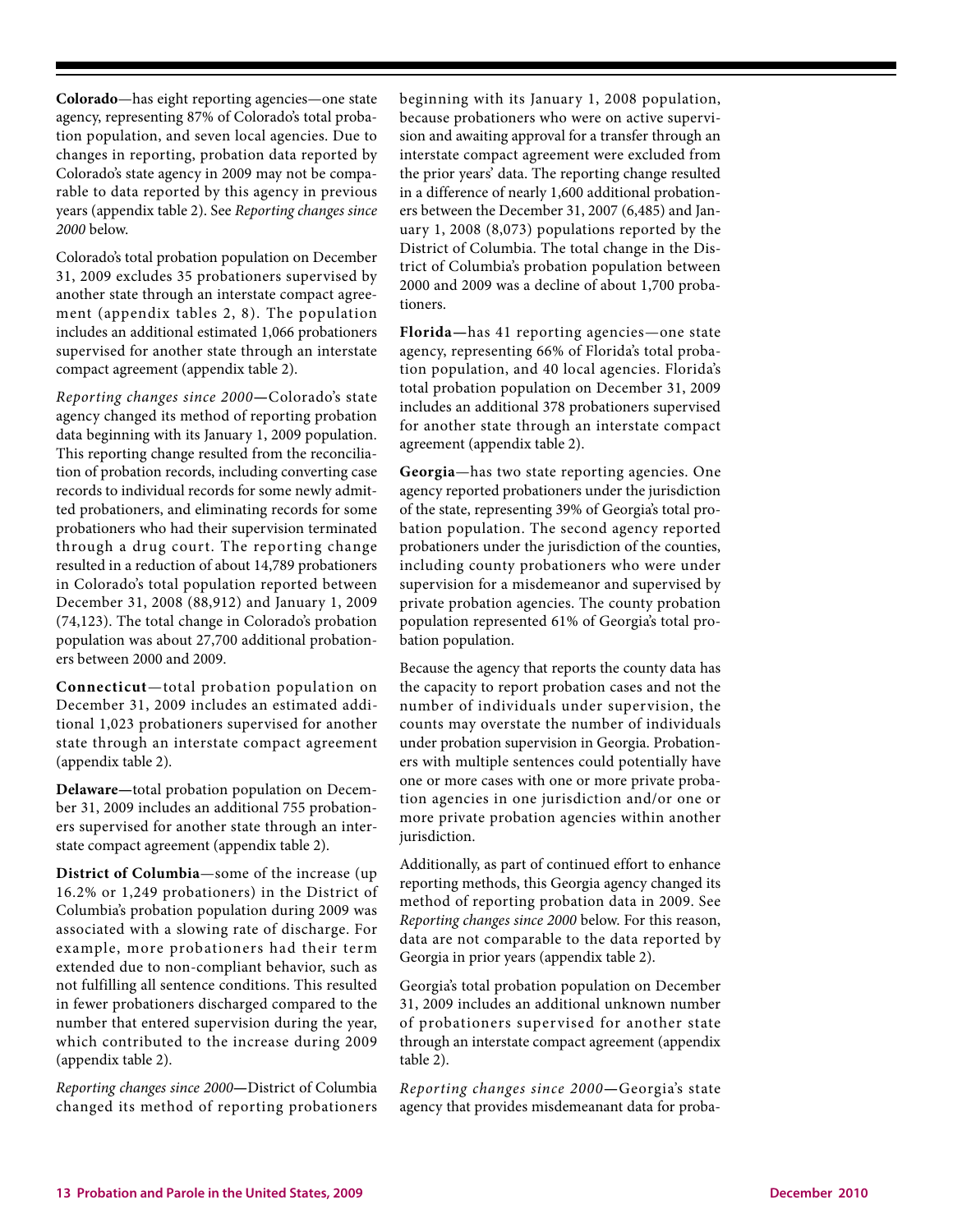**Colorado**—has eight reporting agencies—one state agency, representing 87% of Colorado's total probation population, and seven local agencies. Due to changes in reporting, probation data reported by Colorado's state agency in 2009 may not be comparable to data reported by this agency in previous years (appendix table 2). See *Reporting changes since 2000* below.

Colorado's total probation population on December 31, 2009 excludes 35 probationers supervised by another state through an interstate compact agreement (appendix tables 2, 8). The population includes an additional estimated 1,066 probationers supervised for another state through an interstate compact agreement (appendix table 2).

*Reporting changes since 2000*—Colorado's state agency changed its method of reporting probation data beginning with its January 1, 2009 population. This reporting change resulted from the reconciliation of probation records, including converting case records to individual records for some newly admitted probationers, and eliminating records for some probationers who had their supervision terminated through a drug court. The reporting change resulted in a reduction of about 14,789 probationers in Colorado's total population reported between December 31, 2008 (88,912) and January 1, 2009 (74,123). The total change in Colorado's probation population was about 27,700 additional probationers between 2000 and 2009.

**Connecticut**—total probation population on December 31, 2009 includes an estimated additional 1,023 probationers supervised for another state through an interstate compact agreement (appendix table 2).

**Delaware—**total probation population on December 31, 2009 includes an additional 755 probationers supervised for another state through an interstate compact agreement (appendix table 2).

**District of Columbia**—some of the increase (up 16.2% or 1,249 probationers) in the District of Columbia's probation population during 2009 was associated with a slowing rate of discharge. For example, more probationers had their term extended due to non-compliant behavior, such as not fulfilling all sentence conditions. This resulted in fewer probationers discharged compared to the number that entered supervision during the year, which contributed to the increase during 2009 (appendix table 2).

*Reporting changes since 2000*—District of Columbia changed its method of reporting probationers beginning with its January 1, 2008 population, because probationers who were on active supervision and awaiting approval for a transfer through an interstate compact agreement were excluded from the prior years' data. The reporting change resulted in a difference of nearly 1,600 additional probationers between the December 31, 2007 (6,485) and January 1, 2008 (8,073) populations reported by the District of Columbia. The total change in the District of Columbia's probation population between 2000 and 2009 was a decline of about 1,700 probationers.

**Florida—**has 41 reporting agencies—one state agency, representing 66% of Florida's total probation population, and 40 local agencies. Florida's total probation population on December 31, 2009 includes an additional 378 probationers supervised for another state through an interstate compact agreement (appendix table 2).

**Georgia**—has two state reporting agencies. One agency reported probationers under the jurisdiction of the state, representing 39% of Georgia's total probation population. The second agency reported probationers under the jurisdiction of the counties, including county probationers who were under supervision for a misdemeanor and supervised by private probation agencies. The county probation population represented 61% of Georgia's total probation population.

Because the agency that reports the county data has the capacity to report probation cases and not the number of individuals under supervision, the counts may overstate the number of individuals under probation supervision in Georgia. Probationers with multiple sentences could potentially have one or more cases with one or more private probation agencies in one jurisdiction and/or one or more private probation agencies within another jurisdiction.

Additionally, as part of continued effort to enhance reporting methods, this Georgia agency changed its method of reporting probation data in 2009. See *Reporting changes since 2000* below. For this reason, data are not comparable to the data reported by Georgia in prior years (appendix table 2).

Georgia's total probation population on December 31, 2009 includes an additional unknown number of probationers supervised for another state through an interstate compact agreement (appendix table 2).

*Reporting changes since 2000*—Georgia's state agency that provides misdemeanant data for proba-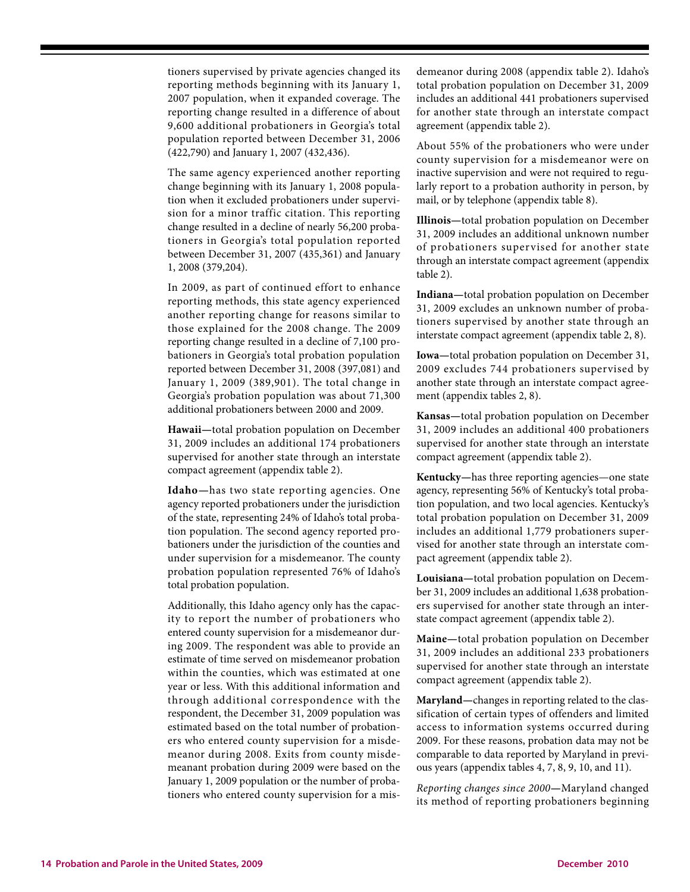tioners supervised by private agencies changed its reporting methods beginning with its January 1, 2007 population, when it expanded coverage. The reporting change resulted in a difference of about 9,600 additional probationers in Georgia's total population reported between December 31, 2006 (422,790) and January 1, 2007 (432,436).

The same agency experienced another reporting change beginning with its January 1, 2008 population when it excluded probationers under supervision for a minor traffic citation. This reporting change resulted in a decline of nearly 56,200 probationers in Georgia's total population reported between December 31, 2007 (435,361) and January 1, 2008 (379,204).

In 2009, as part of continued effort to enhance reporting methods, this state agency experienced another reporting change for reasons similar to those explained for the 2008 change. The 2009 reporting change resulted in a decline of 7,100 probationers in Georgia's total probation population reported between December 31, 2008 (397,081) and January 1, 2009 (389,901). The total change in Georgia's probation population was about 71,300 additional probationers between 2000 and 2009.

**Hawaii—**total probation population on December 31, 2009 includes an additional 174 probationers supervised for another state through an interstate compact agreement (appendix table 2).

**Idaho—**has two state reporting agencies. One agency reported probationers under the jurisdiction of the state, representing 24% of Idaho's total probation population. The second agency reported probationers under the jurisdiction of the counties and under supervision for a misdemeanor. The county probation population represented 76% of Idaho's total probation population.

Additionally, this Idaho agency only has the capacity to report the number of probationers who entered county supervision for a misdemeanor during 2009. The respondent was able to provide an estimate of time served on misdemeanor probation within the counties, which was estimated at one year or less. With this additional information and through additional correspondence with the respondent, the December 31, 2009 population was estimated based on the total number of probationers who entered county supervision for a misdemeanor during 2008. Exits from county misdemeanant probation during 2009 were based on the January 1, 2009 population or the number of probationers who entered county supervision for a misdemeanor during 2008 (appendix table 2). Idaho's total probation population on December 31, 2009 includes an additional 441 probationers supervised for another state through an interstate compact agreement (appendix table 2).

About 55% of the probationers who were under county supervision for a misdemeanor were on inactive supervision and were not required to regularly report to a probation authority in person, by mail, or by telephone (appendix table 8).

**Illinois—**total probation population on December 31, 2009 includes an additional unknown number of probationers supervised for another state through an interstate compact agreement (appendix table 2).

**Indiana—**total probation population on December 31, 2009 excludes an unknown number of probationers supervised by another state through an interstate compact agreement (appendix table 2, 8).

**Iowa—**total probation population on December 31, 2009 excludes 744 probationers supervised by another state through an interstate compact agreement (appendix tables 2, 8).

**Kansas—**total probation population on December 31, 2009 includes an additional 400 probationers supervised for another state through an interstate compact agreement (appendix table 2).

**Kentucky—**has three reporting agencies—one state agency, representing 56% of Kentucky's total probation population, and two local agencies. Kentucky's total probation population on December 31, 2009 includes an additional 1,779 probationers supervised for another state through an interstate compact agreement (appendix table 2).

**Louisiana—**total probation population on December 31, 2009 includes an additional 1,638 probationers supervised for another state through an interstate compact agreement (appendix table 2).

**Maine—**total probation population on December 31, 2009 includes an additional 233 probationers supervised for another state through an interstate compact agreement (appendix table 2).

**Maryland—**changes in reporting related to the classification of certain types of offenders and limited access to information systems occurred during 2009. For these reasons, probation data may not be comparable to data reported by Maryland in previous years (appendix tables 4, 7, 8, 9, 10, and 11).

*Reporting changes since 2000*—Maryland changed its method of reporting probationers beginning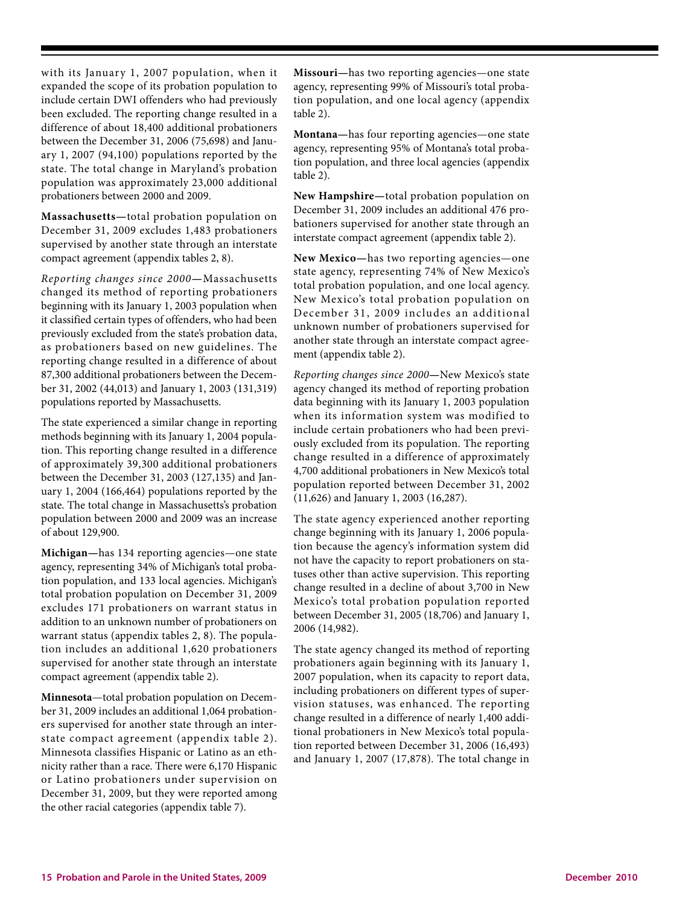with its January 1, 2007 population, when it expanded the scope of its probation population to include certain DWI offenders who had previously been excluded. The reporting change resulted in a difference of about 18,400 additional probationers between the December 31, 2006 (75,698) and January 1, 2007 (94,100) populations reported by the state. The total change in Maryland's probation population was approximately 23,000 additional probationers between 2000 and 2009.

**Massachusetts—**total probation population on December 31, 2009 excludes 1,483 probationers supervised by another state through an interstate compact agreement (appendix tables 2, 8).

*Reporting changes since 2000*—Massachusetts changed its method of reporting probationers beginning with its January 1, 2003 population when it classified certain types of offenders, who had been previously excluded from the state's probation data, as probationers based on new guidelines. The reporting change resulted in a difference of about 87,300 additional probationers between the December 31, 2002 (44,013) and January 1, 2003 (131,319) populations reported by Massachusetts.

The state experienced a similar change in reporting methods beginning with its January 1, 2004 population. This reporting change resulted in a difference of approximately 39,300 additional probationers between the December 31, 2003 (127,135) and January 1, 2004 (166,464) populations reported by the state. The total change in Massachusetts's probation population between 2000 and 2009 was an increase of about 129,900.

**Michigan—**has 134 reporting agencies—one state agency, representing 34% of Michigan's total probation population, and 133 local agencies. Michigan's total probation population on December 31, 2009 excludes 171 probationers on warrant status in addition to an unknown number of probationers on warrant status (appendix tables 2, 8). The population includes an additional 1,620 probationers supervised for another state through an interstate compact agreement (appendix table 2).

**Minnesota**—total probation population on December 31, 2009 includes an additional 1,064 probationers supervised for another state through an interstate compact agreement (appendix table 2). Minnesota classifies Hispanic or Latino as an ethnicity rather than a race. There were 6,170 Hispanic or Latino probationers under supervision on December 31, 2009, but they were reported among the other racial categories (appendix table 7).

**Missouri—**has two reporting agencies—one state agency, representing 99% of Missouri's total probation population, and one local agency (appendix table 2).

**Montana—**has four reporting agencies—one state agency, representing 95% of Montana's total probation population, and three local agencies (appendix table 2).

**New Hampshire—**total probation population on December 31, 2009 includes an additional 476 probationers supervised for another state through an interstate compact agreement (appendix table 2).

**New Mexico—**has two reporting agencies—one state agency, representing 74% of New Mexico's total probation population, and one local agency. New Mexico's total probation population on December 31, 2009 includes an additional unknown number of probationers supervised for another state through an interstate compact agreement (appendix table 2).

*Reporting changes since 2000*—New Mexico's state agency changed its method of reporting probation data beginning with its January 1, 2003 population when its information system was modified to include certain probationers who had been previously excluded from its population. The reporting change resulted in a difference of approximately 4,700 additional probationers in New Mexico's total population reported between December 31, 2002 (11,626) and January 1, 2003 (16,287).

The state agency experienced another reporting change beginning with its January 1, 2006 population because the agency's information system did not have the capacity to report probationers on statuses other than active supervision. This reporting change resulted in a decline of about 3,700 in New Mexico's total probation population reported between December 31, 2005 (18,706) and January 1, 2006 (14,982).

The state agency changed its method of reporting probationers again beginning with its January 1, 2007 population, when its capacity to report data, including probationers on different types of supervision statuses, was enhanced. The reporting change resulted in a difference of nearly 1,400 additional probationers in New Mexico's total population reported between December 31, 2006 (16,493) and January 1, 2007 (17,878). The total change in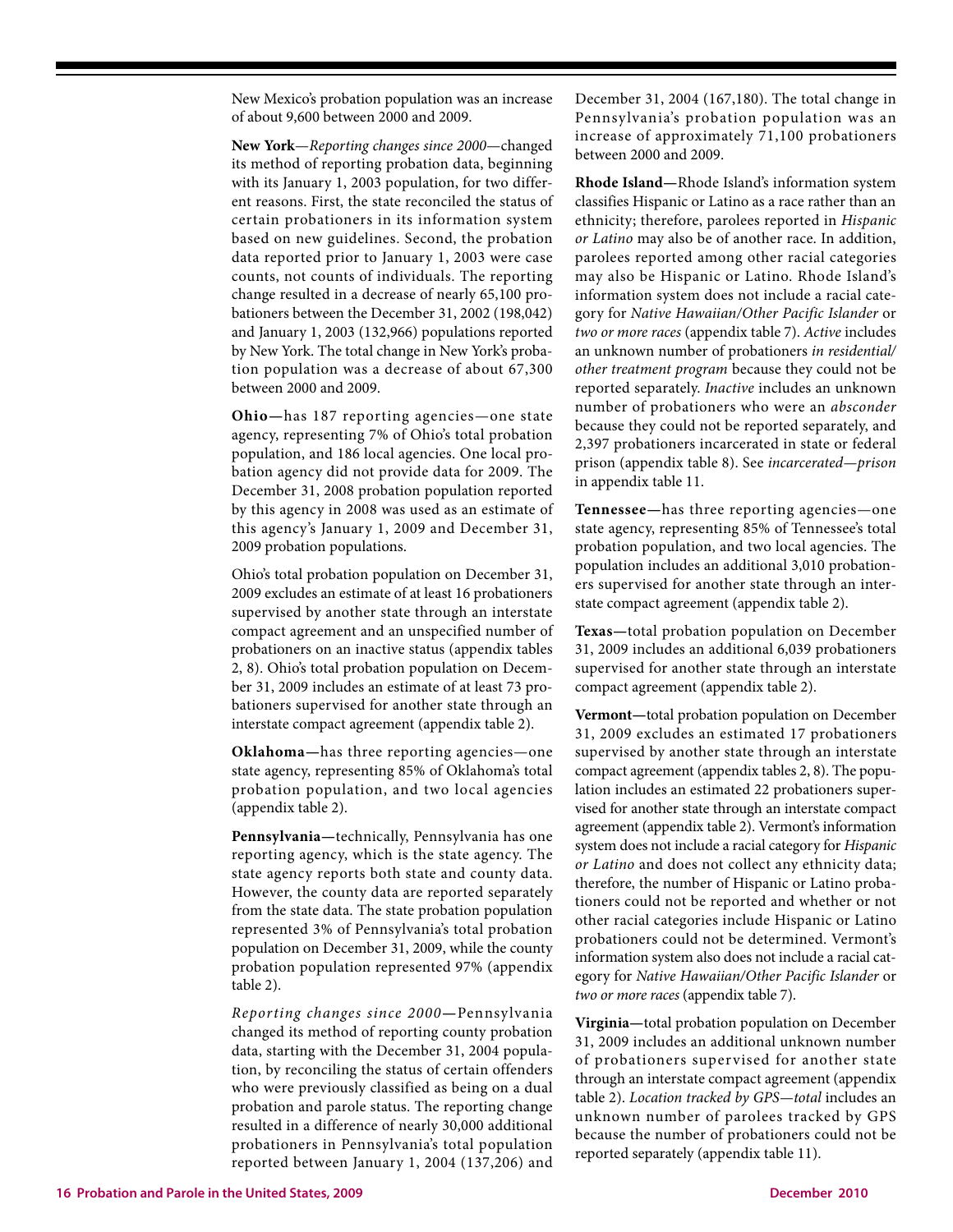New Mexico's probation population was an increase of about 9,600 between 2000 and 2009.

**New York**—*Reporting changes since 2000*—changed its method of reporting probation data, beginning with its January 1, 2003 population, for two different reasons. First, the state reconciled the status of certain probationers in its information system based on new guidelines. Second, the probation data reported prior to January 1, 2003 were case counts, not counts of individuals. The reporting change resulted in a decrease of nearly 65,100 probationers between the December 31, 2002 (198,042) and January 1, 2003 (132,966) populations reported by New York. The total change in New York's probation population was a decrease of about 67,300 between 2000 and 2009.

**Ohio—**has 187 reporting agencies—one state agency, representing 7% of Ohio's total probation population, and 186 local agencies. One local probation agency did not provide data for 2009. The December 31, 2008 probation population reported by this agency in 2008 was used as an estimate of this agency's January 1, 2009 and December 31, 2009 probation populations.

Ohio's total probation population on December 31, 2009 excludes an estimate of at least 16 probationers supervised by another state through an interstate compact agreement and an unspecified number of probationers on an inactive status (appendix tables 2, 8). Ohio's total probation population on December 31, 2009 includes an estimate of at least 73 probationers supervised for another state through an interstate compact agreement (appendix table 2).

**Oklahoma—**has three reporting agencies—one state agency, representing 85% of Oklahoma's total probation population, and two local agencies (appendix table 2).

**Pennsylvania—**technically, Pennsylvania has one reporting agency, which is the state agency. The state agency reports both state and county data. However, the county data are reported separately from the state data. The state probation population represented 3% of Pennsylvania's total probation population on December 31, 2009, while the county probation population represented 97% (appendix table 2).

*Reporting changes since 2000*—Pennsylvania changed its method of reporting county probation data, starting with the December 31, 2004 population, by reconciling the status of certain offenders who were previously classified as being on a dual probation and parole status. The reporting change resulted in a difference of nearly 30,000 additional probationers in Pennsylvania's total population reported between January 1, 2004 (137,206) and December 31, 2004 (167,180). The total change in Pennsylvania's probation population was an increase of approximately 71,100 probationers between 2000 and 2009.

**Rhode Island—**Rhode Island's information system classifies Hispanic or Latino as a race rather than an ethnicity; therefore, parolees reported in *Hispanic or Latino* may also be of another race. In addition, parolees reported among other racial categories may also be Hispanic or Latino. Rhode Island's information system does not include a racial category for *Native Hawaiian/Other Pacific Islander* or *two or more races* (appendix table 7). *Active* includes an unknown number of probationers *in residential/other treatment program* because they could not be reported separately. *Inactive* includes an unknown number of probationers who were an *absconder* because they could not be reported separately, and 2,397 probationers incarcerated in state or federal prison (appendix table 8). See *incarcerated—prison* in appendix table 11.

**Tennessee—**has three reporting agencies—one state agency, representing 85% of Tennessee's total probation population, and two local agencies. The population includes an additional 3,010 probationers supervised for another state through an interstate compact agreement (appendix table 2).

**Texas—**total probation population on December 31, 2009 includes an additional 6,039 probationers supervised for another state through an interstate compact agreement (appendix table 2).

**Vermont—**total probation population on December 31, 2009 excludes an estimated 17 probationers supervised by another state through an interstate compact agreement (appendix tables 2, 8). The population includes an estimated 22 probationers supervised for another state through an interstate compact agreement (appendix table 2). Vermont's information system does not include a racial category for *Hispanic or Latino* and does not collect any ethnicity data; therefore, the number of Hispanic or Latino probationers could not be reported and whether or not other racial categories include Hispanic or Latino probationers could not be determined. Vermont's information system also does not include a racial category for *Native Hawaiian/Other Pacific Islander* or *two or more races* (appendix table 7).

**Virginia—**total probation population on December 31, 2009 includes an additional unknown number of probationers supervised for another state through an interstate compact agreement (appendix table 2). *Location tracked by GPS—total* includes an unknown number of parolees tracked by GPS because the number of probationers could not be reported separately (appendix table 11).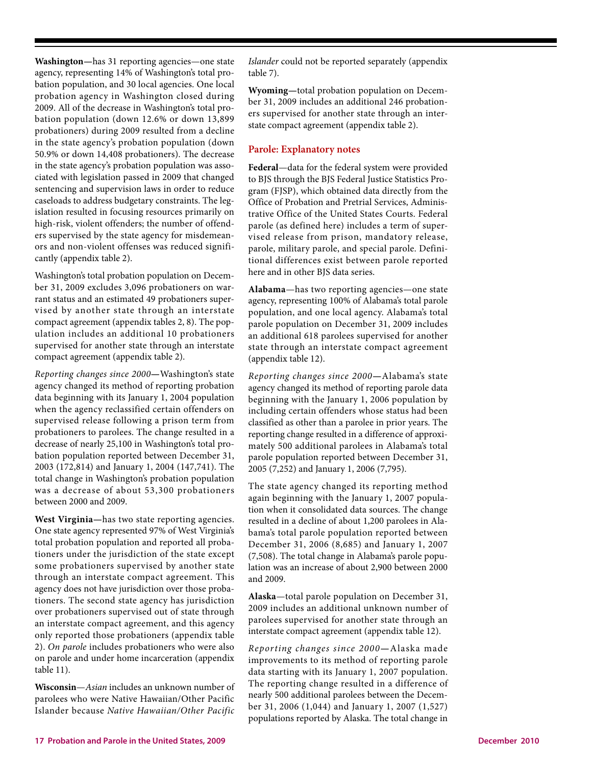**Washington—**has 31 reporting agencies—one state agency, representing 14% of Washington's total probation population, and 30 local agencies. One local probation agency in Washington closed during 2009. All of the decrease in Washington's total probation population (down 12.6% or down 13,899 probationers) during 2009 resulted from a decline in the state agency's probation population (down 50.9% or down 14,408 probationers). The decrease in the state agency's probation population was associated with legislation passed in 2009 that changed sentencing and supervision laws in order to reduce caseloads to address budgetary constraints. The legislation resulted in focusing resources primarily on high-risk, violent offenders; the number of offenders supervised by the state agency for misdemeanors and non-violent offenses was reduced significantly (appendix table 2).

Washington's total probation population on December 31, 2009 excludes 3,096 probationers on warrant status and an estimated 49 probationers supervised by another state through an interstate compact agreement (appendix tables 2, 8). The population includes an additional 10 probationers supervised for another state through an interstate compact agreement (appendix table 2).

*Reporting changes since 2000***—**Washington's state agency changed its method of reporting probation data beginning with its January 1, 2004 population when the agency reclassified certain offenders on supervised release following a prison term from probationers to parolees. The change resulted in a decrease of nearly 25,100 in Washington's total probation population reported between December 31, 2003 (172,814) and January 1, 2004 (147,741). The total change in Washington's probation population was a decrease of about 53,300 probationers between 2000 and 2009.

**West Virginia—**has two state reporting agencies. One state agency represented 97% of West Virginia's total probation population and reported all probationers under the jurisdiction of the state except some probationers supervised by another state through an interstate compact agreement. This agency does not have jurisdiction over those probationers. The second state agency has jurisdiction over probationers supervised out of state through an interstate compact agreement, and this agency only reported those probationers (appendix table 2). *On parole* includes probationers who were also on parole and under home incarceration (appendix table 11).

**Wisconsin**—*Asian* includes an unknown number of parolees who were Native Hawaiian/Other Pacific Islander because *Native Hawaiian/Other Pacific Islander* could not be reported separately (appendix table 7).

**Wyoming—**total probation population on December 31, 2009 includes an additional 246 probationers supervised for another state through an interstate compact agreement (appendix table 2).

## Parole: Explanatory notes

**Federal**—data for the federal system were provided to BJS through the BJS Federal Justice Statistics Program (FJSP), which obtained data directly from the Office of Probation and Pretrial Services, Administrative Office of the United States Courts. Federal parole (as defined here) includes a term of supervised release from prison, mandatory release, parole, military parole, and special parole. Definitional differences exist between parole reported here and in other BJS data series.

**Alabama**—has two reporting agencies—one state agency, representing 100% of Alabama's total parole population, and one local agency. Alabama's total parole population on December 31, 2009 includes an additional 618 parolees supervised for another state through an interstate compact agreement (appendix table 12).

*Reporting changes since 2000***—**Alabama's state agency changed its method of reporting parole data beginning with the January 1, 2006 population by including certain offenders whose status had been classified as other than a parolee in prior years. The reporting change resulted in a difference of approximately 500 additional parolees in Alabama's total parole population reported between December 31, 2005 (7,252) and January 1, 2006 (7,795).

The state agency changed its reporting method again beginning with the January 1, 2007 population when it consolidated data sources. The change resulted in a decline of about 1,200 parolees in Alabama's total parole population reported between December 31, 2006 (8,685) and January 1, 2007 (7,508). The total change in Alabama's parole population was an increase of about 2,900 between 2000 and 2009.

**Alaska**—total parole population on December 31, 2009 includes an additional unknown number of parolees supervised for another state through an interstate compact agreement (appendix table 12).

*Reporting changes since 2000***—**Alaska made improvements to its method of reporting parole data starting with its January 1, 2007 population. The reporting change resulted in a difference of nearly 500 additional parolees between the December 31, 2006 (1,044) and January 1, 2007 (1,527) populations reported by Alaska. The total change in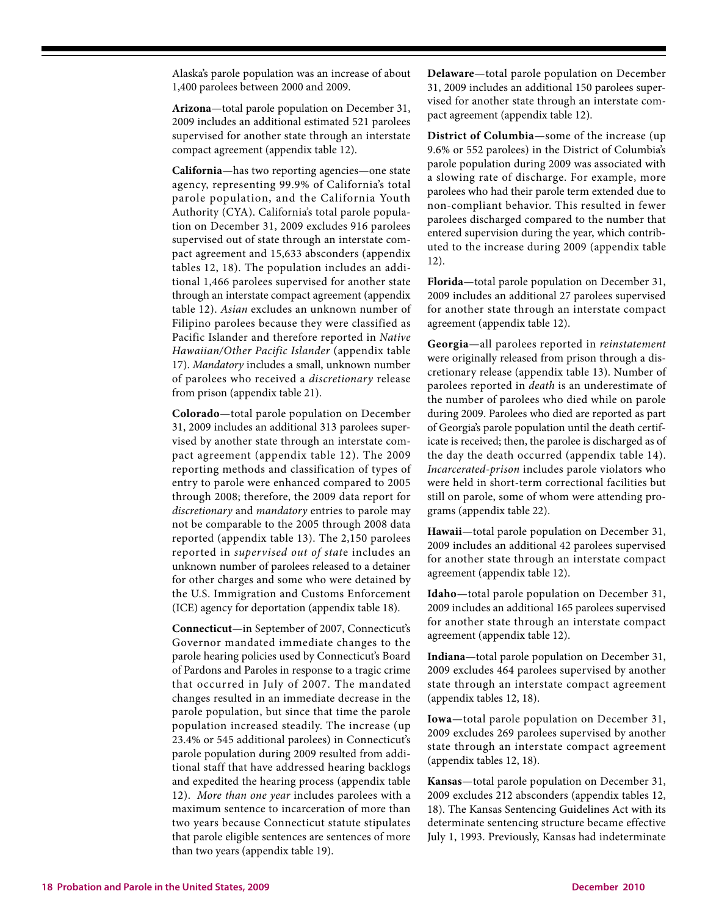Alaska's parole population was an increase of about 1,400 parolees between 2000 and 2009.

**Arizona**—total parole population on December 31, 2009 includes an additional estimated 521 parolees supervised for another state through an interstate compact agreement (appendix table 12).

**California**—has two reporting agencies—one state agency, representing 99.9% of California's total parole population, and the California Youth Authority (CYA). California's total parole population on December 31, 2009 excludes 916 parolees supervised out of state through an interstate compact agreement and 15,633 absconders (appendix tables 12, 18). The population includes an additional 1,466 parolees supervised for another state through an interstate compact agreement (appendix table 12). *Asian* excludes an unknown number of Filipino parolees because they were classified as Pacific Islander and therefore reported in *Native Hawaiian/Other Pacific Islander* (appendix table 17). *Mandatory* includes a small, unknown number of parolees who received a *discretionary* release from prison (appendix table 21).

**Colorado**—total parole population on December 31, 2009 includes an additional 313 parolees supervised by another state through an interstate compact agreement (appendix table 12). The 2009 reporting methods and classification of types of entry to parole were enhanced compared to 2005 through 2008; therefore, the 2009 data report for *discretionary* and *mandatory* entries to parole may not be comparable to the 2005 through 2008 data reported (appendix table 13). The 2,150 parolees reported in *supervised out of state* includes an unknown number of parolees released to a detainer for other charges and some who were detained by the U.S. Immigration and Customs Enforcement (ICE) agency for deportation (appendix table 18).

**Connecticut**—in September of 2007, Connecticut's Governor mandated immediate changes to the parole hearing policies used by Connecticut's Board of Pardons and Paroles in response to a tragic crime that occurred in July of 2007. The mandated changes resulted in an immediate decrease in the parole population, but since that time the parole population increased steadily. The increase (up 23.4% or 545 additional parolees) in Connecticut's parole population during 2009 resulted from additional staff that have addressed hearing backlogs and expedited the hearing process (appendix table 12). *More than one year* includes parolees with a maximum sentence to incarceration of more than two years because Connecticut statute stipulates that parole eligible sentences are sentences of more than two years (appendix table 19).

**Delaware**—total parole population on December 31, 2009 includes an additional 150 parolees supervised for another state through an interstate compact agreement (appendix table 12).

**District of Columbia**—some of the increase (up 9.6% or 552 parolees) in the District of Columbia's parole population during 2009 was associated with a slowing rate of discharge. For example, more parolees who had their parole term extended due to non-compliant behavior. This resulted in fewer parolees discharged compared to the number that entered supervision during the year, which contributed to the increase during 2009 (appendix table 12).

**Florida**—total parole population on December 31, 2009 includes an additional 27 parolees supervised for another state through an interstate compact agreement (appendix table 12).

**Georgia**—all parolees reported in *reinstatement* were originally released from prison through a discretionary release (appendix table 13). Number of parolees reported in *death* is an underestimate of the number of parolees who died while on parole during 2009. Parolees who died are reported as part of Georgia's parole population until the death certificate is received; then, the parolee is discharged as of the day the death occurred (appendix table 14). *Incarcerated-prison* includes parole violators who were held in short-term correctional facilities but still on parole, some of whom were attending programs (appendix table 22).

**Hawaii**—total parole population on December 31, 2009 includes an additional 42 parolees supervised for another state through an interstate compact agreement (appendix table 12).

**Idaho**—total parole population on December 31, 2009 includes an additional 165 parolees supervised for another state through an interstate compact agreement (appendix table 12).

**Indiana**—total parole population on December 31, 2009 excludes 464 parolees supervised by another state through an interstate compact agreement (appendix tables 12, 18).

**Iowa**—total parole population on December 31, 2009 excludes 269 parolees supervised by another state through an interstate compact agreement (appendix tables 12, 18).

**Kansas**—total parole population on December 31, 2009 excludes 212 absconders (appendix tables 12, 18). The Kansas Sentencing Guidelines Act with its determinate sentencing structure became effective July 1, 1993. Previously, Kansas had indeterminate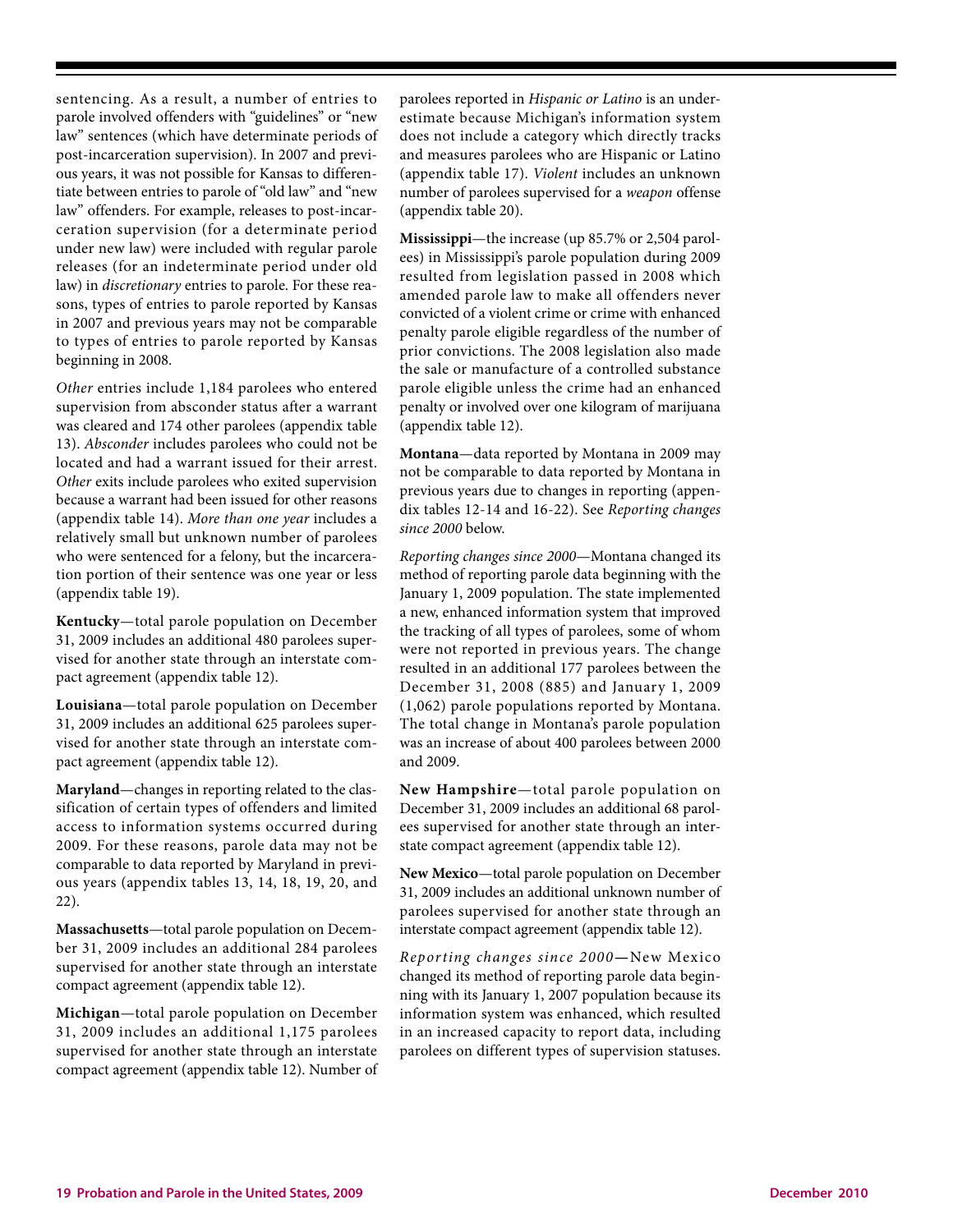sentencing. As a result, a number of entries to parole involved offenders with "guidelines" or "new law" sentences (which have determinate periods of post-incarceration supervision). In 2007 and previous years, it was not possible for Kansas to differentiate between entries to parole of "old law" and "new law" offenders. For example, releases to post-incarceration supervision (for a determinate period under new law) were included with regular parole releases (for an indeterminate period under old law) in *discretionary* entries to parole. For these reasons, types of entries to parole reported by Kansas in 2007 and previous years may not be comparable to types of entries to parole reported by Kansas beginning in 2008.

*Other* entries include 1,184 parolees who entered supervision from absconder status after a warrant was cleared and 174 other parolees (appendix table 13). *Absconder* includes parolees who could not be located and had a warrant issued for their arrest. *Other* exits include parolees who exited supervision because a warrant had been issued for other reasons (appendix table 14). *More than one year* includes a relatively small but unknown number of parolees who were sentenced for a felony, but the incarceration portion of their sentence was one year or less (appendix table 19).

**Kentucky**—total parole population on December 31, 2009 includes an additional 480 parolees supervised for another state through an interstate compact agreement (appendix table 12).

**Louisiana**—total parole population on December 31, 2009 includes an additional 625 parolees supervised for another state through an interstate compact agreement (appendix table 12).

**Maryland**—changes in reporting related to the classification of certain types of offenders and limited access to information systems occurred during 2009. For these reasons, parole data may not be comparable to data reported by Maryland in previous years (appendix tables 13, 14, 18, 19, 20, and 22).

**Massachusetts**—total parole population on December 31, 2009 includes an additional 284 parolees supervised for another state through an interstate compact agreement (appendix table 12).

**Michigan**—total parole population on December 31, 2009 includes an additional 1,175 parolees supervised for another state through an interstate compact agreement (appendix table 12). Number of parolees reported in *Hispanic or Latino* is an underestimate because Michigan's information system does not include a category which directly tracks and measures parolees who are Hispanic or Latino (appendix table 17). *Violent* includes an unknown number of parolees supervised for a *weapon* offense (appendix table 20).

**Mississippi**—the increase (up 85.7% or 2,504 parolees) in Mississippi's parole population during 2009 resulted from legislation passed in 2008 which amended parole law to make all offenders never convicted of a violent crime or crime with enhanced penalty parole eligible regardless of the number of prior convictions. The 2008 legislation also made the sale or manufacture of a controlled substance parole eligible unless the crime had an enhanced penalty or involved over one kilogram of marijuana (appendix table 12).

**Montana**—data reported by Montana in 2009 may not be comparable to data reported by Montana in previous years due to changes in reporting (appendix tables 12-14 and 16-22). See *Reporting changes since 2000* below.

*Reporting changes since 2000*—Montana changed its method of reporting parole data beginning with the January 1, 2009 population. The state implemented a new, enhanced information system that improved the tracking of all types of parolees, some of whom were not reported in previous years. The change resulted in an additional 177 parolees between the December 31, 2008 (885) and January 1, 2009 (1,062) parole populations reported by Montana. The total change in Montana's parole population was an increase of about 400 parolees between 2000 and 2009.

**New Hampshire**—total parole population on December 31, 2009 includes an additional 68 parolees supervised for another state through an interstate compact agreement (appendix table 12).

**New Mexico**—total parole population on December 31, 2009 includes an additional unknown number of parolees supervised for another state through an interstate compact agreement (appendix table 12).

*Reporting changes since 2000*—New Mexico changed its method of reporting parole data beginning with its January 1, 2007 population because its information system was enhanced, which resulted in an increased capacity to report data, including parolees on different types of supervision statuses.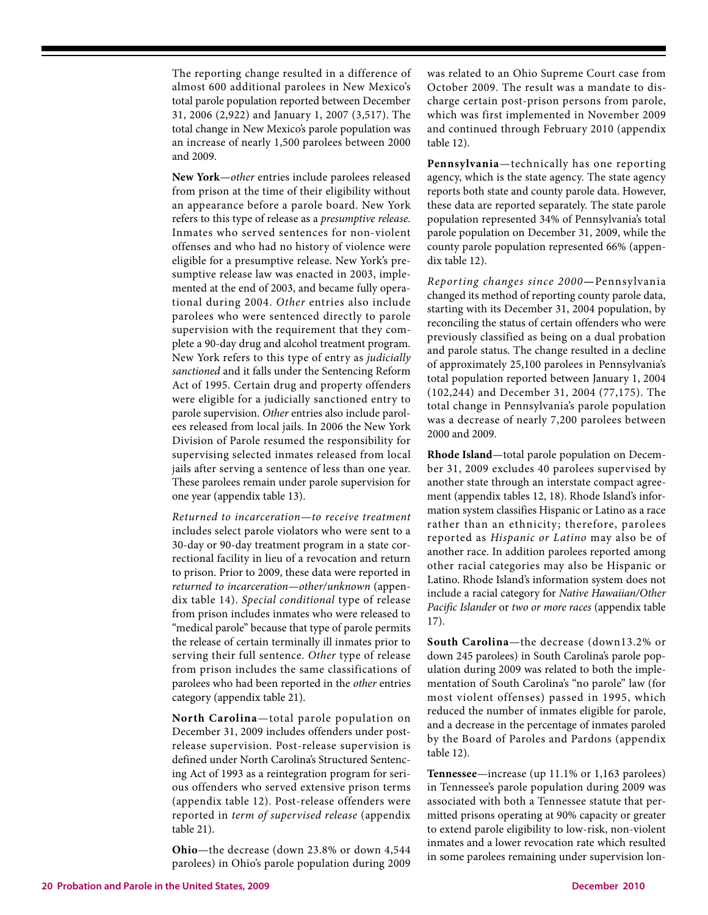The reporting change resulted in a difference of almost 600 additional parolees in New Mexico's total parole population reported between December 31, 2006 (2,922) and January 1, 2007 (3,517). The total change in New Mexico's parole population was an increase of nearly 1,500 parolees between 2000 and 2009.

**New York**—*other* entries include parolees released from prison at the time of their eligibility without an appearance before a parole board. New York refers to this type of release as a *presumptive release*. Inmates who served sentences for non-violent offenses and who had no history of violence were eligible for a presumptive release. New York's presumptive release law was enacted in 2003, implemented at the end of 2003, and became fully operational during 2004. *Other* entries also include parolees who were sentenced directly to parole supervision with the requirement that they complete a 90-day drug and alcohol treatment program. New York refers to this type of entry as *judicially sanctioned* and it falls under the Sentencing Reform Act of 1995. Certain drug and property offenders were eligible for a judicially sanctioned entry to parole supervision. *Other* entries also include parolees released from local jails. In 2006 the New York Division of Parole resumed the responsibility for supervising selected inmates released from local jails after serving a sentence of less than one year. These parolees remain under parole supervision for one year (appendix table 13).

*Returned to incarceration—to receive treatment* includes select parole violators who were sent to a 30-day or 90-day treatment program in a state correctional facility in lieu of a revocation and return to prison. Prior to 2009, these data were reported in *returned to incarceration—other/unknown* (appendix table 14). *Special conditional* type of release from prison includes inmates who were released to "medical parole" because that type of parole permits the release of certain terminally ill inmates prior to serving their full sentence. *Other* type of release from prison includes the same classifications of parolees who had been reported in the *other* entries category (appendix table 21).

**North Carolina**—total parole population on December 31, 2009 includes offenders under post-release supervision. Post-release supervision is defined under North Carolina's Structured Sentencing Act of 1993 as a reintegration program for serious offenders who served extensive prison terms (appendix table 12). Post-release offenders were reported in *term of supervised release* (appendix table 21).

**Ohio**—the decrease (down 23.8% or down 4,544 parolees) in Ohio's parole population during 2009 was related to an Ohio Supreme Court case from October 2009. The result was a mandate to discharge certain post-prison persons from parole, which was first implemented in November 2009 and continued through February 2010 (appendix table 12).

**Pennsylvania**—technically has one reporting agency, which is the state agency. The state agency reports both state and county parole data. However, these data are reported separately. The state parole population represented 34% of Pennsylvania's total parole population on December 31, 2009, while the county parole population represented 66% (appendix table 12).

*Reporting changes since 2000*—Pennsylvania changed its method of reporting county parole data, starting with its December 31, 2004 population, by reconciling the status of certain offenders who were previously classified as being on a dual probation and parole status. The change resulted in a decline of approximately 25,100 parolees in Pennsylvania's total population reported between January 1, 2004 (102,244) and December 31, 2004 (77,175). The total change in Pennsylvania's parole population was a decrease of nearly 7,200 parolees between 2000 and 2009.

**Rhode Island**—total parole population on December 31, 2009 excludes 40 parolees supervised by another state through an interstate compact agreement (appendix tables 12, 18). Rhode Island's information system classifies Hispanic or Latino as a race rather than an ethnicity; therefore, parolees reported as *Hispanic or Latino* may also be of another race. In addition parolees reported among other racial categories may also be Hispanic or Latino. Rhode Island's information system does not include a racial category for *Native Hawaiian/Other Pacific Islander* or *two or more races* (appendix table 17).

**South Carolina**—the decrease (down13.2% or down 245 parolees) in South Carolina's parole population during 2009 was related to both the implementation of South Carolina's "no parole" law (for most violent offenses) passed in 1995, which reduced the number of inmates eligible for parole, and a decrease in the percentage of inmates paroled by the Board of Paroles and Pardons (appendix table 12).

**Tennessee**—increase (up 11.1% or 1,163 parolees) in Tennessee's parole population during 2009 was associated with both a Tennessee statute that permitted prisons operating at 90% capacity or greater to extend parole eligibility to low-risk, non-violent inmates and a lower revocation rate which resulted in some parolees remaining under supervision lon-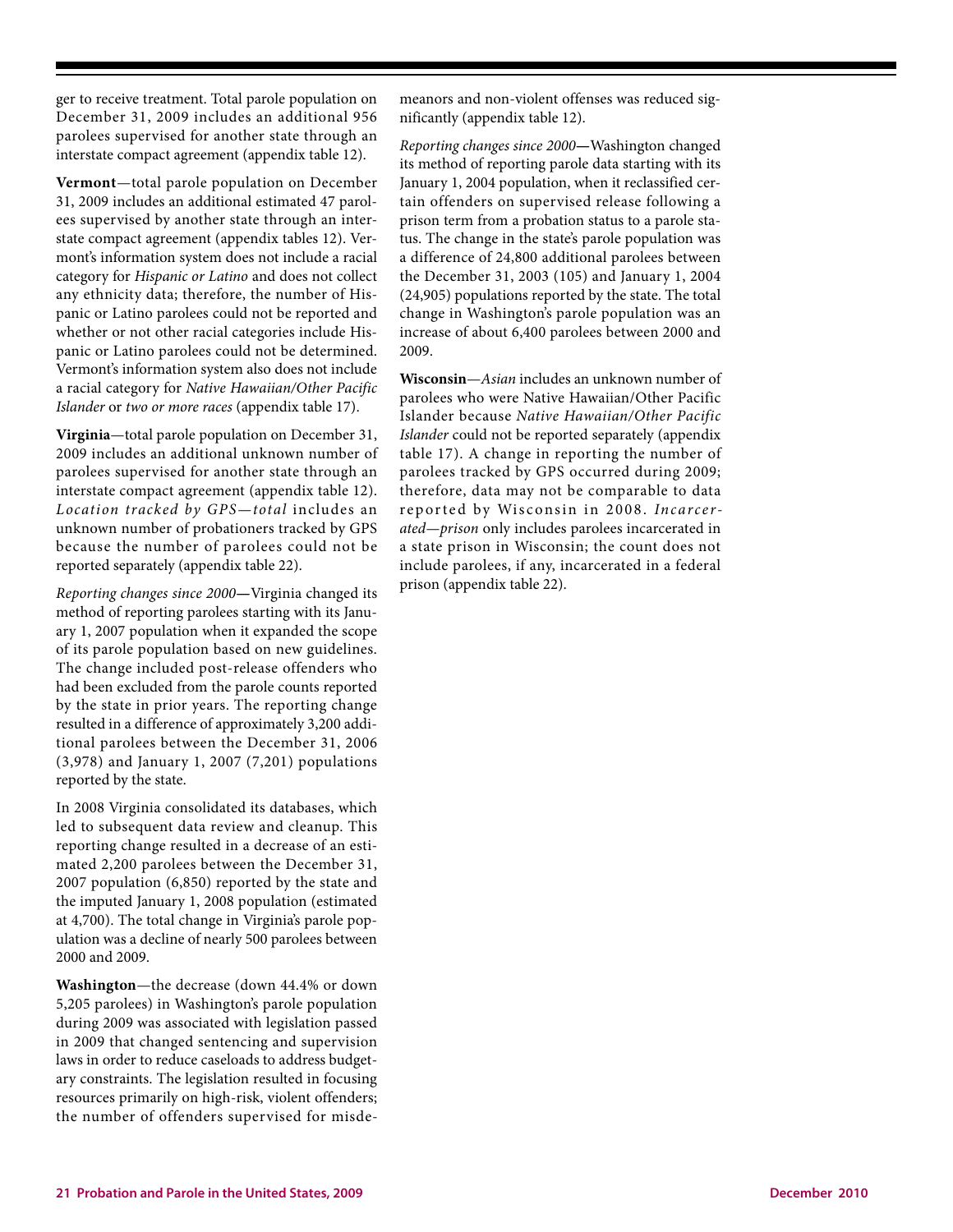ger to receive treatment. Total parole population on December 31, 2009 includes an additional 956 parolees supervised for another state through an interstate compact agreement (appendix table 12).

**Vermont**—total parole population on December 31, 2009 includes an additional estimated 47 parolees supervised by another state through an interstate compact agreement (appendix tables 12). Vermont's information system does not include a racial category for *Hispanic or Latino* and does not collect any ethnicity data; therefore, the number of Hispanic or Latino parolees could not be reported and whether or not other racial categories include Hispanic or Latino parolees could not be determined. Vermont's information system also does not include a racial category for *Native Hawaiian/Other Pacific Islander* or *two or more races* (appendix table 17).

**Virginia**—total parole population on December 31, 2009 includes an additional unknown number of parolees supervised for another state through an interstate compact agreement (appendix table 12). *Location tracked by GPS—total* includes an unknown number of probationers tracked by GPS because the number of parolees could not be reported separately (appendix table 22).

*Reporting changes since 2000*—Virginia changed its method of reporting parolees starting with its January 1, 2007 population when it expanded the scope of its parole population based on new guidelines. The change included post-release offenders who had been excluded from the parole counts reported by the state in prior years. The reporting change resulted in a difference of approximately 3,200 additional parolees between the December 31, 2006 (3,978) and January 1, 2007 (7,201) populations reported by the state.

In 2008 Virginia consolidated its databases, which led to subsequent data review and cleanup. This reporting change resulted in a decrease of an estimated 2,200 parolees between the December 31, 2007 population (6,850) reported by the state and the imputed January 1, 2008 population (estimated at 4,700). The total change in Virginia's parole population was a decline of nearly 500 parolees between 2000 and 2009.

**Washington**—the decrease (down 44.4% or down 5,205 parolees) in Washington's parole population during 2009 was associated with legislation passed in 2009 that changed sentencing and supervision laws in order to reduce caseloads to address budgetary constraints. The legislation resulted in focusing resources primarily on high-risk, violent offenders; the number of offenders supervised for misdemeanors and non-violent offenses was reduced significantly (appendix table 12).

*Reporting changes since 2000*—Washington changed its method of reporting parole data starting with its January 1, 2004 population, when it reclassified certain offenders on supervised release following a prison term from a probation status to a parole status. The change in the state's parole population was a difference of 24,800 additional parolees between the December 31, 2003 (105) and January 1, 2004 (24,905) populations reported by the state. The total change in Washington's parole population was an increase of about 6,400 parolees between 2000 and 2009.

**Wisconsin**—*Asian* includes an unknown number of parolees who were Native Hawaiian/Other Pacific Islander because *Native Hawaiian/Other Pacific Islander* could not be reported separately (appendix table 17). A change in reporting the number of parolees tracked by GPS occurred during 2009; therefore, data may not be comparable to data reported by Wisconsin in 2008. *Incarcerated—prison* only includes parolees incarcerated in a state prison in Wisconsin; the count does not include parolees, if any, incarcerated in a federal prison (appendix table 22).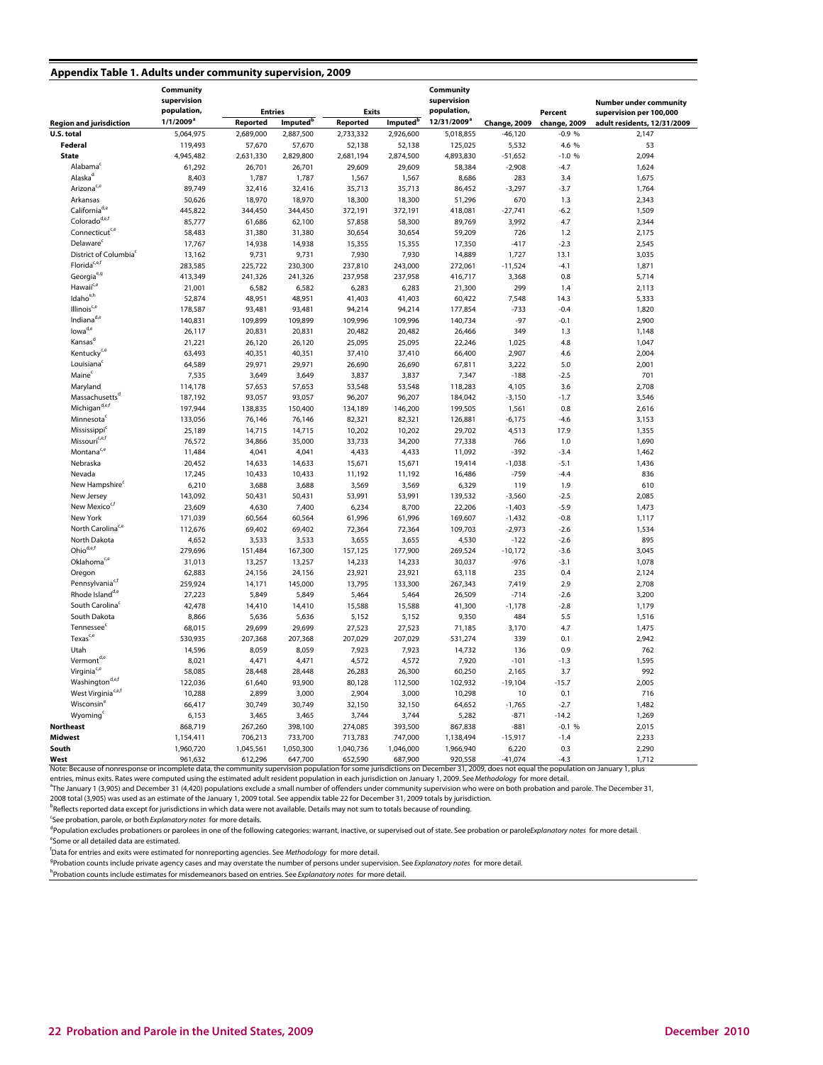## Appendix Table 1. Adults under community supervision, 2009

| Region and jurisdiction | Community supervision population, 1/1/2009[a] | Entries | | Exits | | Community supervision population, 12/31/2009[a] | Change, 2009 | Percent change, 2009 | Number under community supervision per 100,000 adult residents, 12/31/2009 |
|---|---|---|---|---|---|---|---|---|---|
| | | Reported | Imputed[b] | Reported | Imputed[b] | | | | |
| **U.S. total** | 5,064,975 | 2,689,000 | 2,887,500 | 2,733,332 | 2,926,600 | 5,018,855 | -46,120 | -0.9 % | 2,147 |
| **Federal** | 119,493 | 57,670 | 57,670 | 52,138 | 52,138 | 125,025 | 5,532 | 4.6 % | 53 |
| **State** | 4,945,482 | 2,631,330 | 2,829,800 | 2,681,194 | 2,874,500 | 4,893,830 | -51,652 | -1.0 % | 2,094 |
| Alabama[c] | 61,292 | 26,701 | 26,701 | 29,609 | 29,609 | 58,384 | -2,908 | -4.7 | 1,624 |
| Alaska[d] | 8,403 | 1,787 | 1,787 | 1,567 | 1,567 | 8,686 | 283 | 3.4 | 1,675 |
| Arizona[c,e] | 89,749 | 32,416 | 32,416 | 35,713 | 35,713 | 86,452 | -3,297 | -3.7 | 1,764 |
| Arkansas | 50,626 | 18,970 | 18,970 | 18,300 | 18,300 | 51,296 | 670 | 1.3 | 2,343 |
| California[d,e] | 445,822 | 344,450 | 344,450 | 372,191 | 372,191 | 418,081 | -27,741 | -6.2 | 1,509 |
| Colorado[d,e,f] | 85,777 | 61,686 | 62,100 | 57,858 | 58,300 | 89,769 | 3,992 | 4.7 | 2,344 |
| Connecticut[c,e] | 58,483 | 31,380 | 31,380 | 30,654 | 30,654 | 59,209 | 726 | 1.2 | 2,175 |
| Delaware[c] | 17,767 | 14,938 | 14,938 | 15,355 | 15,355 | 17,350 | -417 | -2.3 | 2,545 |
| District of Columbia[c] | 13,162 | 9,731 | 9,731 | 7,930 | 7,930 | 14,889 | 1,727 | 13.1 | 3,035 |
| Florida[c,e,f] | 283,585 | 225,722 | 230,300 | 237,810 | 243,000 | 272,061 | -11,524 | -4.1 | 1,871 |
| Georgia[e,g] | 413,349 | 241,326 | 241,326 | 237,958 | 237,958 | 416,717 | 3,368 | 0.8 | 5,714 |
| Hawaii[c,e] | 21,001 | 6,582 | 6,582 | 6,283 | 6,283 | 21,300 | 299 | 1.4 | 2,113 |
| Idaho[e,h] | 52,874 | 48,951 | 48,951 | 41,403 | 41,403 | 60,422 | 7,548 | 14.3 | 5,333 |
| Illinois[c,e] | 178,587 | 93,481 | 93,481 | 94,214 | 94,214 | 177,854 | -733 | -0.4 | 1,820 |
| Indiana[d,e] | 140,831 | 109,899 | 109,899 | 109,996 | 109,996 | 140,734 | -97 | -0.1 | 2,900 |
| Iowa[d,e] | 26,117 | 20,831 | 20,831 | 20,482 | 20,482 | 26,466 | 349 | 1.3 | 1,148 |
| Kansas[d] | 21,221 | 26,120 | 26,120 | 25,095 | 25,095 | 22,246 | 1,025 | 4.8 | 1,047 |
| Kentucky[c,e] | 63,493 | 40,351 | 40,351 | 37,410 | 37,410 | 66,400 | 2,907 | 4.6 | 2,004 |
| Louisiana[c] | 64,589 | 29,971 | 29,971 | 26,690 | 26,690 | 67,811 | 3,222 | 5.0 | 2,001 |
| Maine[c] | 7,535 | 3,649 | 3,649 | 3,837 | 3,837 | 7,347 | -188 | -2.5 | 701 |
| Maryland | 114,178 | 57,653 | 57,653 | 53,548 | 53,548 | 118,283 | 4,105 | 3.6 | 2,708 |
| Massachusetts[d] | 187,192 | 93,057 | 93,057 | 96,207 | 96,207 | 184,042 | -3,150 | -1.7 | 3,546 |
| Michigan[d,e,f] | 197,944 | 138,835 | 150,400 | 134,189 | 146,200 | 199,505 | 1,561 | 0.8 | 2,616 |
| Minnesota[c] | 133,056 | 76,146 | 76,146 | 82,321 | 82,321 | 126,881 | -6,175 | -4.6 | 3,153 |
| Mississippi[c] | 25,189 | 14,715 | 14,715 | 10,202 | 10,202 | 29,702 | 4,513 | 17.9 | 1,355 |
| Missouri[c,e,f] | 76,572 | 34,866 | 35,000 | 33,733 | 34,200 | 77,338 | 766 | 1.0 | 1,690 |
| Montana[c,e] | 11,484 | 4,041 | 4,041 | 4,433 | 4,433 | 11,092 | -392 | -3.4 | 1,462 |
| Nebraska | 20,452 | 14,633 | 14,633 | 15,671 | 15,671 | 19,414 | -1,038 | -5.1 | 1,436 |
| Nevada | 17,245 | 10,433 | 10,433 | 11,192 | 11,192 | 16,486 | -759 | -4.4 | 836 |
| New Hampshire[c] | 6,210 | 3,688 | 3,688 | 3,569 | 3,569 | 6,329 | 119 | 1.9 | 610 |
| New Jersey | 143,092 | 50,431 | 50,431 | 53,991 | 53,991 | 139,532 | -3,560 | -2.5 | 2,085 |
| New Mexico[c,f] | 23,609 | 4,630 | 7,400 | 6,234 | 8,700 | 22,206 | -1,403 | -5.9 | 1,473 |
| New York | 171,039 | 60,564 | 60,564 | 61,996 | 61,996 | 169,607 | -1,432 | -0.8 | 1,117 |
| North Carolina[c,e] | 112,676 | 69,402 | 69,402 | 72,364 | 72,364 | 109,703 | -2,973 | -2.6 | 1,534 |
| North Dakota | 4,652 | 3,533 | 3,533 | 3,655 | 3,655 | 4,530 | -122 | -2.6 | 895 |
| Ohio[d,e,f] | 279,696 | 151,484 | 167,300 | 157,125 | 177,900 | 269,524 | -10,172 | -3.6 | 3,045 |
| Oklahoma[c,e] | 31,013 | 13,257 | 13,257 | 14,233 | 14,233 | 30,037 | -976 | -3.1 | 1,078 |
| Oregon | 62,883 | 24,156 | 24,156 | 23,921 | 23,921 | 63,118 | 235 | 0.4 | 2,124 |
| Pennsylvania[c,f] | 259,924 | 14,171 | 145,000 | 13,795 | 133,300 | 267,343 | 7,419 | 2.9 | 2,708 |
| Rhode Island[d,e] | 27,223 | 5,849 | 5,849 | 5,464 | 5,464 | 26,509 | -714 | -2.6 | 3,200 |
| South Carolina[c] | 42,478 | 14,410 | 14,410 | 15,588 | 15,588 | 41,300 | -1,178 | -2.8 | 1,179 |
| South Dakota | 8,866 | 5,636 | 5,636 | 5,152 | 5,152 | 9,350 | 484 | 5.5 | 1,516 |
| Tennessee[c] | 68,015 | 29,699 | 29,699 | 27,523 | 27,523 | 71,185 | 3,170 | 4.7 | 1,475 |
| Texas[c,e] | 530,935 | 207,368 | 207,368 | 207,029 | 207,029 | 531,274 | 339 | 0.1 | 2,942 |
| Utah | 14,596 | 8,059 | 8,059 | 7,923 | 7,923 | 14,732 | 136 | 0.9 | 762 |
| Vermont[d,e] | 8,021 | 4,471 | 4,471 | 4,572 | 4,572 | 7,920 | -101 | -1.3 | 1,595 |
| Virginia[c,e] | 58,085 | 28,448 | 28,448 | 26,283 | 26,300 | 60,250 | 2,165 | 3.7 | 992 |
| Washington[d,e,f] | 122,036 | 61,640 | 93,900 | 80,128 | 112,500 | 102,932 | -19,104 | -15.7 | 2,005 |
| West Virginia[c,e,f] | 10,288 | 2,899 | 3,000 | 2,904 | 3,000 | 10,298 | 10 | 0.1 | 716 |
| Wisconsin[e] | 66,417 | 30,749 | 30,749 | 32,150 | 32,150 | 64,652 | -1,765 | -2.7 | 1,482 |
| Wyoming[c] | 6,153 | 3,465 | 3,465 | 3,744 | 3,744 | 5,282 | -871 | -14.2 | 1,269 |
| **Northeast** | 868,719 | 267,260 | 398,100 | 274,085 | 393,500 | 867,838 | -881 | -0.1 % | 2,015 |
| **Midwest** | 1,154,411 | 706,213 | 733,700 | 713,783 | 747,000 | 1,138,494 | -15,917 | -1.4 | 2,233 |
| **South** | 1,960,720 | 1,045,561 | 1,050,300 | 1,040,736 | 1,046,000 | 1,966,940 | 6,220 | 0.3 | 2,290 |
| **West** | 961,632 | 612,296 | 647,700 | 652,590 | 687,900 | 920,558 | -41,074 | -4.3 | 1,712 |

Note: Because of nonresponse or incomplete data, the community supervision population for some jurisdictions on December 31, 2009, does not equal the population on January 1, plus entries, minus exits. Rates were computed using the estimated adult resident population in each jurisdiction on January 1, 2009. See *Methodology* for more detail.

[a]The January 1 (3,905) and December 31 (4,420) populations exclude a small number of offenders under community supervision who were on both probation and parole. The December 31, 2008 total (3,905) was used as an estimate of the January 1, 2009 total. See appendix table 22 for December 31, 2009 totals by jurisdiction.

[b]Reflects reported data except for jurisdictions in which data were not available. Details may not sum to totals because of rounding.

[c]See probation, parole, or both *Explanatory notes* for more details.

[d]Population excludes probationers or parolees in one of the following categories: warrant, inactive, or supervised out of state. See probation or parole *Explanatory notes* for more detail.

[e]Some or all detailed data are estimated.

[f]Data for entries and exits were estimated for nonreporting agencies. See *Methodology* for more detail.

[g]Probation counts include private agency cases and may overstate the number of persons under supervision. See *Explanatory notes* for more detail.

[h]Probation counts include estimates for misdemeanors based on entries. See *Explanatory notes* for more detail.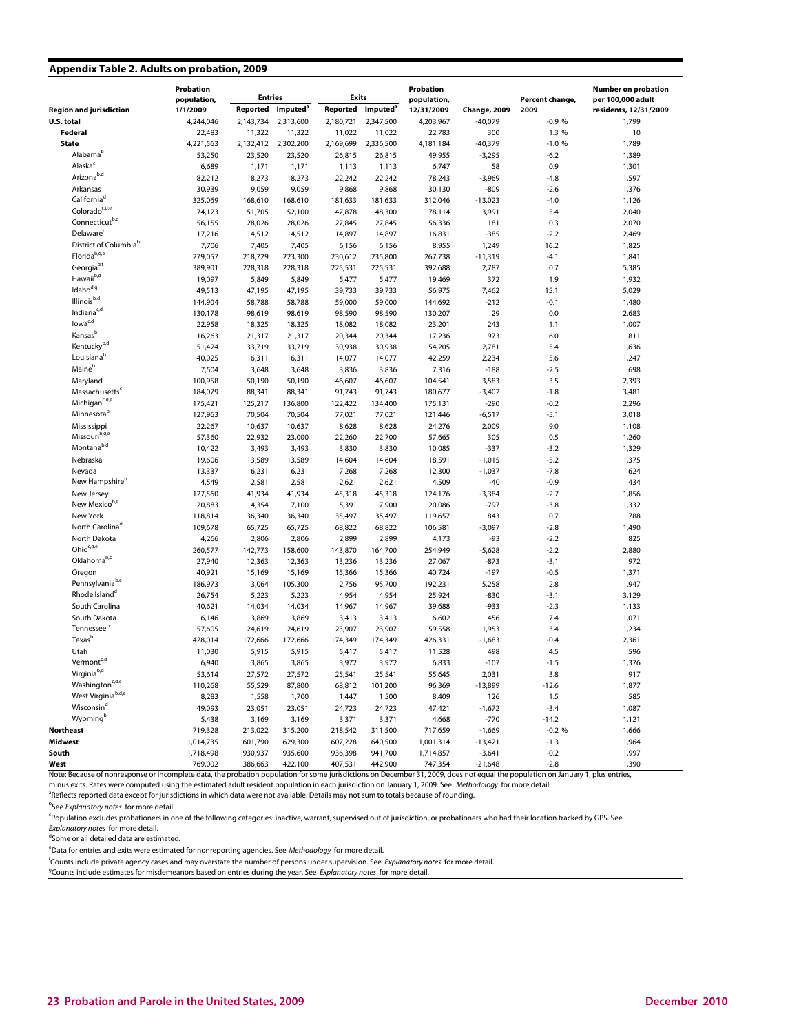## Appendix Table 2. Adults on probation, 2009

| Region and jurisdiction | Probation population, 1/1/2009 | Entries | | Exits | | Probation population, 12/31/2009 | Change, 2009 | Percent change, 2009 | Number on probation per 100,000 adult residents, 12/31/2009 |
|---|---|---|---|---|---|---|---|---|---|
| | | Reported | Imputed[a] | Reported | Imputed[a] | | | | |
| **U.S. total** | 4,244,046 | 2,143,734 | 2,313,600 | 2,180,721 | 2,347,500 | 4,203,967 | -40,079 | -0.9 % | 1,799 |
| **Federal** | 22,483 | 11,322 | 11,322 | 11,022 | 11,022 | 22,783 | 300 | 1.3 % | 10 |
| **State** | 4,221,563 | 2,132,412 | 2,302,200 | 2,169,699 | 2,336,500 | 4,181,184 | -40,379 | -1.0 % | 1,789 |
| Alabama[b] | 53,250 | 23,520 | 23,520 | 26,815 | 26,815 | 49,955 | -3,295 | -6.2 | 1,389 |
| Alaska[c] | 6,689 | 1,171 | 1,171 | 1,113 | 1,113 | 6,747 | 58 | 0.9 | 1,301 |
| Arizona[b,d] | 82,212 | 18,273 | 18,273 | 22,242 | 22,242 | 78,243 | -3,969 | -4.8 | 1,597 |
| Arkansas | 30,939 | 9,059 | 9,059 | 9,868 | 9,868 | 30,130 | -809 | -2.6 | 1,376 |
| California[d] | 325,069 | 168,610 | 168,610 | 181,633 | 181,633 | 312,046 | -13,023 | -4.0 | 1,126 |
| Colorado[c,d,e] | 74,123 | 51,705 | 52,100 | 47,878 | 48,300 | 78,114 | 3,991 | 5.4 | 2,040 |
| Connecticut[b,d] | 56,155 | 28,026 | 28,026 | 27,845 | 27,845 | 56,336 | 181 | 0.3 | 2,070 |
| Delaware[b] | 17,216 | 14,512 | 14,512 | 14,897 | 14,897 | 16,831 | -385 | -2.2 | 2,469 |
| District of Columbia[b] | 7,706 | 7,405 | 7,405 | 6,156 | 6,156 | 8,955 | 1,249 | 16.2 | 1,825 |
| Florida[b,d,e] | 279,057 | 218,729 | 223,300 | 230,612 | 235,800 | 267,738 | -11,319 | -4.1 | 1,841 |
| Georgia[d,f] | 389,901 | 228,318 | 228,318 | 225,531 | 225,531 | 392,688 | 2,787 | 0.7 | 5,385 |
| Hawaii[b,d] | 19,097 | 5,849 | 5,849 | 5,477 | 5,477 | 19,469 | 372 | 1.9 | 1,932 |
| Idaho[d,g] | 49,513 | 47,195 | 47,195 | 39,733 | 39,733 | 56,975 | 7,462 | 15.1 | 5,029 |
| Illinois[b,d] | 144,904 | 58,788 | 58,788 | 59,000 | 59,000 | 144,692 | -212 | -0.1 | 1,480 |
| Indiana[c,d] | 130,178 | 98,619 | 98,619 | 98,590 | 98,590 | 130,207 | 29 | 0.0 | 2,683 |
| Iowa[c,d] | 22,958 | 18,325 | 18,325 | 18,082 | 18,082 | 23,201 | 243 | 1.1 | 1,007 |
| Kansas[b] | 16,263 | 21,317 | 21,317 | 20,344 | 20,344 | 17,236 | 973 | 6.0 | 811 |
| Kentucky[b,d] | 51,424 | 33,719 | 33,719 | 30,938 | 30,938 | 54,205 | 2,781 | 5.4 | 1,636 |
| Louisiana[b] | 40,025 | 16,311 | 16,311 | 14,077 | 14,077 | 42,259 | 2,234 | 5.6 | 1,247 |
| Maine[b] | 7,504 | 3,648 | 3,648 | 3,836 | 3,836 | 7,316 | -188 | -2.5 | 698 |
| Maryland | 100,958 | 50,190 | 50,190 | 46,607 | 46,607 | 104,541 | 3,583 | 3.5 | 2,393 |
| Massachusetts[c] | 184,079 | 88,341 | 88,341 | 91,743 | 91,743 | 180,677 | -3,402 | -1.8 | 3,481 |
| Michigan[c,d,e] | 175,421 | 125,217 | 136,800 | 122,422 | 134,400 | 175,131 | -290 | -0.2 | 2,296 |
| Minnesota[b] | 127,963 | 70,504 | 70,504 | 77,021 | 77,021 | 121,446 | -6,517 | -5.1 | 3,018 |
| Mississippi | 22,267 | 10,637 | 10,637 | 8,628 | 8,628 | 24,276 | 2,009 | 9.0 | 1,108 |
| Missouri[b,d,e] | 57,360 | 22,932 | 23,000 | 22,260 | 22,700 | 57,665 | 305 | 0.5 | 1,260 |
| Montana[b,d] | 10,422 | 3,493 | 3,493 | 3,830 | 3,830 | 10,085 | -337 | -3.2 | 1,329 |
| Nebraska | 19,606 | 13,589 | 13,589 | 14,604 | 14,604 | 18,591 | -1,015 | -5.2 | 1,375 |
| Nevada | 13,337 | 6,231 | 6,231 | 7,268 | 7,268 | 12,300 | -1,037 | -7.8 | 624 |
| New Hampshire[b] | 4,549 | 2,581 | 2,581 | 2,621 | 2,621 | 4,509 | -40 | -0.9 | 434 |
| New Jersey | 127,560 | 41,934 | 41,934 | 45,318 | 45,318 | 124,176 | -3,384 | -2.7 | 1,856 |
| New Mexico[b,e] | 20,883 | 4,354 | 7,100 | 5,391 | 7,900 | 20,086 | -797 | -3.8 | 1,332 |
| New York | 118,814 | 36,340 | 36,340 | 35,497 | 35,497 | 119,657 | 843 | 0.7 | 788 |
| North Carolina[d] | 109,678 | 65,725 | 65,725 | 68,822 | 68,822 | 106,581 | -3,097 | -2.8 | 1,490 |
| North Dakota | 4,266 | 2,806 | 2,806 | 2,899 | 2,899 | 4,173 | -93 | -2.2 | 825 |
| Ohio[c,d,e] | 260,577 | 142,773 | 158,600 | 143,870 | 164,700 | 254,949 | -5,628 | -2.2 | 2,880 |
| Oklahoma[b,d] | 27,940 | 12,363 | 12,363 | 13,236 | 13,236 | 27,067 | -873 | -3.1 | 972 |
| Oregon | 40,921 | 15,169 | 15,169 | 15,366 | 15,366 | 40,724 | -197 | -0.5 | 1,371 |
| Pennsylvania[b,e] | 186,973 | 3,064 | 105,300 | 2,756 | 95,700 | 192,231 | 5,258 | 2.8 | 1,947 |
| Rhode Island[d] | 26,754 | 5,223 | 5,223 | 4,954 | 4,954 | 25,924 | -830 | -3.1 | 3,129 |
| South Carolina | 40,621 | 14,034 | 14,034 | 14,967 | 14,967 | 39,688 | -933 | -2.3 | 1,133 |
| South Dakota | 6,146 | 3,869 | 3,869 | 3,413 | 3,413 | 6,602 | 456 | 7.4 | 1,071 |
| Tennessee[b] | 57,605 | 24,619 | 24,619 | 23,907 | 23,907 | 59,558 | 1,953 | 3.4 | 1,234 |
| Texas[b] | 428,014 | 172,666 | 172,666 | 174,349 | 174,349 | 426,331 | -1,683 | -0.4 | 2,361 |
| Utah | 11,030 | 5,915 | 5,915 | 5,417 | 5,417 | 11,528 | 498 | 4.5 | 596 |
| Vermont[c,d] | 6,940 | 3,865 | 3,865 | 3,972 | 3,972 | 6,833 | -107 | -1.5 | 1,376 |
| Virginia[b,d] | 53,614 | 27,572 | 27,572 | 25,541 | 25,541 | 55,645 | 2,031 | 3.8 | 917 |
| Washington[c,d,e] | 110,268 | 55,529 | 87,800 | 68,812 | 101,200 | 96,369 | -13,899 | -12.6 | 1,877 |
| West Virginia[b,d,e] | 8,283 | 1,558 | 1,700 | 1,447 | 1,500 | 8,409 | 126 | 1.5 | 585 |
| Wisconsin[d] | 49,093 | 23,051 | 23,051 | 24,723 | 24,723 | 47,421 | -1,672 | -3.4 | 1,087 |
| Wyoming[b] | 5,438 | 3,169 | 3,169 | 3,371 | 3,371 | 4,668 | -770 | -14.2 | 1,121 |
| **Northeast** | 719,328 | 213,022 | 315,200 | 218,542 | 311,500 | 717,659 | -1,669 | -0.2 % | 1,666 |
| **Midwest** | 1,014,735 | 601,790 | 629,300 | 607,228 | 640,500 | 1,001,314 | -13,421 | -1.3 | 1,964 |
| **South** | 1,718,498 | 930,937 | 935,600 | 936,398 | 941,700 | 1,714,857 | -3,641 | -0.2 | 1,997 |
| **West** | 769,002 | 386,663 | 422,100 | 407,531 | 442,900 | 747,354 | -21,648 | -2.8 | 1,390 |

Note: Because of nonresponse or incomplete data, the probation population for some jurisdictions on December 31, 2009, does not equal the population on January 1, plus entries, minus exits. Rates were computed using the estimated adult resident population in each jurisdiction on January 1, 2009. See *Methodology* for more detail.

[a]Reflects reported data except for jurisdictions in which data were not available. Details may not sum to totals because of rounding.

[b]See *Explanatory notes* for more detail.

[c]Population excludes probationers in one of the following categories: inactive, warrant, supervised out of jurisdiction, or probationers who had their location tracked by GPS. See *Explanatory notes* for more detail.

[d]Some or all detailed data are estimated.

[e]Data for entries and exits were estimated for nonreporting agencies. See *Methodology* for more detail.

[f]Counts include private agency cases and may overstate the number of persons under supervision. See *Explanatory notes* for more detail.

[g]Counts include estimates for misdemeanors based on entries during the year. See *Explanatory notes* for more detail.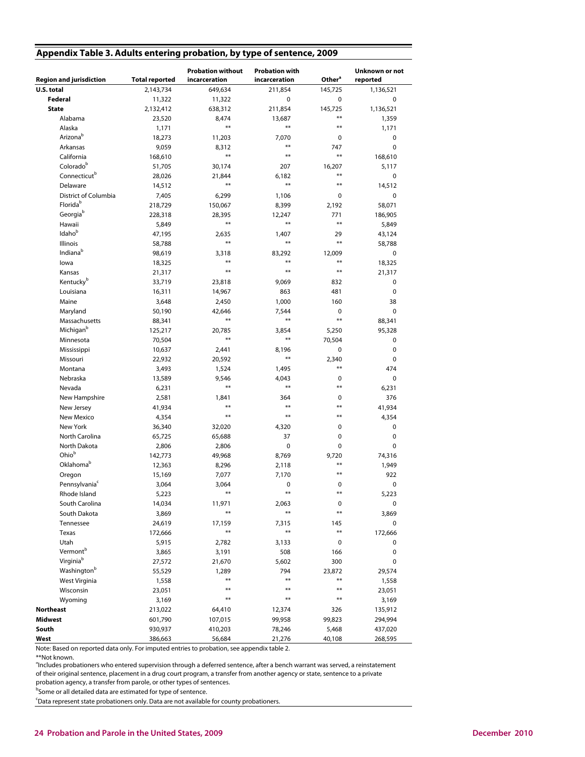## Appendix Table 3. Adults entering probation, by type of sentence, 2009

| Region and jurisdiction | Total reported | Probation without incarceration | Probation with incarceration | Other[a] | Unknown or not reported |
|---|---|---|---|---|---|
| **U.S. total** | 2,143,734 | 649,634 | 211,854 | 145,725 | 1,136,521 |
| **Federal** | 11,322 | 11,322 | 0 | 0 | 0 |
| **State** | 2,132,412 | 638,312 | 211,854 | 145,725 | 1,136,521 |
| Alabama | 23,520 | 8,474 | 13,687 | ** | 1,359 |
| Alaska | 1,171 | ** | ** | ** | 1,171 |
| Arizona[b] | 18,273 | 11,203 | 7,070 | 0 | 0 |
| Arkansas | 9,059 | 8,312 | ** | 747 | 0 |
| California | 168,610 | ** | ** | ** | 168,610 |
| Colorado[b] | 51,705 | 30,174 | 207 | 16,207 | 5,117 |
| Connecticut[b] | 28,026 | 21,844 | 6,182 | ** | 0 |
| Delaware | 14,512 | ** | ** | ** | 14,512 |
| District of Columbia | 7,405 | 6,299 | 1,106 | 0 | 0 |
| Florida[b] | 218,729 | 150,067 | 8,399 | 2,192 | 58,071 |
| Georgia[b] | 228,318 | 28,395 | 12,247 | 771 | 186,905 |
| Hawaii | 5,849 | ** | ** | ** | 5,849 |
| Idaho[b] | 47,195 | 2,635 | 1,407 | 29 | 43,124 |
| Illinois | 58,788 | ** | ** | ** | 58,788 |
| Indiana[b] | 98,619 | 3,318 | 83,292 | 12,009 | 0 |
| Iowa | 18,325 | ** | ** | ** | 18,325 |
| Kansas | 21,317 | ** | ** | ** | 21,317 |
| Kentucky[b] | 33,719 | 23,818 | 9,069 | 832 | 0 |
| Louisiana | 16,311 | 14,967 | 863 | 481 | 0 |
| Maine | 3,648 | 2,450 | 1,000 | 160 | 38 |
| Maryland | 50,190 | 42,646 | 7,544 | 0 | 0 |
| Massachusetts | 88,341 | ** | ** | ** | 88,341 |
| Michigan[b] | 125,217 | 20,785 | 3,854 | 5,250 | 95,328 |
| Minnesota | 70,504 | ** | ** | 70,504 | 0 |
| Mississippi | 10,637 | 2,441 | 8,196 | 0 | 0 |
| Missouri | 22,932 | 20,592 | ** | 2,340 | 0 |
| Montana | 3,493 | 1,524 | 1,495 | ** | 474 |
| Nebraska | 13,589 | 9,546 | 4,043 | 0 | 0 |
| Nevada | 6,231 | ** | ** | ** | 6,231 |
| New Hampshire | 2,581 | 1,841 | 364 | 0 | 376 |
| New Jersey | 41,934 | ** | ** | ** | 41,934 |
| New Mexico | 4,354 | ** | ** | ** | 4,354 |
| New York | 36,340 | 32,020 | 4,320 | 0 | 0 |
| North Carolina | 65,725 | 65,688 | 37 | 0 | 0 |
| North Dakota | 2,806 | 2,806 | 0 | 0 | 0 |
| Ohio[b] | 142,773 | 49,968 | 8,769 | 9,720 | 74,316 |
| Oklahoma[b] | 12,363 | 8,296 | 2,118 | ** | 1,949 |
| Oregon | 15,169 | 7,077 | 7,170 | ** | 922 |
| Pennsylvania[c] | 3,064 | 3,064 | 0 | 0 | 0 |
| Rhode Island | 5,223 | ** | ** | ** | 5,223 |
| South Carolina | 14,034 | 11,971 | 2,063 | 0 | 0 |
| South Dakota | 3,869 | ** | ** | ** | 3,869 |
| Tennessee | 24,619 | 17,159 | 7,315 | 145 | 0 |
| Texas | 172,666 | ** | ** | ** | 172,666 |
| Utah | 5,915 | 2,782 | 3,133 | 0 | 0 |
| Vermont[b] | 3,865 | 3,191 | 508 | 166 | 0 |
| Virginia[b] | 27,572 | 21,670 | 5,602 | 300 | 0 |
| Washington[b] | 55,529 | 1,289 | 794 | 23,872 | 29,574 |
| West Virginia | 1,558 | ** | ** | ** | 1,558 |
| Wisconsin | 23,051 | ** | ** | ** | 23,051 |
| Wyoming | 3,169 | ** | ** | ** | 3,169 |
| **Northeast** | 213,022 | 64,410 | 12,374 | 326 | 135,912 |
| **Midwest** | 601,790 | 107,015 | 99,958 | 99,823 | 294,994 |
| **South** | 930,937 | 410,203 | 78,246 | 5,468 | 437,020 |
| **West** | 386,663 | 56,684 | 21,276 | 40,108 | 268,595 |

Note: Based on reported data only. For imputed entries to probation, see appendix table 2.

**Not known.

[a]Includes probationers who entered supervision through a deferred sentence, after a bench warrant was served, a reinstatement of their original sentence, placement in a drug court program, a transfer from another agency or state, sentence to a private probation agency, a transfer from parole, or other types of sentences.

[b]Some or all detailed data are estimated for type of sentence.

[c]Data represent state probationers only. Data are not available for county probationers.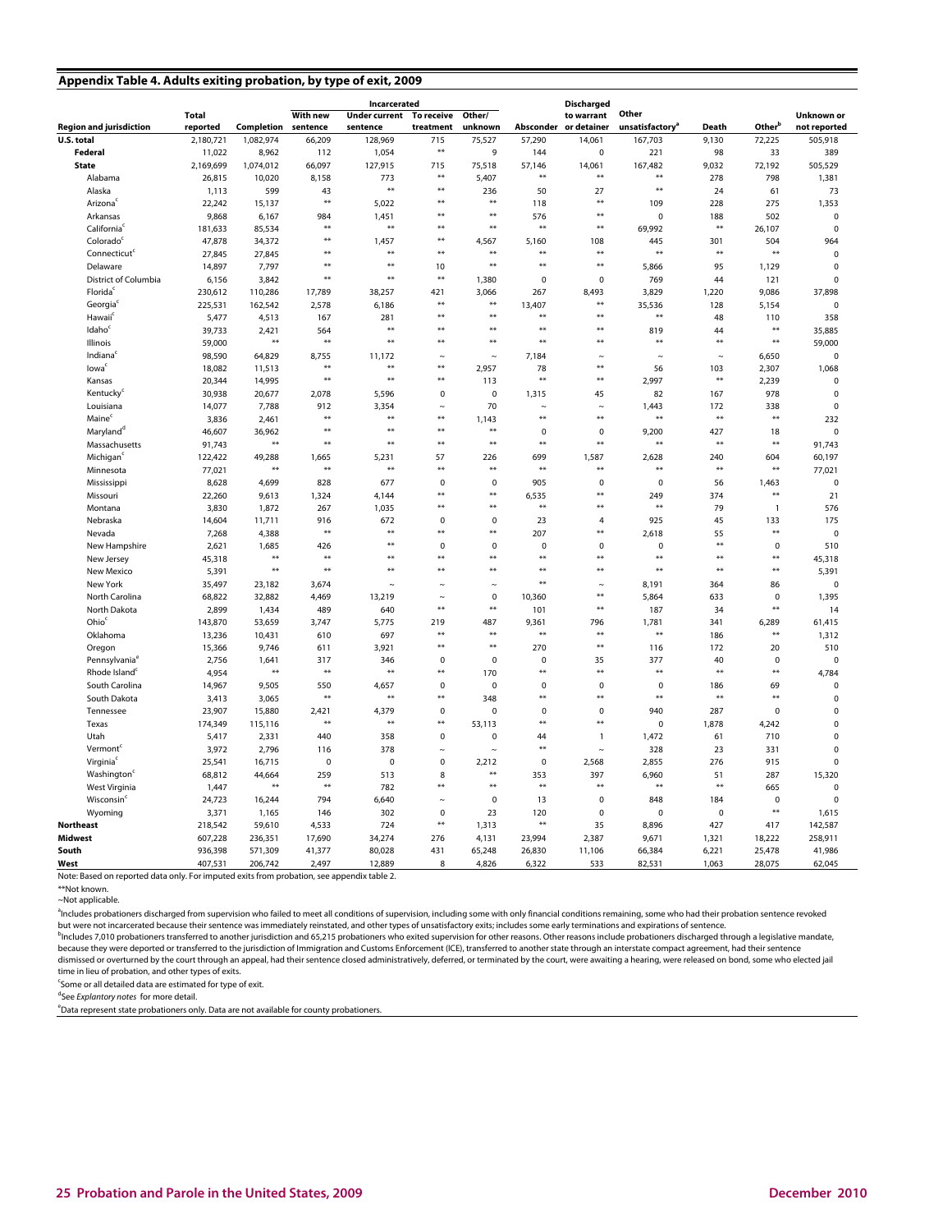## Appendix Table 4. Adults exiting probation, by type of exit, 2009

| Region and jurisdiction | Total reported | Completion | Incarcerated: With new sentence | Incarcerated: Under current sentence | Incarcerated: To receive treatment | Incarcerated: Other/unknown | Absconder | Discharged to warrant or detainer | Other unsatisfactory[a] | Death | Other[b] | Unknown or not reported |
|---|---|---|---|---|---|---|---|---|---|---|---|---|
| **U.S. total** | 2,180,721 | 1,082,974 | 66,209 | 128,969 | 715 | 75,527 | 57,290 | 14,061 | 167,703 | 9,130 | 72,225 | 505,918 |
| **Federal** | 11,022 | 8,962 | 112 | 1,054 | ** | 9 | 144 | 0 | 221 | 98 | 33 | 389 |
| **State** | 2,169,699 | 1,074,012 | 66,097 | 127,915 | 715 | 75,518 | 57,146 | 14,061 | 167,482 | 9,032 | 72,192 | 505,529 |
| Alabama | 26,815 | 10,020 | 8,158 | 773 | ** | 5,407 | ** | ** | ** | 278 | 798 | 1,381 |
| Alaska | 1,113 | 599 | 43 | ** | ** | 236 | 50 | 27 | ** | 24 | 61 | 73 |
| Arizona[c] | 22,242 | 15,137 | ** | 5,022 | ** | ** | 118 | ** | 109 | 228 | 275 | 1,353 |
| Arkansas | 9,868 | 6,167 | 984 | 1,451 | ** | ** | 576 | ** | 0 | 188 | 502 | 0 |
| California[c] | 181,633 | 85,534 | ** | ** | ** | ** | ** | ** | 69,992 | ** | 26,107 | 0 |
| Colorado[c] | 47,878 | 34,372 | ** | 1,457 | ** | 4,567 | 5,160 | 108 | 445 | 301 | 504 | 964 |
| Connecticut[c] | 27,845 | 27,845 | ** | ** | ** | ** | ** | ** | ** | ** | ** | 0 |
| Delaware | 14,897 | 7,797 | ** | ** | 10 | ** | ** | ** | 5,866 | 95 | 1,129 | 0 |
| District of Columbia | 6,156 | 3,842 | ** | ** | ** | 1,380 | 0 | 0 | 769 | 44 | 121 | 0 |
| Florida[c] | 230,612 | 110,286 | 17,789 | 38,257 | 421 | 3,066 | 267 | 8,493 | 3,829 | 1,220 | 9,086 | 37,898 |
| Georgia[c] | 225,531 | 162,542 | 2,578 | 6,186 | ** | ** | 13,407 | ** | 35,536 | 128 | 5,154 | 0 |
| Hawaii[c] | 5,477 | 4,513 | 167 | 281 | ** | ** | ** | ** | ** | 48 | 110 | 358 |
| Idaho[c] | 39,733 | 2,421 | 564 | ** | ** | ** | ** | ** | 819 | 44 | ** | 35,885 |
| Illinois | 59,000 | ** | ** | ** | ** | ** | ** | ** | ** | ** | ** | 59,000 |
| Indiana[c] | 98,590 | 64,829 | 8,755 | 11,172 | ~ | ~ | 7,184 | ~ | ~ | ~ | 6,650 | 0 |
| Iowa[c] | 18,082 | 11,513 | ** | ** | ** | 2,957 | 78 | ** | 56 | 103 | 2,307 | 1,068 |
| Kansas | 20,344 | 14,995 | ** | ** | ** | 113 | ** | ** | 2,997 | ** | 2,239 | 0 |
| Kentucky[c] | 30,938 | 20,677 | 2,078 | 5,596 | 0 | 0 | 1,315 | 45 | 82 | 167 | 978 | 0 |
| Louisiana | 14,077 | 7,788 | 912 | 3,354 | ~ | 70 | ~ | ~ | 1,443 | 172 | 338 | 0 |
| Maine[c] | 3,836 | 2,461 | ** | ** | ** | 1,143 | ** | ** | ** | ** | ** | 232 |
| Maryland[d] | 46,607 | 36,962 | ** | ** | ** | ** | 0 | 0 | 9,200 | 427 | 18 | 0 |
| Massachusetts | 91,743 | ** | ** | ** | ** | ** | ** | ** | ** | ** | ** | 91,743 |
| Michigan[c] | 122,422 | 49,288 | 1,665 | 5,231 | 57 | 226 | 699 | 1,587 | 2,628 | 240 | 604 | 60,197 |
| Minnesota | 77,021 | ** | ** | ** | ** | ** | ** | ** | ** | ** | ** | 77,021 |
| Mississippi | 8,628 | 4,699 | 828 | 677 | 0 | 0 | 905 | 0 | 0 | 56 | 1,463 | 0 |
| Missouri | 22,260 | 9,613 | 1,324 | 4,144 | ** | ** | 6,535 | ** | 249 | 374 | ** | 21 |
| Montana | 3,830 | 1,872 | 267 | 1,035 | ** | ** | ** | ** | ** | 79 | 1 | 576 |
| Nebraska | 14,604 | 11,711 | 916 | 672 | 0 | 0 | 23 | 4 | 925 | 45 | 133 | 175 |
| Nevada | 7,268 | 4,388 | ** | ** | ** | ** | 207 | ** | 2,618 | 55 | ** | 0 |
| New Hampshire | 2,621 | 1,685 | 426 | ** | 0 | 0 | 0 | 0 | 0 | ** | 0 | 510 |
| New Jersey | 45,318 | ** | ** | ** | ** | ** | ** | ** | ** | ** | ** | 45,318 |
| New Mexico | 5,391 | ** | ** | ** | ** | ** | ** | ** | ** | ** | ** | 5,391 |
| New York | 35,497 | 23,182 | 3,674 | ~ | ~ | ~ | ** | ~ | 8,191 | 364 | 86 | 0 |
| North Carolina | 68,822 | 32,882 | 4,469 | 13,219 | ~ | 0 | 10,360 | ** | 5,864 | 633 | 0 | 1,395 |
| North Dakota | 2,899 | 1,434 | 489 | 640 | ** | ** | 101 | ** | 187 | 34 | ** | 14 |
| Ohio[c] | 143,870 | 53,659 | 3,747 | 5,775 | 219 | 487 | 9,361 | 796 | 1,781 | 341 | 6,289 | 61,415 |
| Oklahoma | 13,236 | 10,431 | 610 | 697 | ** | ** | ** | ** | ** | 186 | ** | 1,312 |
| Oregon | 15,366 | 9,746 | 611 | 3,921 | ** | ** | 270 | ** | 116 | 172 | 20 | 510 |
| Pennsylvania[e] | 2,756 | 1,641 | 317 | 346 | 0 | 0 | 0 | 35 | 377 | 40 | 0 | 0 |
| Rhode Island[c] | 4,954 | ** | ** | ** | ** | 170 | ** | ** | ** | ** | ** | 4,784 |
| South Carolina | 14,967 | 9,505 | 550 | 4,657 | 0 | 0 | 0 | 0 | 0 | 186 | 69 | 0 |
| South Dakota | 3,413 | 3,065 | ** | ** | ** | 348 | ** | ** | ** | ** | ** | 0 |
| Tennessee | 23,907 | 15,880 | 2,421 | 4,379 | 0 | 0 | 0 | 0 | 940 | 287 | 0 | 0 |
| Texas | 174,349 | 115,116 | ** | ** | ** | 53,113 | ** | ** | 0 | 1,878 | 4,242 | 0 |
| Utah | 5,417 | 2,331 | 440 | 358 | 0 | 0 | 44 | 1 | 1,472 | 61 | 710 | 0 |
| Vermont[c] | 3,972 | 2,796 | 116 | 378 | ~ | ~ | ** | ~ | 328 | 23 | 331 | 0 |
| Virginia[c] | 25,541 | 16,715 | 0 | 0 | 0 | 2,212 | 0 | 2,568 | 2,855 | 276 | 915 | 0 |
| Washington[c] | 68,812 | 44,664 | 259 | 513 | 8 | ** | 353 | 397 | 6,960 | 51 | 287 | 15,320 |
| West Virginia | 1,447 | ** | ** | 782 | ** | ** | ** | ** | ** | ** | 665 | 0 |
| Wisconsin[c] | 24,723 | 16,244 | 794 | 6,640 | ~ | 0 | 13 | 0 | 848 | 184 | 0 | 0 |
| Wyoming | 3,371 | 1,165 | 146 | 302 | 0 | 23 | 120 | 0 | 0 | 0 | ** | 1,615 |
| **Northeast** | 218,542 | 59,610 | 4,533 | 724 | ** | 1,313 | ** | 35 | 8,896 | 427 | 417 | 142,587 |
| **Midwest** | 607,228 | 236,351 | 17,690 | 34,274 | 276 | 4,131 | 23,994 | 2,387 | 9,671 | 1,321 | 18,222 | 258,911 |
| **South** | 936,398 | 571,309 | 41,377 | 80,028 | 431 | 65,248 | 26,830 | 11,106 | 66,384 | 6,221 | 25,478 | 41,986 |
| **West** | 407,531 | 206,742 | 2,497 | 12,889 | 8 | 4,826 | 6,322 | 533 | 82,531 | 1,063 | 28,075 | 62,045 |

Note: Based on reported data only. For imputed exits from probation, see appendix table 2.

**Not known.

~Not applicable.

[a]Includes probationers discharged from supervision who failed to meet all conditions of supervision, including some with only financial conditions remaining, some who had their probation sentence revoked but were not incarcerated because their sentence was immediately reinstated, and other types of unsatisfactory exits; includes some early terminations and expirations of sentence.

[b]Includes 7,010 probationers transferred to another jurisdiction and 65,215 probationers who exited supervision for other reasons. Other reasons include probationers discharged through a legislative mandate, because they were deported or transferred to the jurisdiction of Immigration and Customs Enforcement (ICE), transferred to another state through an interstate compact agreement, had their sentence dismissed or overturned by the court through an appeal, had their sentence closed administratively, deferred, or terminated by the court, were awaiting a hearing, were released on bond, some who elected jail time in lieu of probation, and other types of exits.

[c]Some or all detailed data are estimated for type of exit.

[d]See *Explantory notes* for more detail.

[e]Data represent state probationers only. Data are not available for county probationers.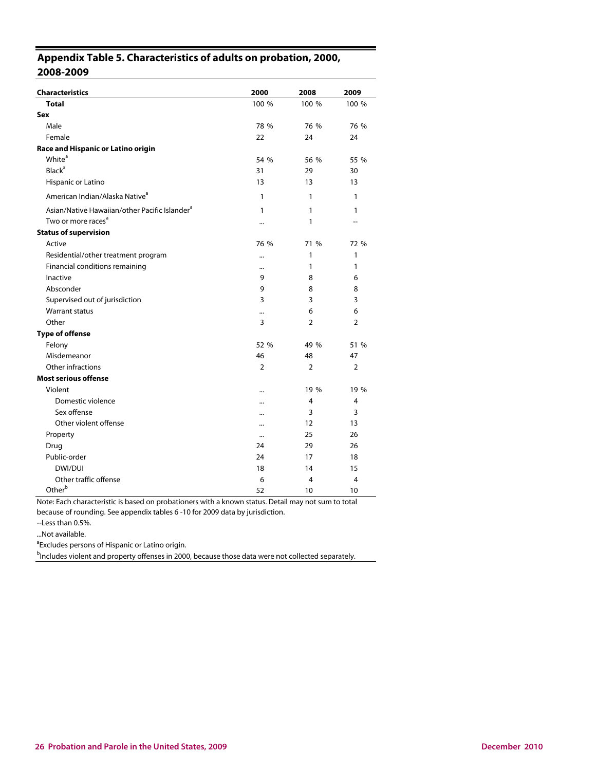## Appendix Table 5. Characteristics of adults on probation, 2000, 2008-2009

| Characteristics | 2000 | 2008 | 2009 |
|---|---|---|---|
| **Total** | 100 % | 100 % | 100 % |
| **Sex** | | | |
| Male | 78 % | 76 % | 76 % |
| Female | 22 | 24 | 24 |
| **Race and Hispanic or Latino origin** | | | |
| White[a] | 54 % | 56 % | 55 % |
| Black[a] | 31 | 29 | 30 |
| Hispanic or Latino | 13 | 13 | 13 |
| American Indian/Alaska Native[a] | 1 | 1 | 1 |
| Asian/Native Hawaiian/other Pacific Islander[a] | 1 | 1 | 1 |
| Two or more races[a] | ... | 1 | -- |
| **Status of supervision** | | | |
| Active | 76 % | 71 % | 72 % |
| Residential/other treatment program | ... | 1 | 1 |
| Financial conditions remaining | ... | 1 | 1 |
| Inactive | 9 | 8 | 6 |
| Absconder | 9 | 8 | 8 |
| Supervised out of jurisdiction | 3 | 3 | 3 |
| Warrant status | ... | 6 | 6 |
| Other | 3 | 2 | 2 |
| **Type of offense** | | | |
| Felony | 52 % | 49 % | 51 % |
| Misdemeanor | 46 | 48 | 47 |
| Other infractions | 2 | 2 | 2 |
| **Most serious offense** | | | |
| Violent | ... | 19 % | 19 % |
| Domestic violence | ... | 4 | 4 |
| Sex offense | ... | 3 | 3 |
| Other violent offense | ... | 12 | 13 |
| Property | ... | 25 | 26 |
| Drug | 24 | 29 | 26 |
| Public-order | 24 | 17 | 18 |
| DWI/DUI | 18 | 14 | 15 |
| Other traffic offense | 6 | 4 | 4 |
| Other[b] | 52 | 10 | 10 |

Note: Each characteristic is based on probationers with a known status. Detail may not sum to total because of rounding. See appendix tables 6 -10 for 2009 data by jurisdiction.

--Less than 0.5%.

...Not available.

[a]Excludes persons of Hispanic or Latino origin.

[b]Includes violent and property offenses in 2000, because those data were not collected separately.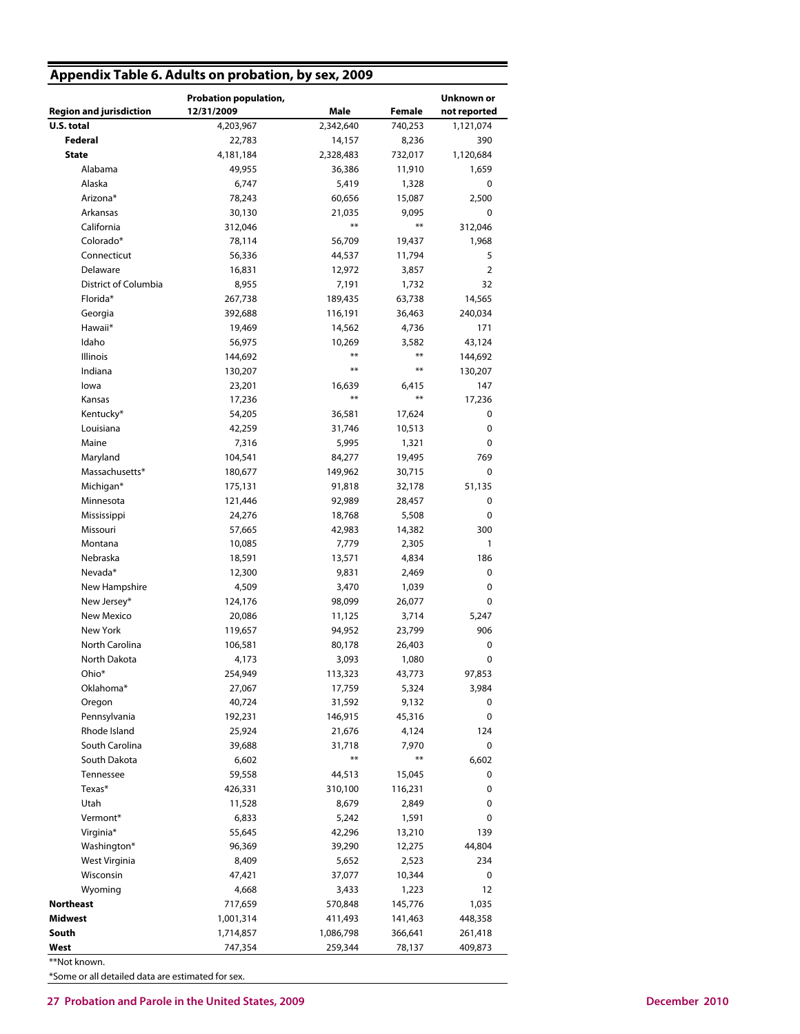## Appendix Table 6. Adults on probation, by sex, 2009

| Region and jurisdiction | Probation population, 12/31/2009 | Male | Female | Unknown or not reported |
|---|---|---|---|---|
| **U.S. total** | 4,203,967 | 2,342,640 | 740,253 | 1,121,074 |
| **Federal** | 22,783 | 14,157 | 8,236 | 390 |
| **State** | 4,181,184 | 2,328,483 | 732,017 | 1,120,684 |
| Alabama | 49,955 | 36,386 | 11,910 | 1,659 |
| Alaska | 6,747 | 5,419 | 1,328 | 0 |
| Arizona* | 78,243 | 60,656 | 15,087 | 2,500 |
| Arkansas | 30,130 | 21,035 | 9,095 | 0 |
| California | 312,046 | ** | ** | 312,046 |
| Colorado* | 78,114 | 56,709 | 19,437 | 1,968 |
| Connecticut | 56,336 | 44,537 | 11,794 | 5 |
| Delaware | 16,831 | 12,972 | 3,857 | 2 |
| District of Columbia | 8,955 | 7,191 | 1,732 | 32 |
| Florida* | 267,738 | 189,435 | 63,738 | 14,565 |
| Georgia | 392,688 | 116,191 | 36,463 | 240,034 |
| Hawaii* | 19,469 | 14,562 | 4,736 | 171 |
| Idaho | 56,975 | 10,269 | 3,582 | 43,124 |
| Illinois | 144,692 | ** | ** | 144,692 |
| Indiana | 130,207 | ** | ** | 130,207 |
| Iowa | 23,201 | 16,639 | 6,415 | 147 |
| Kansas | 17,236 | ** | ** | 17,236 |
| Kentucky* | 54,205 | 36,581 | 17,624 | 0 |
| Louisiana | 42,259 | 31,746 | 10,513 | 0 |
| Maine | 7,316 | 5,995 | 1,321 | 0 |
| Maryland | 104,541 | 84,277 | 19,495 | 769 |
| Massachusetts* | 180,677 | 149,962 | 30,715 | 0 |
| Michigan* | 175,131 | 91,818 | 32,178 | 51,135 |
| Minnesota | 121,446 | 92,989 | 28,457 | 0 |
| Mississippi | 24,276 | 18,768 | 5,508 | 0 |
| Missouri | 57,665 | 42,983 | 14,382 | 300 |
| Montana | 10,085 | 7,779 | 2,305 | 1 |
| Nebraska | 18,591 | 13,571 | 4,834 | 186 |
| Nevada* | 12,300 | 9,831 | 2,469 | 0 |
| New Hampshire | 4,509 | 3,470 | 1,039 | 0 |
| New Jersey* | 124,176 | 98,099 | 26,077 | 0 |
| New Mexico | 20,086 | 11,125 | 3,714 | 5,247 |
| New York | 119,657 | 94,952 | 23,799 | 906 |
| North Carolina | 106,581 | 80,178 | 26,403 | 0 |
| North Dakota | 4,173 | 3,093 | 1,080 | 0 |
| Ohio* | 254,949 | 113,323 | 43,773 | 97,853 |
| Oklahoma* | 27,067 | 17,759 | 5,324 | 3,984 |
| Oregon | 40,724 | 31,592 | 9,132 | 0 |
| Pennsylvania | 192,231 | 146,915 | 45,316 | 0 |
| Rhode Island | 25,924 | 21,676 | 4,124 | 124 |
| South Carolina | 39,688 | 31,718 | 7,970 | 0 |
| South Dakota | 6,602 | ** | ** | 6,602 |
| Tennessee | 59,558 | 44,513 | 15,045 | 0 |
| Texas* | 426,331 | 310,100 | 116,231 | 0 |
| Utah | 11,528 | 8,679 | 2,849 | 0 |
| Vermont* | 6,833 | 5,242 | 1,591 | 0 |
| Virginia* | 55,645 | 42,296 | 13,210 | 139 |
| Washington* | 96,369 | 39,290 | 12,275 | 44,804 |
| West Virginia | 8,409 | 5,652 | 2,523 | 234 |
| Wisconsin | 47,421 | 37,077 | 10,344 | 0 |
| Wyoming | 4,668 | 3,433 | 1,223 | 12 |
| **Northeast** | 717,659 | 570,848 | 145,776 | 1,035 |
| **Midwest** | 1,001,314 | 411,493 | 141,463 | 448,358 |
| **South** | 1,714,857 | 1,086,798 | 366,641 | 261,418 |
| **West** | 747,354 | 259,344 | 78,137 | 409,873 |

**Not known.

*Some or all detailed data are estimated for sex.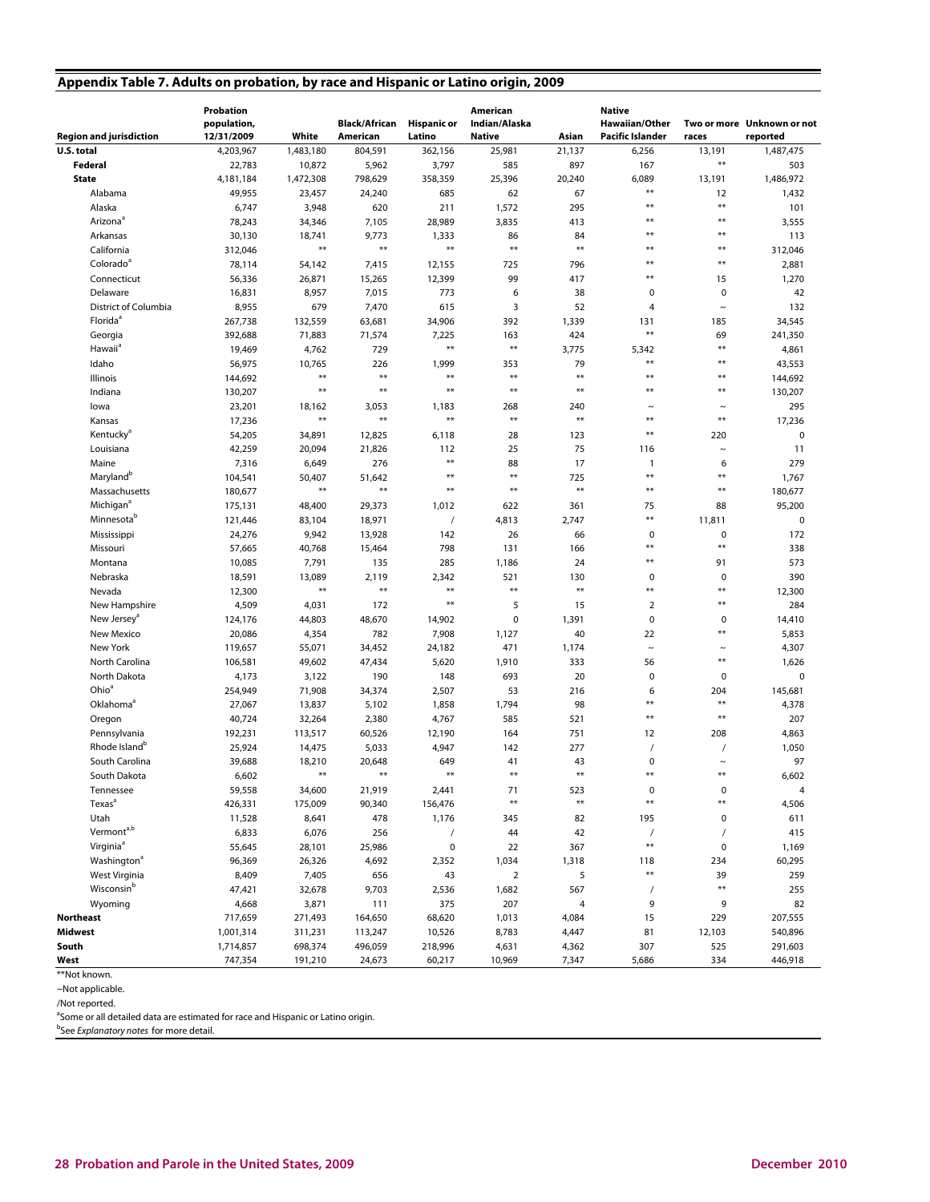## Appendix Table 7. Adults on probation, by race and Hispanic or Latino origin, 2009

| Region and jurisdiction | Probation population, 12/31/2009 | White | Black/African American | Hispanic or Latino | American Indian/Alaska Native | Asian | Native Hawaiian/Other Pacific Islander | Two or more races | Unknown or not reported |
|---|---|---|---|---|---|---|---|---|---|
| **U.S. total** | 4,203,967 | 1,483,180 | 804,591 | 362,156 | 25,981 | 21,137 | 6,256 | 13,191 | 1,487,475 |
| **Federal** | 22,783 | 10,872 | 5,962 | 3,797 | 585 | 897 | 167 | ** | 503 |
| **State** | 4,181,184 | 1,472,308 | 798,629 | 358,359 | 25,396 | 20,240 | 6,089 | 13,191 | 1,486,972 |
| Alabama | 49,955 | 23,457 | 24,240 | 685 | 62 | 67 | ** | 12 | 1,432 |
| Alaska | 6,747 | 3,948 | 620 | 211 | 1,572 | 295 | ** | ** | 101 |
| Arizona[a] | 78,243 | 34,346 | 7,105 | 28,989 | 3,835 | 413 | ** | ** | 3,555 |
| Arkansas | 30,130 | 18,741 | 9,773 | 1,333 | 86 | 84 | ** | ** | 113 |
| California | 312,046 | ** | ** | ** | ** | ** | ** | ** | 312,046 |
| Colorado[a] | 78,114 | 54,142 | 7,415 | 12,155 | 725 | 796 | ** | ** | 2,881 |
| Connecticut | 56,336 | 26,871 | 15,265 | 12,399 | 99 | 417 | ** | 15 | 1,270 |
| Delaware | 16,831 | 8,957 | 7,015 | 773 | 6 | 38 | 0 | 0 | 42 |
| District of Columbia | 8,955 | 679 | 7,470 | 615 | 3 | 52 | 4 | ~ | 132 |
| Florida[a] | 267,738 | 132,559 | 63,681 | 34,906 | 392 | 1,339 | 131 | 185 | 34,545 |
| Georgia | 392,688 | 71,883 | 71,574 | 7,225 | 163 | 424 | ** | 69 | 241,350 |
| Hawaii[a] | 19,469 | 4,762 | 729 | ** | ** | 3,775 | 5,342 | ** | 4,861 |
| Idaho | 56,975 | 10,765 | 226 | 1,999 | 353 | 79 | ** | ** | 43,553 |
| Illinois | 144,692 | ** | ** | ** | ** | ** | ** | ** | 144,692 |
| Indiana | 130,207 | ** | ** | ** | ** | ** | ** | ** | 130,207 |
| Iowa | 23,201 | 18,162 | 3,053 | 1,183 | 268 | 240 | ~ | ~ | 295 |
| Kansas | 17,236 | ** | ** | ** | ** | ** | ** | ** | 17,236 |
| Kentucky[a] | 54,205 | 34,891 | 12,825 | 6,118 | 28 | 123 | ** | 220 | 0 |
| Louisiana | 42,259 | 20,094 | 21,826 | 112 | 25 | 75 | 116 | ~ | 11 |
| Maine | 7,316 | 6,649 | 276 | ** | 88 | 17 | 1 | 6 | 279 |
| Maryland[b] | 104,541 | 50,407 | 51,642 | ** | ** | 725 | ** | ** | 1,767 |
| Massachusetts | 180,677 | ** | ** | ** | ** | ** | ** | ** | 180,677 |
| Michigan[a] | 175,131 | 48,400 | 29,373 | 1,012 | 622 | 361 | 75 | 88 | 95,200 |
| Minnesota[b] | 121,446 | 83,104 | 18,971 | / | 4,813 | 2,747 | ** | 11,811 | 0 |
| Mississippi | 24,276 | 9,942 | 13,928 | 142 | 26 | 66 | 0 | 0 | 172 |
| Missouri | 57,665 | 40,768 | 15,464 | 798 | 131 | 166 | ** | ** | 338 |
| Montana | 10,085 | 7,791 | 135 | 285 | 1,186 | 24 | ** | 91 | 573 |
| Nebraska | 18,591 | 13,089 | 2,119 | 2,342 | 521 | 130 | 0 | 0 | 390 |
| Nevada | 12,300 | ** | ** | ** | ** | ** | ** | ** | 12,300 |
| New Hampshire | 4,509 | 4,031 | 172 | ** | 5 | 15 | 2 | ** | 284 |
| New Jersey[a] | 124,176 | 44,803 | 48,670 | 14,902 | 0 | 1,391 | 0 | 0 | 14,410 |
| New Mexico | 20,086 | 4,354 | 782 | 7,908 | 1,127 | 40 | 22 | ** | 5,853 |
| New York | 119,657 | 55,071 | 34,452 | 24,182 | 471 | 1,174 | ~ | ~ | 4,307 |
| North Carolina | 106,581 | 49,602 | 47,434 | 5,620 | 1,910 | 333 | 56 | ** | 1,626 |
| North Dakota | 4,173 | 3,122 | 190 | 148 | 693 | 20 | 0 | 0 | 0 |
| Ohio[a] | 254,949 | 71,908 | 34,374 | 2,507 | 53 | 216 | 6 | 204 | 145,681 |
| Oklahoma[a] | 27,067 | 13,837 | 5,102 | 1,858 | 1,794 | 98 | ** | ** | 4,378 |
| Oregon | 40,724 | 32,264 | 2,380 | 4,767 | 585 | 521 | ** | ** | 207 |
| Pennsylvania | 192,231 | 113,517 | 60,526 | 12,190 | 164 | 751 | 12 | 208 | 4,863 |
| Rhode Island[b] | 25,924 | 14,475 | 5,033 | 4,947 | 142 | 277 | / | / | 1,050 |
| South Carolina | 39,688 | 18,210 | 20,648 | 649 | 41 | 43 | 0 | ~ | 97 |
| South Dakota | 6,602 | ** | ** | ** | ** | ** | ** | ** | 6,602 |
| Tennessee | 59,558 | 34,600 | 21,919 | 2,441 | 71 | 523 | 0 | 0 | 4 |
| Texas[a] | 426,331 | 175,009 | 90,340 | 156,476 | ** | ** | ** | ** | 4,506 |
| Utah | 11,528 | 8,641 | 478 | 1,176 | 345 | 82 | 195 | 0 | 611 |
| Vermont[a,b] | 6,833 | 6,076 | 256 | / | 44 | 42 | / | / | 415 |
| Virginia[a] | 55,645 | 28,101 | 25,986 | 0 | 22 | 367 | ** | 0 | 1,169 |
| Washington[a] | 96,369 | 26,326 | 4,692 | 2,352 | 1,034 | 1,318 | 118 | 234 | 60,295 |
| West Virginia | 8,409 | 7,405 | 656 | 43 | 2 | 5 | ** | 39 | 259 |
| Wisconsin[b] | 47,421 | 32,678 | 9,703 | 2,536 | 1,682 | 567 | / | ** | 255 |
| Wyoming | 4,668 | 3,871 | 111 | 375 | 207 | 4 | 9 | 9 | 82 |
| **Northeast** | 717,659 | 271,493 | 164,650 | 68,620 | 1,013 | 4,084 | 15 | 229 | 207,555 |
| **Midwest** | 1,001,314 | 311,231 | 113,247 | 10,526 | 8,783 | 4,447 | 81 | 12,103 | 540,896 |
| **South** | 1,714,857 | 698,374 | 496,059 | 218,996 | 4,631 | 4,362 | 307 | 525 | 291,603 |
| **West** | 747,354 | 191,210 | 24,673 | 60,217 | 10,969 | 7,347 | 5,686 | 334 | 446,918 |

**Not known.

~Not applicable.

/Not reported.

[a]Some or all detailed data are estimated for race and Hispanic or Latino origin.

[b]See *Explanatory notes* for more detail.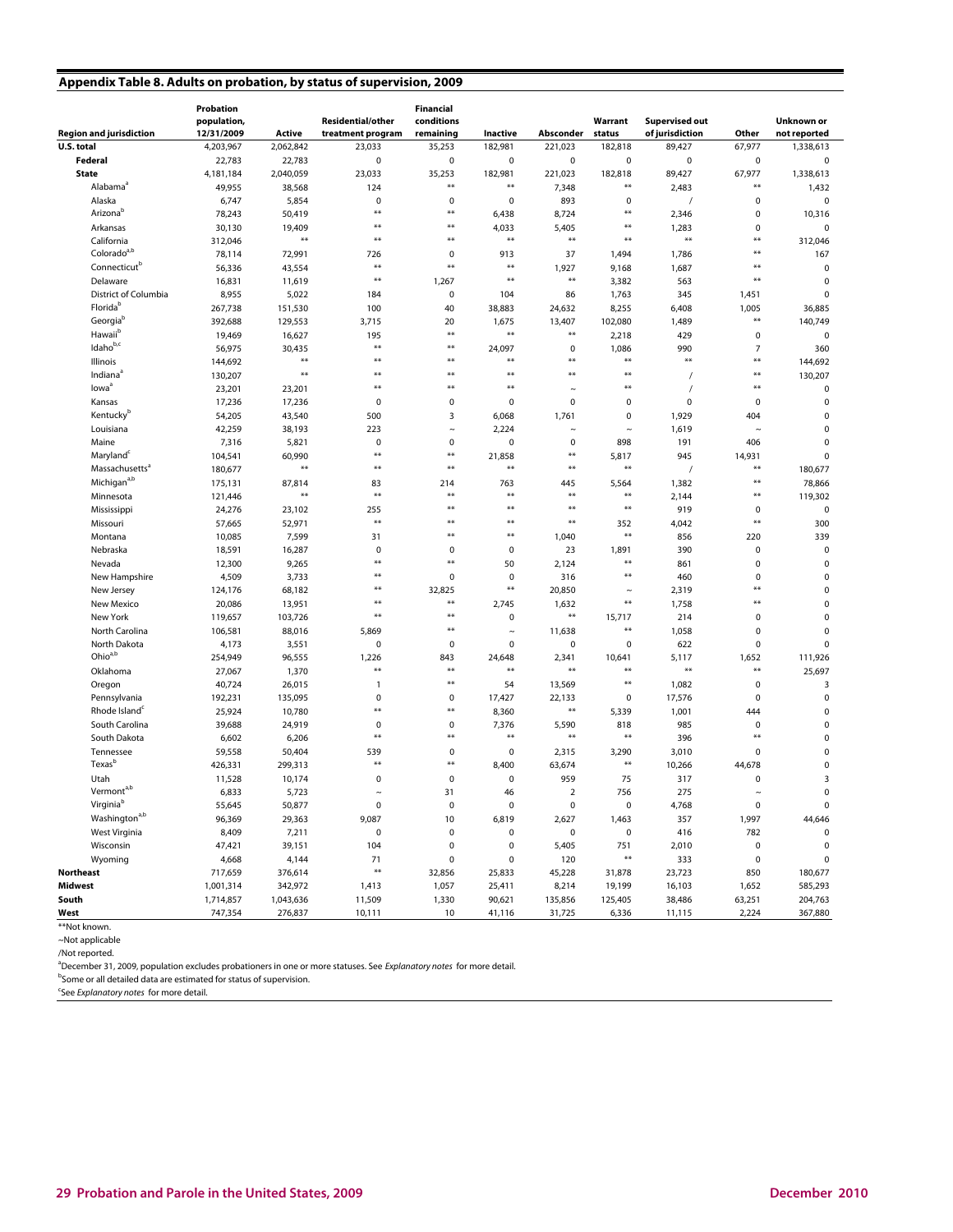## Appendix Table 8. Adults on probation, by status of supervision, 2009

| Region and jurisdiction | Probation population, 12/31/2009 | Active | Residential/other treatment program | Financial conditions remaining | Inactive | Absconder | Warrant status | Supervised out of jurisdiction | Other | Unknown or not reported |
|---|---|---|---|---|---|---|---|---|---|---|
| **U.S. total** | 4,203,967 | 2,062,842 | 23,033 | 35,253 | 182,981 | 221,023 | 182,818 | 89,427 | 67,977 | 1,338,613 |
| **Federal** | 22,783 | 22,783 | 0 | 0 | 0 | 0 | 0 | 0 | 0 | 0 |
| **State** | 4,181,184 | 2,040,059 | 23,033 | 35,253 | 182,981 | 221,023 | 182,818 | 89,427 | 67,977 | 1,338,613 |
| Alabama[a] | 49,955 | 38,568 | 124 | ** | ** | 7,348 | ** | 2,483 | ** | 1,432 |
| Alaska | 6,747 | 5,854 | 0 | 0 | 0 | 893 | 0 | / | 0 | 0 |
| Arizona[b] | 78,243 | 50,419 | ** | ** | 6,438 | 8,724 | ** | 2,346 | 0 | 10,316 |
| Arkansas | 30,130 | 19,409 | ** | ** | 4,033 | 5,405 | ** | 1,283 | 0 | 0 |
| California | 312,046 | ** | ** | ** | ** | ** | ** | ** | ** | 312,046 |
| Colorado[a,b] | 78,114 | 72,991 | 726 | 0 | 913 | 37 | 1,494 | 1,786 | ** | 167 |
| Connecticut[b] | 56,336 | 43,554 | ** | ** | ** | 1,927 | 9,168 | 1,687 | ** | 0 |
| Delaware | 16,831 | 11,619 | ** | 1,267 | ** | ** | 3,382 | 563 | ** | 0 |
| District of Columbia | 8,955 | 5,022 | 184 | 0 | 104 | 86 | 1,763 | 345 | 1,451 | 0 |
| Florida[b] | 267,738 | 151,530 | 100 | 40 | 38,883 | 24,632 | 8,255 | 6,408 | 1,005 | 36,885 |
| Georgia[b] | 392,688 | 129,553 | 3,715 | 20 | 1,675 | 13,407 | 102,080 | 1,489 | ** | 140,749 |
| Hawaii[b] | 19,469 | 16,627 | 195 | ** | ** | ** | 2,218 | 429 | 0 | 0 |
| Idaho[b,c] | 56,975 | 30,435 | ** | ** | 24,097 | 0 | 1,086 | 990 | 7 | 360 |
| Illinois | 144,692 | ** | ** | ** | ** | ** | ** | ** | ** | 144,692 |
| Indiana[a] | 130,207 | ** | ** | ** | ** | ** | ** | / | ** | 130,207 |
| Iowa[a] | 23,201 | 23,201 | ** | ** | ** | ~ | ** | / | ** | 0 |
| Kansas | 17,236 | 17,236 | 0 | 0 | 0 | 0 | 0 | 0 | 0 | 0 |
| Kentucky[b] | 54,205 | 43,540 | 500 | 3 | 6,068 | 1,761 | 0 | 1,929 | 404 | 0 |
| Louisiana | 42,259 | 38,193 | 223 | ~ | 2,224 | ~ | ~ | 1,619 | ~ | 0 |
| Maine | 7,316 | 5,821 | 0 | 0 | 0 | 0 | 898 | 191 | 406 | 0 |
| Maryland[c] | 104,541 | 60,990 | ** | ** | 21,858 | ** | 5,817 | 945 | 14,931 | 0 |
| Massachusetts[a] | 180,677 | ** | ** | ** | ** | ** | ** | / | ** | 180,677 |
| Michigan[a,b] | 175,131 | 87,814 | 83 | 214 | 763 | 445 | 5,564 | 1,382 | ** | 78,866 |
| Minnesota | 121,446 | ** | ** | ** | ** | ** | ** | 2,144 | ** | 119,302 |
| Mississippi | 24,276 | 23,102 | 255 | ** | ** | ** | ** | 919 | 0 | 0 |
| Missouri | 57,665 | 52,971 | ** | ** | ** | ** | 352 | 4,042 | ** | 300 |
| Montana | 10,085 | 7,599 | 31 | ** | ** | 1,040 | ** | 856 | 220 | 339 |
| Nebraska | 18,591 | 16,287 | 0 | 0 | 0 | 23 | 1,891 | 390 | 0 | 0 |
| Nevada | 12,300 | 9,265 | ** | ** | 50 | 2,124 | ** | 861 | 0 | 0 |
| New Hampshire | 4,509 | 3,733 | ** | 0 | 0 | 316 | ** | 460 | 0 | 0 |
| New Jersey | 124,176 | 68,182 | ** | 32,825 | ** | 20,850 | ~ | 2,319 | ** | 0 |
| New Mexico | 20,086 | 13,951 | ** | ** | 2,745 | 1,632 | ** | 1,758 | ** | 0 |
| New York | 119,657 | 103,726 | ** | ** | 0 | ** | 15,717 | 214 | 0 | 0 |
| North Carolina | 106,581 | 88,016 | 5,869 | ** | ~ | 11,638 | ** | 1,058 | 0 | 0 |
| North Dakota | 4,173 | 3,551 | 0 | 0 | 0 | 0 | 0 | 622 | 0 | 0 |
| Ohio[a,b] | 254,949 | 96,555 | 1,226 | 843 | 24,648 | 2,341 | 10,641 | 5,117 | 1,652 | 111,926 |
| Oklahoma | 27,067 | 1,370 | ** | ** | ** | ** | ** | ** | ** | 25,697 |
| Oregon | 40,724 | 26,015 | 1 | ** | 54 | 13,569 | ** | 1,082 | 0 | 3 |
| Pennsylvania | 192,231 | 135,095 | 0 | 0 | 17,427 | 22,133 | 0 | 17,576 | 0 | 0 |
| Rhode Island[c] | 25,924 | 10,780 | ** | ** | 8,360 | ** | 5,339 | 1,001 | 444 | 0 |
| South Carolina | 39,688 | 24,919 | 0 | 0 | 7,376 | 5,590 | 818 | 985 | 0 | 0 |
| South Dakota | 6,602 | 6,206 | ** | ** | ** | ** | ** | 396 | ** | 0 |
| Tennessee | 59,558 | 50,404 | 539 | 0 | 0 | 2,315 | 3,290 | 3,010 | 0 | 0 |
| Texas[b] | 426,331 | 299,313 | ** | ** | 8,400 | 63,674 | ** | 10,266 | 44,678 | 0 |
| Utah | 11,528 | 10,174 | 0 | 0 | 0 | 959 | 75 | 317 | 0 | 3 |
| Vermont[a,b] | 6,833 | 5,723 | ~ | 31 | 46 | 2 | 756 | 275 | ~ | 0 |
| Virginia[b] | 55,645 | 50,877 | 0 | 0 | 0 | 0 | 0 | 4,768 | 0 | 0 |
| Washington[a,b] | 96,369 | 29,363 | 9,087 | 10 | 6,819 | 2,627 | 1,463 | 357 | 1,997 | 44,646 |
| West Virginia | 8,409 | 7,211 | 0 | 0 | 0 | 0 | 0 | 416 | 782 | 0 |
| Wisconsin | 47,421 | 39,151 | 104 | 0 | 0 | 5,405 | 751 | 2,010 | 0 | 0 |
| Wyoming | 4,668 | 4,144 | 71 | 0 | 0 | 120 | ** | 333 | 0 | 0 |
| **Northeast** | 717,659 | 376,614 | ** | 32,856 | 25,833 | 45,228 | 31,878 | 23,723 | 850 | 180,677 |
| **Midwest** | 1,001,314 | 342,972 | 1,413 | 1,057 | 25,411 | 8,214 | 19,199 | 16,103 | 1,652 | 585,293 |
| **South** | 1,714,857 | 1,043,636 | 11,509 | 1,330 | 90,621 | 135,856 | 125,405 | 38,486 | 63,251 | 204,763 |
| **West** | 747,354 | 276,837 | 10,111 | 10 | 41,116 | 31,725 | 6,336 | 11,115 | 2,224 | 367,880 |

**Not known.

~Not applicable

/Not reported.

[a]December 31, 2009, population excludes probationers in one or more statuses. See *Explanatory notes* for more detail.

[b]Some or all detailed data are estimated for status of supervision.

[c]See *Explanatory notes* for more detail.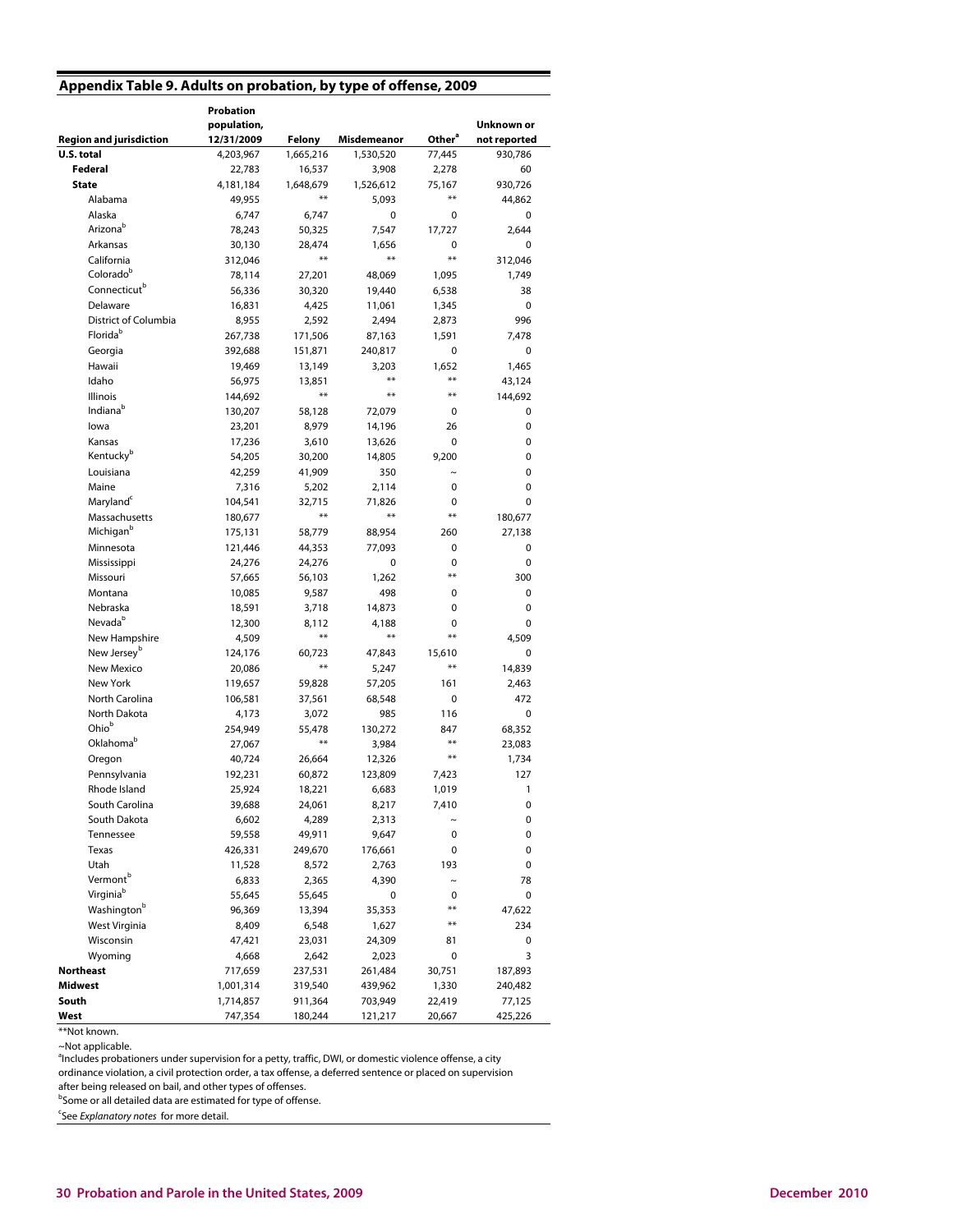## Appendix Table 9. Adults on probation, by type of offense, 2009

| Region and jurisdiction | Probation population, 12/31/2009 | Felony | Misdemeanor | Other[a] | Unknown or not reported |
|---|---|---|---|---|---|
| **U.S. total** | 4,203,967 | 1,665,216 | 1,530,520 | 77,445 | 930,786 |
| **Federal** | 22,783 | 16,537 | 3,908 | 2,278 | 60 |
| **State** | 4,181,184 | 1,648,679 | 1,526,612 | 75,167 | 930,726 |
| Alabama | 49,955 | ** | 5,093 | ** | 44,862 |
| Alaska | 6,747 | 6,747 | 0 | 0 | 0 |
| Arizona[b] | 78,243 | 50,325 | 7,547 | 17,727 | 2,644 |
| Arkansas | 30,130 | 28,474 | 1,656 | 0 | 0 |
| California | 312,046 | ** | ** | ** | 312,046 |
| Colorado[b] | 78,114 | 27,201 | 48,069 | 1,095 | 1,749 |
| Connecticut[b] | 56,336 | 30,320 | 19,440 | 6,538 | 38 |
| Delaware | 16,831 | 4,425 | 11,061 | 1,345 | 0 |
| District of Columbia | 8,955 | 2,592 | 2,494 | 2,873 | 996 |
| Florida[b] | 267,738 | 171,506 | 87,163 | 1,591 | 7,478 |
| Georgia | 392,688 | 151,871 | 240,817 | 0 | 0 |
| Hawaii | 19,469 | 13,149 | 3,203 | 1,652 | 1,465 |
| Idaho | 56,975 | 13,851 | ** | ** | 43,124 |
| Illinois | 144,692 | ** | ** | ** | 144,692 |
| Indiana[b] | 130,207 | 58,128 | 72,079 | 0 | 0 |
| Iowa | 23,201 | 8,979 | 14,196 | 26 | 0 |
| Kansas | 17,236 | 3,610 | 13,626 | 0 | 0 |
| Kentucky[b] | 54,205 | 30,200 | 14,805 | 9,200 | 0 |
| Louisiana | 42,259 | 41,909 | 350 | ~ | 0 |
| Maine | 7,316 | 5,202 | 2,114 | 0 | 0 |
| Maryland[c] | 104,541 | 32,715 | 71,826 | 0 | 0 |
| Massachusetts | 180,677 | ** | ** | ** | 180,677 |
| Michigan[b] | 175,131 | 58,779 | 88,954 | 260 | 27,138 |
| Minnesota | 121,446 | 44,353 | 77,093 | 0 | 0 |
| Mississippi | 24,276 | 24,276 | 0 | 0 | 0 |
| Missouri | 57,665 | 56,103 | 1,262 | ** | 300 |
| Montana | 10,085 | 9,587 | 498 | 0 | 0 |
| Nebraska | 18,591 | 3,718 | 14,873 | 0 | 0 |
| Nevada[b] | 12,300 | 8,112 | 4,188 | 0 | 0 |
| New Hampshire | 4,509 | ** | ** | ** | 4,509 |
| New Jersey[b] | 124,176 | 60,723 | 47,843 | 15,610 | 0 |
| New Mexico | 20,086 | ** | 5,247 | ** | 14,839 |
| New York | 119,657 | 59,828 | 57,205 | 161 | 2,463 |
| North Carolina | 106,581 | 37,561 | 68,548 | 0 | 472 |
| North Dakota | 4,173 | 3,072 | 985 | 116 | 0 |
| Ohio[b] | 254,949 | 55,478 | 130,272 | 847 | 68,352 |
| Oklahoma[b] | 27,067 | ** | 3,984 | ** | 23,083 |
| Oregon | 40,724 | 26,664 | 12,326 | ** | 1,734 |
| Pennsylvania | 192,231 | 60,872 | 123,809 | 7,423 | 127 |
| Rhode Island | 25,924 | 18,221 | 6,683 | 1,019 | 1 |
| South Carolina | 39,688 | 24,061 | 8,217 | 7,410 | 0 |
| South Dakota | 6,602 | 4,289 | 2,313 | ~ | 0 |
| Tennessee | 59,558 | 49,911 | 9,647 | 0 | 0 |
| Texas | 426,331 | 249,670 | 176,661 | 0 | 0 |
| Utah | 11,528 | 8,572 | 2,763 | 193 | 0 |
| Vermont[b] | 6,833 | 2,365 | 4,390 | ~ | 78 |
| Virginia[b] | 55,645 | 55,645 | 0 | 0 | 0 |
| Washington[b] | 96,369 | 13,394 | 35,353 | ** | 47,622 |
| West Virginia | 8,409 | 6,548 | 1,627 | ** | 234 |
| Wisconsin | 47,421 | 23,031 | 24,309 | 81 | 0 |
| Wyoming | 4,668 | 2,642 | 2,023 | 0 | 3 |
| **Northeast** | 717,659 | 237,531 | 261,484 | 30,751 | 187,893 |
| **Midwest** | 1,001,314 | 319,540 | 439,962 | 1,330 | 240,482 |
| **South** | 1,714,857 | 911,364 | 703,949 | 22,419 | 77,125 |
| **West** | 747,354 | 180,244 | 121,217 | 20,667 | 425,226 |

**Not known.

~Not applicable.

[a]Includes probationers under supervision for a petty, traffic, DWI, or domestic violence offense, a city ordinance violation, a civil protection order, a tax offense, a deferred sentence or placed on supervision after being released on bail, and other types of offenses.

[b]Some or all detailed data are estimated for type of offense.

[c]See *Explanatory notes* for more detail.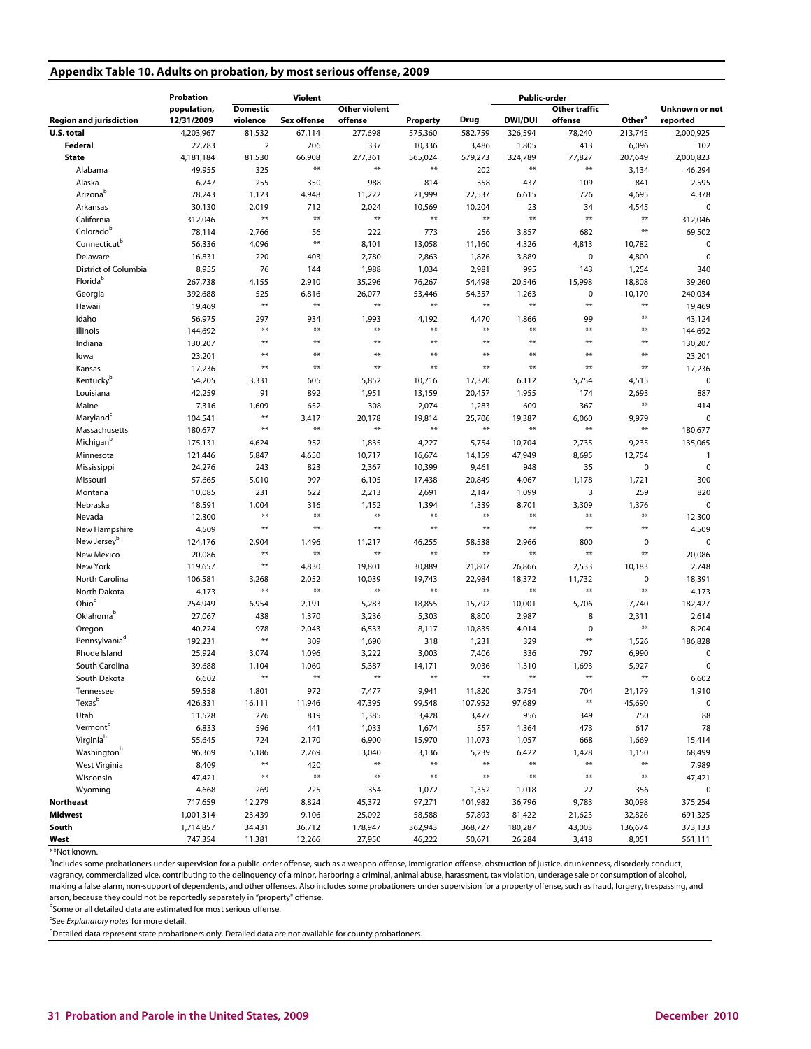## Appendix Table 10. Adults on probation, by most serious offense, 2009

| Region and jurisdiction | Probation population, 12/31/2009 | Violent | | | Property | Drug | Public-order | | Other[a] | Unknown or not reported |
|---|---|---|---|---|---|---|---|---|---|---|
| | | Domestic violence | Sex offense | Other violent offense | | | DWI/DUI | Other traffic offense | | |
| **U.S. total** | 4,203,967 | 81,532 | 67,114 | 277,698 | 575,360 | 582,759 | 326,594 | 78,240 | 213,745 | 2,000,925 |
| **Federal** | 22,783 | 2 | 206 | 337 | 10,336 | 3,486 | 1,805 | 413 | 6,096 | 102 |
| **State** | 4,181,184 | 81,530 | 66,908 | 277,361 | 565,024 | 579,273 | 324,789 | 77,827 | 207,649 | 2,000,823 |
| Alabama | 49,955 | 325 | ** | ** | ** | 202 | ** | ** | 3,134 | 46,294 |
| Alaska | 6,747 | 255 | 350 | 988 | 814 | 358 | 437 | 109 | 841 | 2,595 |
| Arizona[b] | 78,243 | 1,123 | 4,948 | 11,222 | 21,999 | 22,537 | 6,615 | 726 | 4,695 | 4,378 |
| Arkansas | 30,130 | 2,019 | 712 | 2,024 | 10,569 | 10,204 | 23 | 34 | 4,545 | 0 |
| California | 312,046 | ** | ** | ** | ** | ** | ** | ** | ** | 312,046 |
| Colorado[b] | 78,114 | 2,766 | 56 | 222 | 773 | 256 | 3,857 | 682 | ** | 69,502 |
| Connecticut[b] | 56,336 | 4,096 | ** | 8,101 | 13,058 | 11,160 | 4,326 | 4,813 | 10,782 | 0 |
| Delaware | 16,831 | 220 | 403 | 2,780 | 2,863 | 1,876 | 3,889 | 0 | 4,800 | 0 |
| District of Columbia | 8,955 | 76 | 144 | 1,988 | 1,034 | 2,981 | 995 | 143 | 1,254 | 340 |
| Florida[b] | 267,738 | 4,155 | 2,910 | 35,296 | 76,267 | 54,498 | 20,546 | 15,998 | 18,808 | 39,260 |
| Georgia | 392,688 | 525 | 6,816 | 26,077 | 53,446 | 54,357 | 1,263 | 0 | 10,170 | 240,034 |
| Hawaii | 19,469 | ** | ** | ** | ** | ** | ** | ** | ** | 19,469 |
| Idaho | 56,975 | 297 | 934 | 1,993 | 4,192 | 4,470 | 1,866 | 99 | ** | 43,124 |
| Illinois | 144,692 | ** | ** | ** | ** | ** | ** | ** | ** | 144,692 |
| Indiana | 130,207 | ** | ** | ** | ** | ** | ** | ** | ** | 130,207 |
| Iowa | 23,201 | ** | ** | ** | ** | ** | ** | ** | ** | 23,201 |
| Kansas | 17,236 | ** | ** | ** | ** | ** | ** | ** | ** | 17,236 |
| Kentucky[b] | 54,205 | 3,331 | 605 | 5,852 | 10,716 | 17,320 | 6,112 | 5,754 | 4,515 | 0 |
| Louisiana | 42,259 | 91 | 892 | 1,951 | 13,159 | 20,457 | 1,955 | 174 | 2,693 | 887 |
| Maine | 7,316 | 1,609 | 652 | 308 | 2,074 | 1,283 | 609 | 367 | ** | 414 |
| Maryland[c] | 104,541 | ** | 3,417 | 20,178 | 19,814 | 25,706 | 19,387 | 6,060 | 9,979 | 0 |
| Massachusetts | 180,677 | ** | ** | ** | ** | ** | ** | ** | ** | 180,677 |
| Michigan[b] | 175,131 | 4,624 | 952 | 1,835 | 4,227 | 5,754 | 10,704 | 2,735 | 9,235 | 135,065 |
| Minnesota | 121,466 | 5,847 | 4,650 | 10,717 | 16,674 | 14,159 | 47,949 | 8,695 | 12,754 | 1 |
| Mississippi | 24,276 | 243 | 823 | 2,367 | 10,399 | 9,461 | 948 | 35 | 0 | 0 |
| Missouri | 57,665 | 5,010 | 997 | 6,105 | 17,438 | 20,849 | 4,067 | 1,178 | 1,721 | 300 |
| Montana | 10,085 | 231 | 622 | 2,213 | 2,691 | 2,147 | 1,099 | 3 | 259 | 820 |
| Nebraska | 18,591 | 1,004 | 316 | 1,152 | 1,394 | 1,339 | 8,701 | 3,309 | 1,376 | 0 |
| Nevada | 12,300 | ** | ** | ** | ** | ** | ** | ** | ** | 12,300 |
| New Hampshire | 4,509 | ** | ** | ** | ** | ** | ** | ** | ** | 4,509 |
| New Jersey[b] | 124,176 | 2,904 | 1,496 | 11,217 | 46,255 | 58,538 | 2,966 | 800 | 0 | 0 |
| New Mexico | 20,086 | ** | ** | ** | ** | ** | ** | ** | ** | 20,086 |
| New York | 119,657 | ** | 4,830 | 19,801 | 30,889 | 21,807 | 26,866 | 2,533 | 10,183 | 2,748 |
| North Carolina | 106,581 | 3,268 | 2,052 | 10,039 | 19,743 | 22,984 | 18,372 | 11,732 | 0 | 18,391 |
| North Dakota | 4,173 | ** | ** | ** | ** | ** | ** | ** | ** | 4,173 |
| Ohio[b] | 254,949 | 6,954 | 2,191 | 5,283 | 18,855 | 15,792 | 10,001 | 5,706 | 7,740 | 182,427 |
| Oklahoma[b] | 27,067 | 438 | 1,370 | 3,236 | 5,303 | 8,800 | 2,987 | 8 | 2,311 | 2,614 |
| Oregon | 40,724 | 978 | 2,043 | 6,533 | 8,117 | 10,835 | 4,014 | 0 | ** | 8,204 |
| Pennsylvania[d] | 192,231 | ** | 309 | 1,690 | 318 | 1,231 | 329 | ** | 1,526 | 186,828 |
| Rhode Island | 25,924 | 3,074 | 1,096 | 3,222 | 3,003 | 7,406 | 336 | 797 | 6,990 | 0 |
| South Carolina | 39,688 | 1,104 | 1,060 | 5,387 | 14,171 | 9,036 | 1,310 | 1,693 | 5,927 | 0 |
| South Dakota | 6,602 | ** | ** | ** | ** | ** | ** | ** | ** | 6,602 |
| Tennessee | 59,558 | 1,801 | 972 | 7,477 | 9,941 | 11,820 | 3,754 | 704 | 21,179 | 1,910 |
| Texas[b] | 426,331 | 16,111 | 11,946 | 47,395 | 99,548 | 107,952 | 97,689 | ** | 45,690 | 0 |
| Utah | 11,528 | 276 | 819 | 1,385 | 3,428 | 3,477 | 956 | 349 | 750 | 88 |
| Vermont[b] | 6,833 | 596 | 441 | 1,033 | 1,674 | 557 | 1,364 | 473 | 617 | 78 |
| Virginia[b] | 55,645 | 724 | 2,170 | 6,900 | 15,970 | 11,073 | 1,057 | 668 | 1,669 | 15,414 |
| Washington[b] | 96,369 | 5,186 | 2,269 | 3,040 | 3,136 | 5,239 | 6,422 | 1,428 | 1,150 | 68,499 |
| West Virginia | 8,409 | ** | 420 | ** | ** | ** | ** | ** | ** | 7,989 |
| Wisconsin | 47,421 | ** | ** | ** | ** | ** | ** | ** | ** | 47,421 |
| Wyoming | 4,668 | 269 | 225 | 354 | 1,072 | 1,352 | 1,018 | 22 | 356 | 0 |
| **Northeast** | 717,659 | 12,279 | 8,824 | 45,372 | 97,271 | 101,982 | 36,796 | 9,783 | 30,098 | 375,254 |
| **Midwest** | 1,001,314 | 23,439 | 9,106 | 25,092 | 58,588 | 57,893 | 81,422 | 21,623 | 32,826 | 691,325 |
| **South** | 1,714,857 | 34,431 | 36,712 | 178,947 | 362,943 | 368,727 | 180,287 | 43,003 | 136,674 | 373,133 |
| **West** | 747,354 | 11,381 | 12,266 | 27,950 | 46,222 | 50,671 | 26,284 | 3,418 | 8,051 | 561,111 |

**Not known.

[a]Includes some probationers under supervision for a public-order offense, such as a weapon offense, immigration offense, obstruction of justice, drunkenness, disorderly conduct, vagrancy, commercialized vice, contributing to the delinquency of a minor, harboring a criminal, animal abuse, harassment, tax violation, underage sale or consumption of alcohol, making a false alarm, non-support of dependents, and other offenses. Also includes some probationers under supervision for a property offense, such as fraud, forgery, trespassing, and arson, because they could not be reportedly separately in "property" offense.

[b]Some or all detailed data are estimated for most serious offense.

[c]See *Explanatory notes* for more detail.

[d]Detailed data represent state probationers only. Detailed data are not available for county probationers.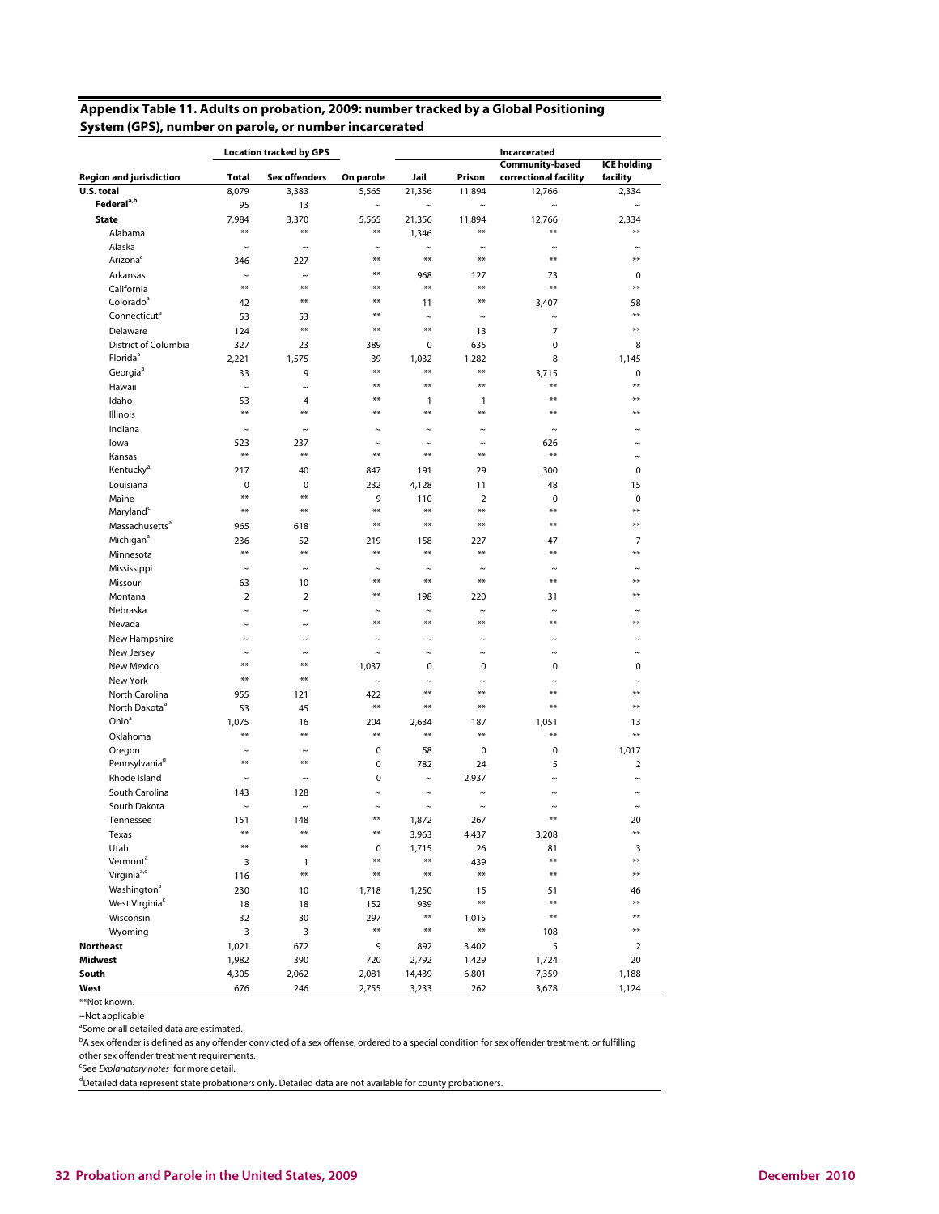## Appendix Table 11. Adults on probation, 2009: number tracked by a Global Positioning System (GPS), number on parole, or number incarcerated

| Region and jurisdiction | Location tracked by GPS | | On parole | Incarcerated | | | |
|---|---|---|---|---|---|---|---|
| | Total | Sex offenders | | Jail | Prison | Community-based correctional facility | ICE holding facility |
| **U.S. total** | 8,079 | 3,383 | 5,565 | 21,356 | 11,894 | 12,766 | 2,334 |
| **Federal**[a,b] | 95 | 13 | ~ | ~ | ~ | ~ | ~ |
| **State** | 7,984 | 3,370 | 5,565 | 21,356 | 11,894 | 12,766 | 2,334 |
| Alabama | ** | ** | ** | 1,346 | ** | ** | ** |
| Alaska | ~ | ~ | ~ | ~ | ~ | ~ | ~ |
| Arizona[a] | 346 | 227 | ** | ** | ** | ** | ** |
| Arkansas | ~ | ~ | ** | 968 | 127 | 73 | 0 |
| California | ** | ** | ** | ** | ** | ** | ** |
| Colorado[a] | 42 | ** | ** | 11 | ** | 3,407 | 58 |
| Connecticut[a] | 53 | 53 | ** | ~ | ~ | ~ | ** |
| Delaware | 124 | ** | ** | ** | 13 | 7 | ** |
| District of Columbia | 327 | 23 | 389 | 0 | 635 | 0 | 8 |
| Florida[a] | 2,221 | 1,575 | 39 | 1,032 | 1,282 | 8 | 1,145 |
| Georgia[a] | 33 | 9 | ** | ** | ** | 3,715 | 0 |
| Hawaii | ~ | ~ | ** | ** | ** | ** | ** |
| Idaho | 53 | 4 | ** | 1 | 1 | ** | ** |
| Illinois | ** | ** | ** | ** | ** | ** | ** |
| Indiana | ~ | ~ | ~ | ~ | ~ | ~ | ~ |
| Iowa | 523 | 237 | ~ | ~ | ~ | 626 | ~ |
| Kansas | ** | ** | ** | ** | ** | ** | ~ |
| Kentucky[a] | 217 | 40 | 847 | 191 | 29 | 300 | 0 |
| Louisiana | 0 | 0 | 232 | 4,128 | 11 | 48 | 15 |
| Maine | ** | ** | 9 | 110 | 2 | 0 | 0 |
| Maryland[c] | ** | ** | ** | ** | ** | ** | ** |
| Massachusetts[a] | 965 | 618 | ** | ** | ** | ** | ** |
| Michigan[a] | 236 | 52 | 219 | 158 | 227 | 47 | 7 |
| Minnesota | ** | ** | ** | ** | ** | ** | ** |
| Mississippi | ~ | ~ | ~ | ~ | ~ | ~ | ~ |
| Missouri | 63 | 10 | ** | ** | ** | ** | ** |
| Montana | 2 | 2 | ** | 198 | 220 | 31 | ** |
| Nebraska | ~ | ~ | ~ | ~ | ~ | ~ | ~ |
| Nevada | ~ | ~ | ** | ** | ** | ** | ** |
| New Hampshire | ~ | ~ | ~ | ~ | ~ | ~ | ~ |
| New Jersey | ~ | ~ | ~ | ~ | ~ | ~ | ~ |
| New Mexico | ** | ** | 1,037 | 0 | 0 | 0 | 0 |
| New York | ** | ** | ~ | ~ | ~ | ~ | ~ |
| North Carolina | 955 | 121 | 422 | ** | ** | ** | ** |
| North Dakota[a] | 53 | 45 | ** | ** | ** | ** | ** |
| Ohio[a] | 1,075 | 16 | 204 | 2,634 | 187 | 1,051 | 13 |
| Oklahoma | ** | ** | ** | ** | ** | ** | ** |
| Oregon | ~ | ~ | 0 | 58 | 0 | 0 | 1,017 |
| Pennsylvania[d] | ** | ** | 0 | 782 | 24 | 5 | 2 |
| Rhode Island | ~ | ~ | 0 | ~ | 2,937 | ~ | ~ |
| South Carolina | 143 | 128 | ~ | ~ | ~ | ~ | ~ |
| South Dakota | ~ | ~ | ~ | ~ | ~ | ~ | ~ |
| Tennessee | 151 | 148 | ** | 1,872 | 267 | ** | 20 |
| Texas | ** | ** | ** | 3,963 | 4,437 | 3,208 | ** |
| Utah | ** | ** | 0 | 1,715 | 26 | 81 | 3 |
| Vermont[a] | 3 | 1 | ** | ** | 439 | ** | ** |
| Virginia[a,c] | 116 | ** | ** | ** | ** | ** | ** |
| Washington[a] | 230 | 10 | 1,718 | 1,250 | 15 | 51 | 46 |
| West Virginia[c] | 18 | 18 | 152 | 939 | ** | ** | ** |
| Wisconsin | 32 | 30 | 297 | ** | 1,015 | ** | ** |
| Wyoming | 3 | 3 | ** | ** | ** | 108 | ** |
| **Northeast** | 1,021 | 672 | 9 | 892 | 3,402 | 5 | 2 |
| **Midwest** | 1,982 | 390 | 720 | 2,792 | 1,429 | 1,724 | 20 |
| **South** | 4,305 | 2,062 | 2,081 | 14,439 | 6,801 | 7,359 | 1,188 |
| **West** | 676 | 246 | 2,755 | 3,233 | 262 | 3,678 | 1,124 |

**Not known.

~Not applicable

[a]Some or all detailed data are estimated.

[b]A sex offender is defined as any offender convicted of a sex offense, ordered to a special condition for sex offender treatment, or fulfilling other sex offender treatment requirements.

[c]See *Explanatory notes* for more detail.

[d]Detailed data represent state probationers only. Detailed data are not available for county probationers.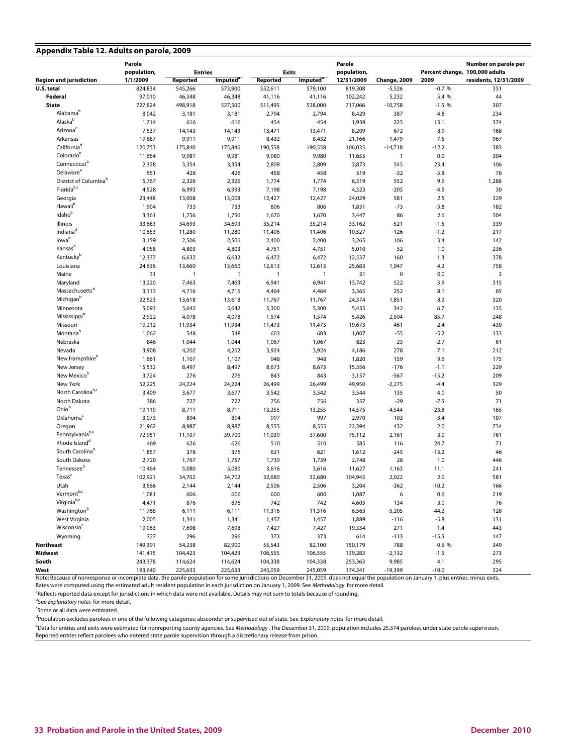## Appendix Table 12. Adults on parole, 2009

| Region and jurisdiction | Parole population, 1/1/2009 | Entries | | Exits | | Parole population, 12/31/2009 | Change, 2009 | Percent change, 2009 | Number on parole per 100,000 adults residents, 12/31/2009 |
|---|---|---|---|---|---|---|---|---|---|
| | | Reported | Imputed[a] | Reported | Imputed[a] | | | | |
| **U.S. total** | 824,834 | 545,266 | 573,900 | 552,611 | 579,100 | 819,308 | -5,526 | -0.7 % | 351 |
| **Federal** | 97,010 | 46,348 | 46,348 | 41,116 | 41,116 | 102,242 | 5,232 | 5.4 % | 44 |
| **State** | 727,824 | 498,918 | 527,500 | 511,495 | 538,000 | 717,066 | -10,758 | -1.5 % | 307 |
| Alabama[b] | 8,042 | 3,181 | 3,181 | 2,794 | 2,794 | 8,429 | 387 | 4.8 | 234 |
| Alaska[b] | 1,714 | 616 | 616 | 454 | 454 | 1,939 | 225 | 13.1 | 374 |
| Arizona[c] | 7,537 | 14,143 | 14,143 | 13,471 | 13,471 | 8,209 | 672 | 8.9 | 168 |
| Arkansas | 19,687 | 9,911 | 9,911 | 8,432 | 8,432 | 21,166 | 1,479 | 7.5 | 967 |
| California[d] | 120,753 | 175,840 | 175,840 | 190,558 | 190,558 | 106,035 | -14,718 | -12.2 | 383 |
| Colorado[b] | 11,654 | 9,981 | 9,981 | 9,980 | 9,980 | 11,655 | 1 | 0.0 | 304 |
| Connecticut[b] | 2,328 | 3,354 | 3,354 | 2,809 | 2,809 | 2,873 | 545 | 23.4 | 106 |
| Delaware[b] | 551 | 426 | 426 | 458 | 458 | 519 | -32 | -5.8 | 76 |
| District of Columbia[b] | 5,767 | 2,326 | 2,326 | 1,774 | 1,774 | 6,319 | 552 | 9.6 | 1,288 |
| Florida[b,c] | 4,528 | 6,993 | 6,993 | 7,198 | 7,198 | 4,323 | -205 | -4.5 | 30 |
| Georgia | 23,448 | 13,008 | 13,008 | 12,427 | 12,427 | 24,029 | 581 | 2.5 | 329 |
| Hawaii[b] | 1,904 | 733 | 733 | 806 | 806 | 1,831 | -73 | -3.8 | 182 |
| Idaho[b] | 3,361 | 1,756 | 1,756 | 1,670 | 1,670 | 3,447 | 86 | 2.6 | 304 |
| Illinois | 33,683 | 34,693 | 34,693 | 35,214 | 35,214 | 33,162 | -521 | -1.5 | 339 |
| Indiana[d] | 10,653 | 11,280 | 11,280 | 11,406 | 11,406 | 10,527 | -126 | -1.2 | 217 |
| Iowa[d] | 3,159 | 2,506 | 2,506 | 2,400 | 2,400 | 3,265 | 106 | 3.4 | 142 |
| Kansas[d] | 4,958 | 4,803 | 4,803 | 4,751 | 4,751 | 5,010 | 52 | 1.0 | 236 |
| Kentucky[b] | 12,377 | 6,632 | 6,632 | 6,472 | 6,472 | 12,537 | 160 | 1.3 | 378 |
| Louisiana | 24,636 | 13,660 | 13,660 | 12,613 | 12,613 | 25,683 | 1,047 | 4.2 | 758 |
| Maine | 31 | 1 | 1 | 1 | 1 | 31 | 0 | 0.0 | 3 |
| Maryland | 13,220 | 7,463 | 7,463 | 6,941 | 6,941 | 13,742 | 522 | 3.9 | 315 |
| Massachusetts[b] | 3,113 | 4,716 | 4,716 | 4,464 | 4,464 | 3,365 | 252 | 8.1 | 65 |
| Michigan[b] | 22,523 | 13,618 | 13,618 | 11,767 | 11,767 | 24,374 | 1,851 | 8.2 | 320 |
| Minnesota | 5,093 | 5,642 | 5,642 | 5,300 | 5,300 | 5,435 | 342 | 6.7 | 135 |
| Mississippi[b] | 2,922 | 4,078 | 4,078 | 1,574 | 1,574 | 5,426 | 2,504 | 85.7 | 248 |
| Missouri | 19,212 | 11,934 | 11,934 | 11,473 | 11,473 | 19,673 | 461 | 2.4 | 430 |
| Montana[b] | 1,062 | 548 | 548 | 603 | 603 | 1,007 | -55 | -5.2 | 133 |
| Nebraska | 846 | 1,044 | 1,044 | 1,067 | 1,067 | 823 | -23 | -2.7 | 61 |
| Nevada | 3,908 | 4,202 | 4,202 | 3,924 | 3,924 | 4,186 | 278 | 7.1 | 212 |
| New Hampshire[b] | 1,661 | 1,107 | 1,107 | 948 | 948 | 1,820 | 159 | 9.6 | 175 |
| New Jersey | 15,532 | 8,497 | 8,497 | 8,673 | 8,673 | 15,356 | -176 | -1.1 | 229 |
| New Mexico[b] | 3,724 | 276 | 276 | 843 | 843 | 3,157 | -567 | -15.2 | 209 |
| New York | 52,225 | 24,224 | 24,224 | 26,499 | 26,499 | 49,950 | -2,275 | -4.4 | 329 |
| North Carolina[b,c] | 3,409 | 3,677 | 3,677 | 3,542 | 3,542 | 3,544 | 135 | 4.0 | 50 |
| North Dakota | 386 | 727 | 727 | 756 | 756 | 357 | -29 | -7.5 | 71 |
| Ohio[b] | 19,119 | 8,711 | 8,711 | 13,255 | 13,255 | 14,575 | -4,544 | -23.8 | 165 |
| Oklahoma[c] | 3,073 | 894 | 894 | 997 | 997 | 2,970 | -103 | -3.4 | 107 |
| Oregon | 21,962 | 8,987 | 8,987 | 8,555 | 8,555 | 22,394 | 432 | 2.0 | 754 |
| Pennsylvania[b,e] | 72,951 | 11,107 | 39,700 | 11,039 | 37,600 | 75,112 | 2,161 | 3.0 | 761 |
| Rhode Island[d] | 469 | 626 | 626 | 510 | 510 | 585 | 116 | 24.7 | 71 |
| South Carolina[b] | 1,857 | 376 | 376 | 621 | 621 | 1,612 | -245 | -13.2 | 46 |
| South Dakota | 2,720 | 1,767 | 1,767 | 1,739 | 1,739 | 2,748 | 28 | 1.0 | 446 |
| Tennessee[b] | 10,464 | 5,080 | 5,080 | 3,616 | 3,616 | 11,627 | 1,163 | 11.1 | 241 |
| Texas[c] | 102,921 | 34,702 | 34,702 | 32,680 | 32,680 | 104,943 | 2,022 | 2.0 | 581 |
| Utah | 3,566 | 2,144 | 2,144 | 2,506 | 2,506 | 3,204 | -362 | -10.2 | 166 |
| Vermont[b,c] | 1,081 | 606 | 606 | 600 | 600 | 1,087 | 6 | 0.6 | 219 |
| Virginia[b,c] | 4,471 | 876 | 876 | 742 | 742 | 4,605 | 134 | 3.0 | 76 |
| Washington[b] | 11,768 | 6,111 | 6,111 | 11,316 | 11,316 | 6,563 | -5,205 | -44.2 | 128 |
| West Virginia | 2,005 | 1,341 | 1,341 | 1,457 | 1,457 | 1,889 | -116 | -5.8 | 131 |
| Wisconsin[c] | 19,063 | 7,698 | 7,698 | 7,427 | 7,427 | 19,334 | 271 | 1.4 | 443 |
| Wyoming | 727 | 296 | 296 | 373 | 373 | 614 | -113 | -15.5 | 147 |
| **Northeast** | 149,391 | 54,238 | 82,900 | 55,543 | 82,100 | 150,179 | 788 | 0.5 % | 349 |
| **Midwest** | 141,415 | 104,423 | 104,423 | 106,555 | 106,555 | 139,283 | -2,132 | -1.5 | 273 |
| **South** | 243,378 | 114,624 | 114,624 | 104,338 | 104,338 | 253,363 | 9,985 | 4.1 | 295 |
| **West** | 193,640 | 225,633 | 225,633 | 245,059 | 245,059 | 174,241 | -19,399 | -10.0 | 324 |

Note: Because of nonresponse or incomplete data, the parole population for some jurisdictions on December 31, 2009, does not equal the population on January 1, plus entries, minus exits. Rates were computed using the estimated adult resident population in each jurisdiction on January 1, 2009. See *Methodology* for more detail.

[a]Reflects reported data except for jurisdictions in which data were not available. Details may not sum to totals because of rounding.

[b]See *Explanatory notes* for more detail.

[c]Some or all data were estimated.

[d]Population excludes parolees in one of the following categories: absconder or supervised out of state. See *Explanatory notes* for more detail.

[e]Data for entries and exits were estimated for nonreporting county agencies. See *Methodology* . The December 31, 2009, population includes 25,374 parolees under state parole supervision. Reported entries reflect parolees who entered state parole supervision through a discretionary release from prison.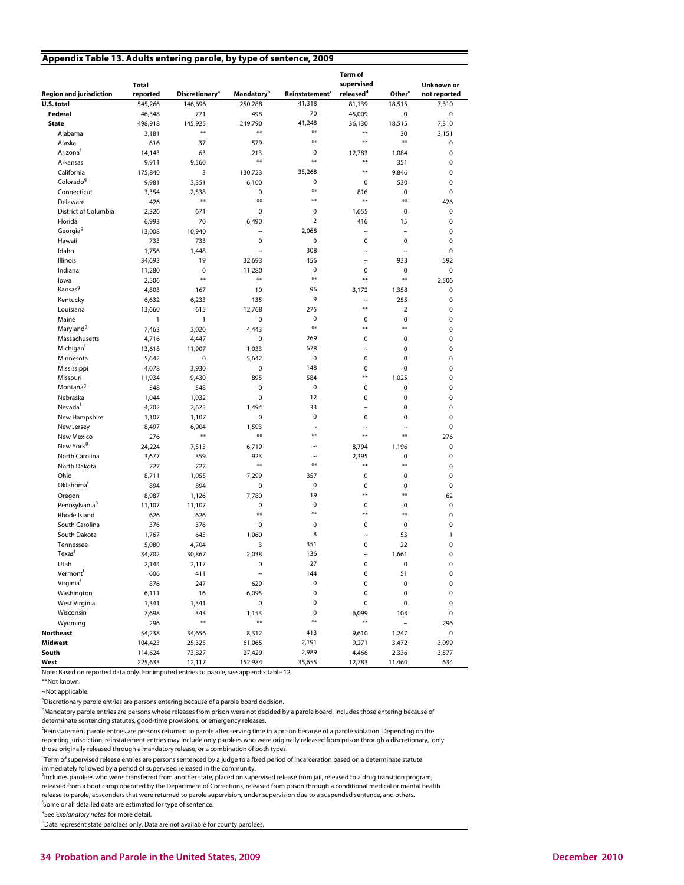## Appendix Table 13. Adults entering parole, by type of sentence, 2009

| Region and jurisdiction | Total reported | Discretionary[a] | Mandatory[b] | Reinstatement[c] | Term of supervised released[d] | Other[e] | Unknown or not reported |
|---|---|---|---|---|---|---|---|
| **U.S. total** | 545,266 | 146,696 | 250,288 | 41,318 | 81,139 | 18,515 | 7,310 |
| **Federal** | 46,348 | 771 | 498 | 70 | 45,009 | 0 | 0 |
| **State** | 498,918 | 145,925 | 249,790 | 41,248 | 36,130 | 18,515 | 7,310 |
| Alabama | 3,181 | ** | ** | ** | ** | 30 | 3,151 |
| Alaska | 616 | 37 | 579 | ** | ** | ** | 0 |
| Arizona[f] | 14,143 | 63 | 213 | 0 | 12,783 | 1,084 | 0 |
| Arkansas | 9,911 | 9,560 | ** | ** | ** | 351 | 0 |
| California | 175,840 | 3 | 130,723 | 35,268 | ** | 9,846 | 0 |
| Colorado[g] | 9,981 | 3,351 | 6,100 | 0 | 0 | 530 | 0 |
| Connecticut | 3,354 | 2,538 | 0 | ** | 816 | 0 | 0 |
| Delaware | 426 | ** | ** | ** | ** | ** | 426 |
| District of Columbia | 2,326 | 671 | 0 | 0 | 1,655 | 0 | 0 |
| Florida | 6,993 | 70 | 6,490 | 2 | 416 | 15 | 0 |
| Georgia[g] | 13,008 | 10,940 | ~ | 2,068 | ~ | ~ | 0 |
| Hawaii | 733 | 733 | 0 | 0 | 0 | 0 | 0 |
| Idaho | 1,756 | 1,448 | ~ | 308 | ~ | ~ | 0 |
| Illinois | 34,693 | 19 | 32,693 | 456 | ~ | 933 | 592 |
| Indiana | 11,280 | 0 | 11,280 | 0 | 0 | 0 | 0 |
| Iowa | 2,506 | ** | ** | ** | ** | ** | 2,506 |
| Kansas[g] | 4,803 | 167 | 10 | 96 | 3,172 | 1,358 | 0 |
| Kentucky | 6,632 | 6,233 | 135 | 9 | ~ | 255 | 0 |
| Louisiana | 13,660 | 615 | 12,768 | 275 | ** | 2 | 0 |
| Maine | 1 | 1 | 0 | 0 | 0 | 0 | 0 |
| Maryland[g] | 7,463 | 3,020 | 4,443 | ** | ** | ** | 0 |
| Massachusetts | 4,716 | 4,447 | 0 | 269 | 0 | 0 | 0 |
| Michigan[f] | 13,618 | 11,907 | 1,033 | 678 | ~ | 0 | 0 |
| Minnesota | 5,642 | 0 | 5,642 | 0 | 0 | 0 | 0 |
| Mississippi | 4,078 | 3,930 | 0 | 148 | 0 | 0 | 0 |
| Missouri | 11,934 | 9,430 | 895 | 584 | ** | 1,025 | 0 |
| Montana[g] | 548 | 548 | 0 | 0 | 0 | 0 | 0 |
| Nebraska | 1,044 | 1,032 | 0 | 12 | 0 | 0 | 0 |
| Nevada[f] | 4,202 | 2,675 | 1,494 | 33 | ~ | 0 | 0 |
| New Hampshire | 1,107 | 1,107 | 0 | 0 | 0 | 0 | 0 |
| New Jersey | 8,497 | 6,904 | 1,593 | ~ | ~ | ~ | 0 |
| New Mexico | 276 | ** | ** | ** | ** | ** | 276 |
| New York[g] | 24,224 | 7,515 | 6,719 | ~ | 8,794 | 1,196 | 0 |
| North Carolina | 3,677 | 359 | 923 | ~ | 2,395 | 0 | 0 |
| North Dakota | 727 | 727 | ** | ** | ** | ** | 0 |
| Ohio | 8,711 | 1,055 | 7,299 | 357 | 0 | 0 | 0 |
| Oklahoma[f] | 894 | 894 | 0 | 0 | 0 | 0 | 0 |
| Oregon | 8,987 | 1,126 | 7,780 | 19 | ** | ** | 62 |
| Pennsylvania[h] | 11,107 | 11,107 | 0 | 0 | 0 | 0 | 0 |
| Rhode Island | 626 | 626 | ** | ** | ** | ** | 0 |
| South Carolina | 376 | 376 | 0 | 0 | 0 | 0 | 0 |
| South Dakota | 1,767 | 645 | 1,060 | 8 | ~ | 53 | 1 |
| Tennessee | 5,080 | 4,704 | 3 | 351 | 0 | 22 | 0 |
| Texas[f] | 34,702 | 30,867 | 2,038 | 136 | ~ | 1,661 | 0 |
| Utah | 2,144 | 2,117 | 0 | 27 | 0 | 0 | 0 |
| Vermont[f] | 606 | 411 | ~ | 144 | 0 | 51 | 0 |
| Virginia[f] | 876 | 247 | 629 | 0 | 0 | 0 | 0 |
| Washington | 6,111 | 16 | 6,095 | 0 | 0 | 0 | 0 |
| West Virginia | 1,341 | 1,341 | 0 | 0 | 0 | 0 | 0 |
| Wisconsin[f] | 7,698 | 343 | 1,153 | 0 | 6,099 | 103 | 0 |
| Wyoming | 296 | ** | ** | ** | ** | ~ | 296 |
| **Northeast** | 54,238 | 34,656 | 8,312 | 413 | 9,610 | 1,247 | 0 |
| **Midwest** | 104,423 | 25,325 | 61,065 | 2,191 | 9,271 | 3,472 | 3,099 |
| **South** | 114,624 | 73,827 | 27,429 | 2,989 | 4,466 | 2,336 | 3,577 |
| **West** | 225,633 | 12,117 | 152,984 | 35,655 | 12,783 | 11,460 | 634 |

Note: Based on reported data only. For imputed entries to parole, see appendix table 12.

**Not known.

~Not applicable.

[a]Discretionary parole entries are persons entering because of a parole board decision.

[b]Mandatory parole entries are persons whose releases from prison were not decided by a parole board. Includes those entering because of determinate sentencing statutes, good-time provisions, or emergency releases.

[c]Reinstatement parole entries are persons returned to parole after serving time in a prison because of a parole violation. Depending on the reporting jurisdiction, reinstatement entries may include only parolees who were originally released from prison through a discretionary, only those originally released through a mandatory release, or a combination of both types.

[d]Term of supervised release entries are persons sentenced by a judge to a fixed period of incarceration based on a determinate statute immediately followed by a period of supervised released in the community.

[e]Includes parolees who were: transferred from another state, placed on supervised release from jail, released to a drug transition program, released from a boot camp operated by the Department of Corrections, released from prison through a conditional medical or mental health release to parole, absconders that were returned to parole supervision, under supervision due to a suspended sentence, and others.

[f]Some or all detailed data are estimated for type of sentence.

[g]See *Explanatory notes* for more detail.

[h]Data represent state parolees only. Data are not available for county parolees.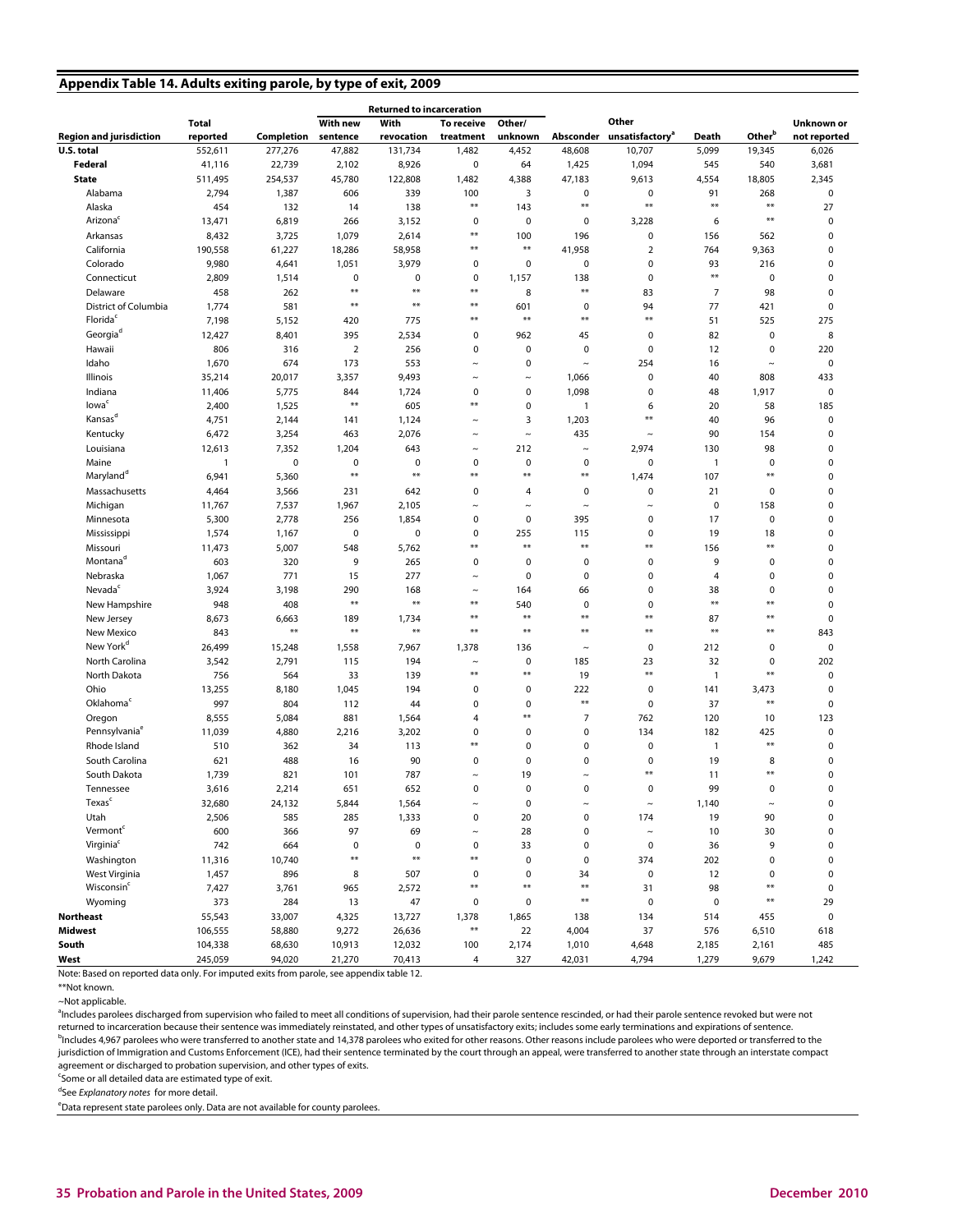## Appendix Table 14. Adults exiting parole, by type of exit, 2009

| Region and jurisdiction | Total reported | Completion | Returned to incarceration: With new sentence | With revocation | To receive treatment | Other/ unknown | Absconder | Other unsatisfactory[a] | Death | Other[b] | Unknown or not reported |
|---|---|---|---|---|---|---|---|---|---|---|---|
| **U.S. total** | 552,611 | 277,276 | 47,882 | 131,734 | 1,482 | 4,452 | 48,608 | 10,707 | 5,099 | 19,345 | 6,026 |
| **Federal** | 41,116 | 22,739 | 2,102 | 8,926 | 0 | 64 | 1,425 | 1,094 | 545 | 540 | 3,681 |
| **State** | 511,495 | 254,537 | 45,780 | 122,808 | 1,482 | 4,388 | 47,183 | 9,613 | 4,554 | 18,805 | 2,345 |
| Alabama | 2,794 | 1,387 | 606 | 339 | 100 | 3 | 0 | 0 | 91 | 268 | 0 |
| Alaska | 454 | 132 | 14 | 138 | ** | 143 | ** | ** | ** | ** | 27 |
| Arizona[c] | 13,471 | 6,819 | 266 | 3,152 | 0 | 0 | 0 | 3,228 | 6 | ** | 0 |
| Arkansas | 3,725 | 1,079 | 2,614 | ** | 100 | 196 | 0 | 156 | 562 | 0 | |
| California | 190,558 | 61,227 | 18,286 | 58,958 | ** | ** | 41,958 | 2 | 764 | 9,363 | 0 |
| Colorado | 9,980 | 4,641 | 1,051 | 3,979 | 0 | 0 | 0 | 0 | 93 | 216 | 0 |
| Connecticut | 2,809 | 1,514 | 0 | 0 | 0 | 1,157 | 138 | 0 | ** | 0 | 0 |
| Delaware | 458 | 262 | ** | ** | ** | 8 | ** | 83 | 7 | 98 | 0 |
| District of Columbia | 1,774 | 581 | ** | ** | ** | 601 | 0 | 94 | 77 | 421 | 0 |
| Florida[c] | 7,198 | 5,152 | 420 | 775 | ** | ** | ** | ** | 51 | 525 | 275 |
| Georgia[d] | 12,427 | 8,401 | 395 | 2,534 | 0 | 962 | 45 | 0 | 82 | 0 | 8 |
| Hawaii | 806 | 316 | 2 | 256 | 0 | 0 | 0 | 0 | 12 | 0 | 220 |
| Idaho | 1,670 | 674 | 173 | 553 | ~ | 0 | ~ | 254 | 16 | ~ | 0 |
| Illinois | 35,214 | 20,017 | 3,357 | 9,493 | ~ | ~ | 1,066 | 0 | 40 | 808 | 433 |
| Indiana | 11,406 | 5,775 | 844 | 1,724 | 0 | 0 | 1,098 | 0 | 48 | 1,917 | 0 |
| Iowa[c] | 2,400 | 1,525 | ** | 605 | ** | 0 | 1 | 6 | 20 | 58 | 185 |
| Kansas[d] | 4,751 | 2,144 | 141 | 1,124 | ~ | 3 | 1,203 | ** | 40 | 96 | 0 |
| Kentucky | 6,472 | 3,254 | 463 | 2,076 | ~ | ~ | 435 | ~ | 90 | 154 | 0 |
| Louisiana | 12,613 | 7,352 | 1,204 | 643 | ~ | 212 | ~ | 2,974 | 130 | 98 | 0 |
| Maine | 1 | 0 | 0 | 0 | 0 | 0 | 0 | 0 | 1 | 0 | 0 |
| Maryland[d] | 6,941 | 5,360 | ** | ** | ** | ** | ** | 1,474 | 107 | ** | 0 |
| Massachusetts | 4,464 | 3,566 | 231 | 642 | 0 | 4 | 0 | 0 | 21 | 0 | 0 |
| Michigan | 11,767 | 7,537 | 1,967 | 2,105 | ~ | ~ | ~ | ~ | 0 | 158 | 0 |
| Minnesota | 5,300 | 2,778 | 256 | 1,854 | 0 | 0 | 395 | 0 | 17 | 0 | 0 |
| Mississippi | 1,574 | 1,167 | 0 | 0 | 0 | 255 | 115 | 0 | 19 | 18 | 0 |
| Missouri | 11,473 | 5,007 | 548 | 5,762 | ** | ** | ** | ** | 156 | ** | 0 |
| Montana[d] | 603 | 320 | 9 | 265 | 0 | 0 | 0 | 0 | 9 | 0 | 0 |
| Nebraska | 1,067 | 771 | 15 | 277 | ~ | 0 | 0 | 0 | 4 | 0 | 0 |
| Nevada[c] | 3,924 | 3,198 | 290 | 168 | ~ | 164 | 66 | 0 | 38 | 0 | 0 |
| New Hampshire | 948 | 408 | ** | ** | ** | 540 | 0 | 0 | ** | ** | 0 |
| New Jersey | 8,673 | 6,663 | 189 | 1,734 | ** | ** | ** | ** | 87 | ** | 0 |
| New Mexico | 843 | ** | ** | ** | ** | ** | ** | ** | ** | ** | 843 |
| New York[d] | 26,499 | 15,248 | 1,558 | 7,967 | 1,378 | 136 | ~ | 0 | 212 | 0 | 0 |
| North Carolina | 3,542 | 2,791 | 115 | 194 | ~ | 0 | 185 | 23 | 32 | 0 | 202 |
| North Dakota | 756 | 564 | 33 | 139 | ** | ** | 19 | ** | 1 | ** | 0 |
| Ohio | 13,255 | 8,180 | 1,045 | 194 | 0 | 0 | 222 | 0 | 141 | 3,473 | 0 |
| Oklahoma[c] | 997 | 804 | 112 | 44 | 0 | 0 | ** | 0 | 37 | ** | 0 |
| Oregon | 8,555 | 5,084 | 881 | 1,564 | 4 | ** | 7 | 762 | 120 | 10 | 123 |
| Pennsylvania[e] | 11,039 | 4,880 | 2,216 | 3,202 | 0 | 0 | 0 | 134 | 182 | 425 | 0 |
| Rhode Island | 510 | 362 | 34 | 113 | ** | 0 | 0 | 0 | 1 | ** | 0 |
| South Carolina | 621 | 488 | 16 | 90 | 0 | 0 | 0 | 0 | 19 | 8 | 0 |
| South Dakota | 1,739 | 821 | 101 | 787 | ~ | 19 | ~ | ** | 11 | ** | 0 |
| Tennessee | 3,616 | 2,214 | 651 | 652 | 0 | 0 | 0 | 0 | 99 | 0 | 0 |
| Texas[c] | 32,680 | 24,132 | 5,844 | 1,564 | ~ | 0 | ~ | ~ | 1,140 | ~ | 0 |
| Utah | 2,506 | 585 | 285 | 1,333 | 0 | 20 | 0 | 174 | 19 | 90 | 0 |
| Vermont[c] | 600 | 366 | 97 | 69 | ~ | 28 | 0 | ~ | 10 | 30 | 0 |
| Virginia[c] | 742 | 664 | 0 | 0 | 0 | 33 | 0 | 0 | 36 | 9 | 0 |
| Washington | 11,316 | 10,740 | ** | ** | ** | 0 | 0 | 374 | 202 | 0 | 0 |
| West Virginia | 1,457 | 896 | 8 | 507 | 0 | 0 | 34 | 0 | 12 | 0 | 0 |
| Wisconsin[c] | 7,427 | 3,761 | 965 | 2,572 | ** | ** | ** | 31 | 98 | ** | 0 |
| Wyoming | 373 | 284 | 13 | 47 | 0 | 0 | ** | 0 | 0 | ** | 29 |
| **Northeast** | 55,543 | 33,007 | 4,325 | 13,727 | 1,378 | 1,865 | 138 | 134 | 514 | 455 | 0 |
| **Midwest** | 106,555 | 58,880 | 9,272 | 26,636 | ** | 22 | 4,004 | 37 | 576 | 6,510 | 618 |
| **South** | 104,338 | 68,630 | 10,913 | 12,032 | 100 | 2,174 | 1,010 | 4,648 | 2,185 | 2,161 | 485 |
| **West** | 245,059 | 94,020 | 21,270 | 70,413 | 4 | 327 | 42,031 | 4,794 | 1,279 | 9,679 | 1,242 |

Note: Based on reported data only. For imputed exits from parole, see appendix table 12.

**Not known.

~Not applicable.

[a]Includes parolees discharged from supervision who failed to meet all conditions of supervision, had their parole sentence rescinded, or had their parole sentence revoked but were not returned to incarceration because their sentence was immediately reinstated, and other types of unsatisfactory exits; includes some early terminations and expirations of sentence.

[b]Includes 4,967 parolees who were transferred to another state and 14,378 parolees who exited for other reasons. Other reasons include parolees who were deported or transferred to the jurisdiction of Immigration and Customs Enforcement (ICE), had their sentence terminated by the court through an appeal, were transferred to another state through an interstate compact agreement or discharged to probation supervision, and other types of exits.

[c]Some or all detailed data are estimated type of exit.

[d]See *Explanatory notes* for more detail.

[e]Data represent state parolees only. Data are not available for county parolees.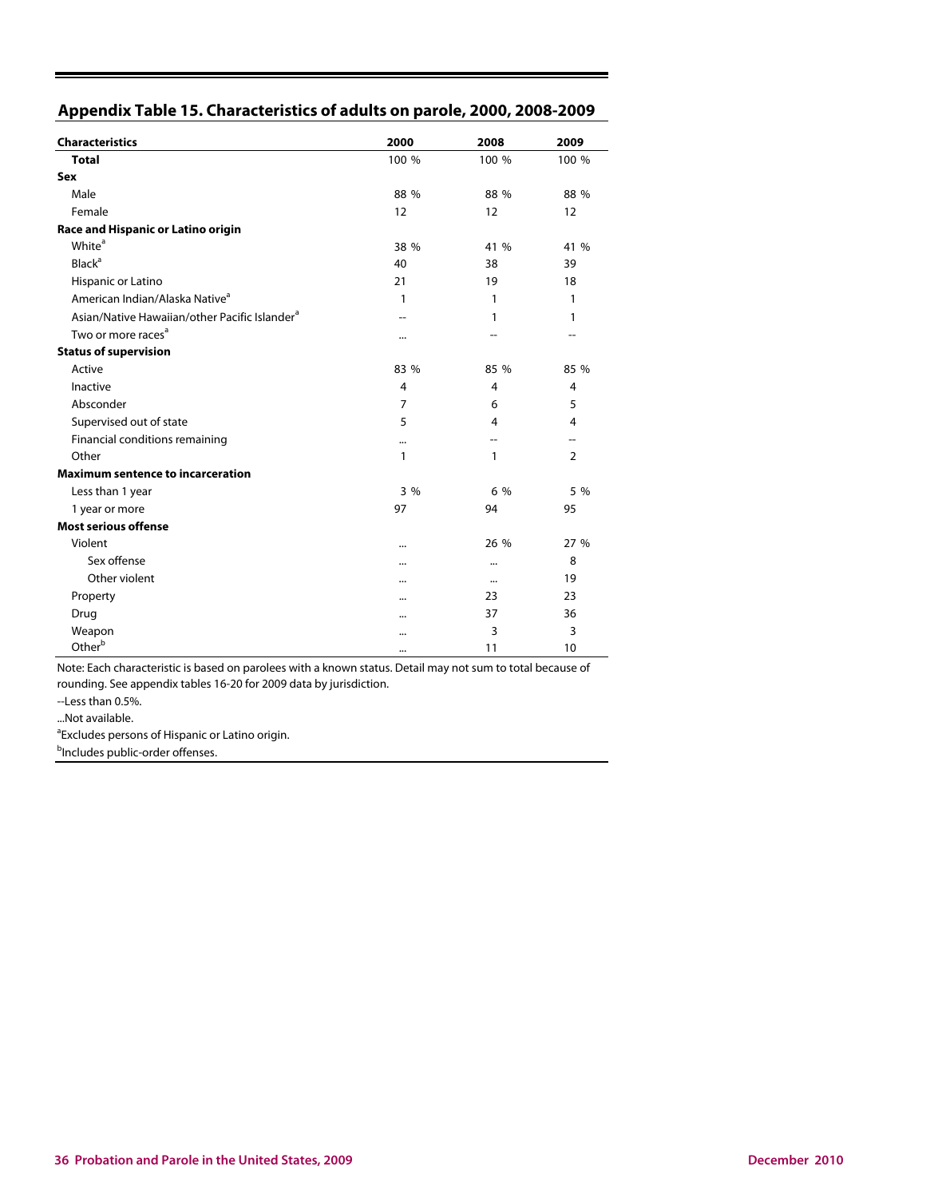## Appendix Table 15. Characteristics of adults on parole, 2000, 2008-2009

| Characteristics | 2000 | 2008 | 2009 |
|---|---|---|---|
| **Total** | 100 % | 100 % | 100 % |
| **Sex** | | | |
| Male | 88 % | 88 % | 88 % |
| Female | 12 | 12 | 12 |
| **Race and Hispanic or Latino origin** | | | |
| White[a] | 38 % | 41 % | 41 % |
| Black[a] | 40 | 38 | 39 |
| Hispanic or Latino | 21 | 19 | 18 |
| American Indian/Alaska Native[a] | 1 | 1 | 1 |
| Asian/Native Hawaiian/other Pacific Islander[a] | -- | 1 | 1 |
| Two or more races[a] | ... | -- | -- |
| **Status of supervision** | | | |
| Active | 83 % | 85 % | 85 % |
| Inactive | 4 | 4 | 4 |
| Absconder | 7 | 6 | 5 |
| Supervised out of state | 5 | 4 | 4 |
| Financial conditions remaining | ... | -- | -- |
| Other | 1 | 1 | 2 |
| **Maximum sentence to incarceration** | | | |
| Less than 1 year | 3 % | 6 % | 5 % |
| 1 year or more | 97 | 94 | 95 |
| **Most serious offense** | | | |
| Violent | ... | 26 % | 27 % |
| Sex offense | ... | ... | 8 |
| Other violent | ... | ... | 19 |
| Property | ... | 23 | 23 |
| Drug | ... | 37 | 36 |
| Weapon | ... | 3 | 3 |
| Other[b] | ... | 11 | 10 |

Note: Each characteristic is based on parolees with a known status. Detail may not sum to total because of rounding. See appendix tables 16-20 for 2009 data by jurisdiction.

--Less than 0.5%.

...Not available.

[a]Excludes persons of Hispanic or Latino origin.

[b]Includes public-order offenses.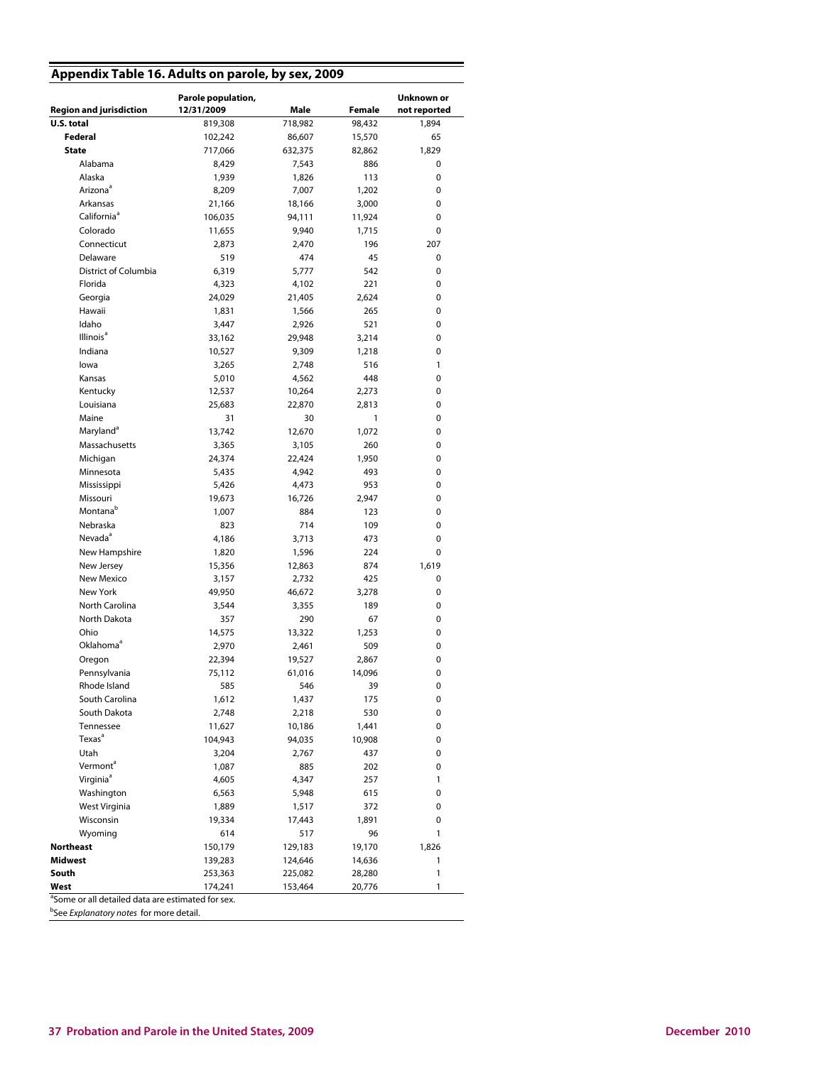## Appendix Table 16. Adults on parole, by sex, 2009

| Region and jurisdiction | Parole population, 12/31/2009 | Male | Female | Unknown or not reported |
|---|---|---|---|---|
| **U.S. total** | 819,308 | 718,982 | 98,432 | 1,894 |
| **Federal** | 102,242 | 86,607 | 15,570 | 65 |
| **State** | 717,066 | 632,375 | 82,862 | 1,829 |
| Alabama | 8,429 | 7,543 | 886 | 0 |
| Alaska | 1,939 | 1,826 | 113 | 0 |
| Arizona[a] | 8,209 | 7,007 | 1,202 | 0 |
| Arkansas | 21,166 | 18,166 | 3,000 | 0 |
| California[a] | 106,035 | 94,111 | 11,924 | 0 |
| Colorado | 11,655 | 9,940 | 1,715 | 0 |
| Connecticut | 2,873 | 2,470 | 196 | 207 |
| Delaware | 519 | 474 | 45 | 0 |
| District of Columbia | 6,319 | 5,777 | 542 | 0 |
| Florida | 4,323 | 4,102 | 221 | 0 |
| Georgia | 24,029 | 21,405 | 2,624 | 0 |
| Hawaii | 1,831 | 1,566 | 265 | 0 |
| Idaho | 3,447 | 2,926 | 521 | 0 |
| Illinois[a] | 33,162 | 29,948 | 3,214 | 0 |
| Indiana | 10,527 | 9,309 | 1,218 | 0 |
| Iowa | 3,265 | 2,748 | 516 | 1 |
| Kansas | 5,010 | 4,562 | 448 | 0 |
| Kentucky | 12,537 | 10,264 | 2,273 | 0 |
| Louisiana | 25,683 | 22,870 | 2,813 | 0 |
| Maine | 31 | 30 | 1 | 0 |
| Maryland[a] | 13,742 | 12,670 | 1,072 | 0 |
| Massachusetts | 3,365 | 3,105 | 260 | 0 |
| Michigan | 24,374 | 22,424 | 1,950 | 0 |
| Minnesota | 5,435 | 4,942 | 493 | 0 |
| Mississippi | 5,426 | 4,473 | 953 | 0 |
| Missouri | 19,673 | 16,726 | 2,947 | 0 |
| Montana[b] | 1,007 | 884 | 123 | 0 |
| Nebraska | 823 | 714 | 109 | 0 |
| Nevada[a] | 4,186 | 3,713 | 473 | 0 |
| New Hampshire | 1,820 | 1,596 | 224 | 0 |
| New Jersey | 15,356 | 12,863 | 874 | 1,619 |
| New Mexico | 3,157 | 2,732 | 425 | 0 |
| New York | 49,950 | 46,672 | 3,278 | 0 |
| North Carolina | 3,544 | 3,355 | 189 | 0 |
| North Dakota | 357 | 290 | 67 | 0 |
| Ohio | 14,575 | 13,322 | 1,253 | 0 |
| Oklahoma[a] | 2,970 | 2,461 | 509 | 0 |
| Oregon | 22,394 | 19,527 | 2,867 | 0 |
| Pennsylvania | 75,112 | 61,016 | 14,096 | 0 |
| Rhode Island | 585 | 546 | 39 | 0 |
| South Carolina | 1,612 | 1,437 | 175 | 0 |
| South Dakota | 2,748 | 2,218 | 530 | 0 |
| Tennessee | 11,627 | 10,186 | 1,441 | 0 |
| Texas[a] | 104,943 | 94,035 | 10,908 | 0 |
| Utah | 3,204 | 2,767 | 437 | 0 |
| Vermont[a] | 1,087 | 885 | 202 | 0 |
| Virginia[a] | 4,605 | 4,347 | 257 | 1 |
| Washington | 6,563 | 5,948 | 615 | 0 |
| West Virginia | 1,889 | 1,517 | 372 | 0 |
| Wisconsin | 19,334 | 17,443 | 1,891 | 0 |
| Wyoming | 614 | 517 | 96 | 1 |
| **Northeast** | 150,179 | 129,183 | 19,170 | 1,826 |
| **Midwest** | 139,283 | 124,646 | 14,636 | 1 |
| **South** | 253,363 | 225,082 | 28,280 | 1 |
| **West** | 174,241 | 153,464 | 20,776 | 1 |

[a]Some or all detailed data are estimated for sex.

[b]See *Explanatory notes* for more detail.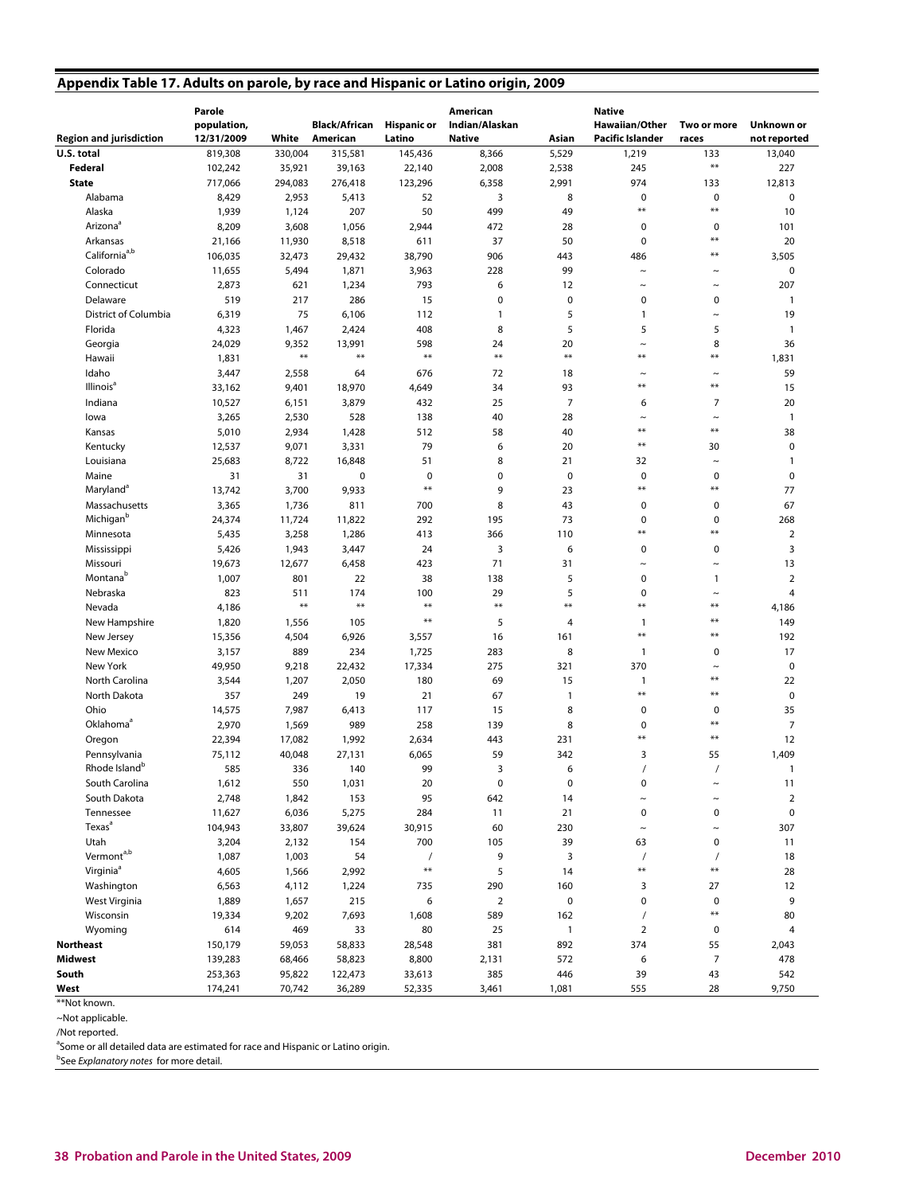## Appendix Table 17. Adults on parole, by race and Hispanic or Latino origin, 2009

| Region and jurisdiction | Parole population, 12/31/2009 | White | Black/African American | Hispanic or Latino | American Indian/Alaskan Native | Asian | Native Hawaiian/Other Pacific Islander | Two or more races | Unknown or not reported |
|---|---|---|---|---|---|---|---|---|---|
| **U.S. total** | 819,308 | 330,004 | 315,581 | 145,436 | 8,366 | 5,529 | 1,219 | 133 | 13,040 |
| **Federal** | 102,242 | 35,921 | 39,163 | 22,140 | 2,008 | 2,538 | 245 | ** | 227 |
| **State** | 717,066 | 294,083 | 276,418 | 123,296 | 6,358 | 2,991 | 974 | 133 | 12,813 |
| Alabama | 8,429 | 2,953 | 5,413 | 52 | 3 | 8 | 0 | 0 | 0 |
| Alaska | 1,939 | 1,124 | 207 | 50 | 499 | 49 | ** | ** | 10 |
| Arizona[a] | 8,209 | 3,608 | 1,056 | 2,944 | 472 | 28 | 0 | 0 | 101 |
| Arkansas | 21,166 | 11,930 | 8,518 | 611 | 37 | 50 | 0 | ** | 20 |
| California[a,b] | 106,035 | 32,473 | 29,432 | 38,790 | 906 | 443 | 486 | ** | 3,505 |
| Colorado | 11,655 | 5,494 | 1,871 | 3,963 | 228 | 99 | ~ | ~ | 0 |
| Connecticut | 2,873 | 621 | 1,234 | 793 | 6 | 12 | ~ | ~ | 207 |
| Delaware | 519 | 217 | 286 | 15 | 0 | 0 | 0 | 0 | 1 |
| District of Columbia | 6,319 | 75 | 6,106 | 112 | 1 | 5 | 1 | ~ | 19 |
| Florida | 4,323 | 1,467 | 2,424 | 408 | 8 | 5 | 5 | 5 | 1 |
| Georgia | 24,029 | 9,352 | 13,991 | 598 | 24 | 20 | ~ | 8 | 36 |
| Hawaii | 1,831 | ** | ** | ** | ** | ** | ** | ** | 1,831 |
| Idaho | 3,447 | 2,558 | 64 | 676 | 72 | 18 | ~ | ~ | 59 |
| Illinois[a] | 33,162 | 9,401 | 18,970 | 4,649 | 34 | 93 | ** | ** | 15 |
| Indiana | 10,527 | 6,151 | 3,879 | 432 | 25 | 7 | 6 | 7 | 20 |
| Iowa | 3,265 | 2,530 | 528 | 138 | 40 | 28 | ~ | ~ | 1 |
| Kansas | 5,010 | 2,934 | 1,428 | 512 | 58 | 40 | ** | ** | 38 |
| Kentucky | 12,537 | 9,071 | 3,331 | 79 | 6 | 20 | ** | 30 | 0 |
| Louisiana | 25,683 | 8,722 | 16,848 | 51 | 8 | 21 | 32 | ~ | 1 |
| Maine | 31 | 31 | 0 | 0 | 0 | 0 | 0 | 0 | 0 |
| Maryland[a] | 13,742 | 3,700 | 9,933 | ** | 9 | 23 | ** | ** | 77 |
| Massachusetts | 3,365 | 1,736 | 811 | 700 | 8 | 43 | 0 | 0 | 67 |
| Michigan[b] | 24,374 | 11,724 | 11,822 | 292 | 195 | 73 | 0 | 0 | 268 |
| Minnesota | 5,435 | 3,258 | 1,286 | 413 | 366 | 110 | ** | ** | 2 |
| Mississippi | 5,426 | 1,943 | 3,447 | 24 | 3 | 6 | 0 | 0 | 3 |
| Missouri | 19,673 | 12,677 | 6,458 | 423 | 71 | 31 | ~ | ~ | 13 |
| Montana[b] | 1,007 | 801 | 22 | 38 | 138 | 5 | 0 | 1 | 2 |
| Nebraska | 823 | 511 | 174 | 100 | 29 | 5 | 0 | ~ | 4 |
| Nevada | 4,186 | ** | ** | ** | ** | ** | ** | ** | 4,186 |
| New Hampshire | 1,820 | 1,556 | 105 | ** | 5 | 4 | 1 | ** | 149 |
| New Jersey | 15,356 | 4,504 | 6,926 | 3,557 | 16 | 161 | ** | ** | 192 |
| New Mexico | 3,157 | 889 | 234 | 1,725 | 283 | 8 | 1 | 0 | 17 |
| New York | 49,950 | 9,218 | 22,432 | 17,334 | 275 | 321 | 370 | ~ | 0 |
| North Carolina | 3,544 | 1,207 | 2,050 | 180 | 69 | 15 | 1 | ** | 22 |
| North Dakota | 357 | 249 | 19 | 21 | 67 | 1 | ** | ** | 0 |
| Ohio | 14,575 | 7,987 | 6,413 | 117 | 15 | 8 | 0 | 0 | 35 |
| Oklahoma[a] | 2,970 | 1,569 | 989 | 258 | 139 | 8 | 0 | ** | 7 |
| Oregon | 22,394 | 17,082 | 1,992 | 2,634 | 443 | 231 | ** | ** | 12 |
| Pennsylvania | 75,112 | 40,048 | 27,131 | 6,065 | 59 | 342 | 3 | 55 | 1,409 |
| Rhode Island[b] | 585 | 336 | 140 | 99 | 3 | 6 | / | / | 1 |
| South Carolina | 1,612 | 550 | 1,031 | 20 | 0 | 0 | 0 | ~ | 11 |
| South Dakota | 2,748 | 1,842 | 153 | 95 | 642 | 14 | ~ | ~ | 2 |
| Tennessee | 11,627 | 6,036 | 5,275 | 284 | 11 | 21 | 0 | 0 | 0 |
| Texas[a] | 104,943 | 33,807 | 39,624 | 30,915 | 60 | 230 | ~ | ~ | 307 |
| Utah | 3,204 | 2,132 | 154 | 700 | 105 | 39 | 63 | 0 | 11 |
| Vermont[a,b] | 1,087 | 1,003 | 54 | / | 9 | 3 | / | / | 18 |
| Virginia[a] | 4,605 | 1,566 | 2,992 | ** | 5 | 14 | ** | ** | 28 |
| Washington | 6,563 | 4,112 | 1,224 | 735 | 290 | 160 | 3 | 27 | 12 |
| West Virginia | 1,889 | 1,657 | 215 | 6 | 2 | 0 | 0 | 0 | 9 |
| Wisconsin | 19,334 | 9,202 | 7,693 | 1,608 | 589 | 162 | / | ** | 80 |
| Wyoming | 614 | 469 | 33 | 80 | 25 | 1 | 2 | 0 | 4 |
| **Northeast** | 150,179 | 59,053 | 58,833 | 28,548 | 381 | 892 | 374 | 55 | 2,043 |
| **Midwest** | 139,283 | 68,466 | 58,823 | 8,800 | 2,131 | 572 | 6 | 7 | 478 |
| **South** | 253,363 | 95,822 | 122,473 | 33,613 | 385 | 446 | 39 | 43 | 542 |
| **West** | 174,241 | 70,742 | 36,289 | 52,335 | 3,461 | 1,081 | 555 | 28 | 9,750 |

**Not known.

~Not applicable.

/Not reported.

[a]Some or all detailed data are estimated for race and Hispanic or Latino origin.

[b]See *Explanatory notes* for more detail.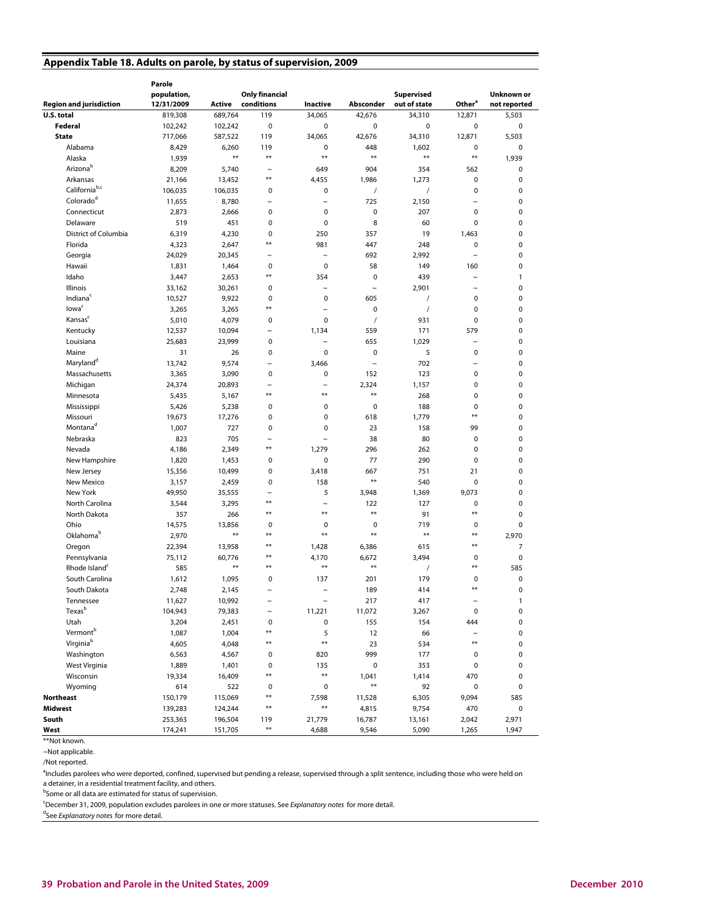## Appendix Table 18. Adults on parole, by status of supervision, 2009

| Region and jurisdiction | Parole population, 12/31/2009 | Active | Only financial conditions | Inactive | Absconder | Supervised out of state | Other[a] | Unknown or not reported |
|---|---|---|---|---|---|---|---|---|
| **U.S. total** | 819,308 | 689,764 | 119 | 34,065 | 42,676 | 34,310 | 12,871 | 5,503 |
| **Federal** | 102,242 | 102,242 | 0 | 0 | 0 | 0 | 0 | 0 |
| **State** | 717,066 | 587,522 | 119 | 34,065 | 42,676 | 34,310 | 12,871 | 5,503 |
| Alabama | 8,429 | 6,260 | 119 | 0 | 448 | 1,602 | 0 | 0 |
| Alaska | 1,939 | ** | ** | ** | ** | ** | ** | 1,939 |
| Arizona[b] | 8,209 | 5,740 | ~ | 649 | 904 | 354 | 562 | 0 |
| Arkansas | 21,166 | 13,452 | ** | 4,455 | 1,986 | 1,273 | 0 | 0 |
| California[b,c] | 106,035 | 106,035 | 0 | 0 | / | / | 0 | 0 |
| Colorado[d] | 11,655 | 8,780 | ~ | ~ | 725 | 2,150 | ~ | 0 |
| Connecticut | 2,873 | 2,666 | 0 | 0 | 0 | 207 | 0 | 0 |
| Delaware | 519 | 451 | 0 | 0 | 8 | 60 | 0 | 0 |
| District of Columbia | 6,319 | 4,230 | 0 | 250 | 357 | 19 | 1,463 | 0 |
| Florida | 4,323 | 2,647 | ** | 981 | 447 | 248 | 0 | 0 |
| Georgia | 24,029 | 20,345 | ~ | ~ | 692 | 2,992 | ~ | 0 |
| Hawaii | 1,831 | 1,464 | 0 | 0 | 58 | 149 | 160 | 0 |
| Idaho | 3,447 | 2,653 | ** | 354 | 0 | 439 | ~ | 1 |
| Illinois | 33,162 | 30,261 | 0 | ~ | ~ | 2,901 | ~ | 0 |
| Indiana[c] | 10,527 | 9,922 | 0 | 0 | 605 | / | 0 | 0 |
| Iowa[c] | 3,265 | 3,265 | ** | ~ | 0 | / | 0 | 0 |
| Kansas[c] | 5,010 | 4,079 | 0 | 0 | / | 931 | 0 | 0 |
| Kentucky | 12,537 | 10,094 | ~ | 1,134 | 559 | 171 | 579 | 0 |
| Louisiana | 25,683 | 23,999 | 0 | ~ | 655 | 1,029 | ~ | 0 |
| Maine | 31 | 26 | 0 | 0 | 0 | 5 | 0 | 0 |
| Maryland[d] | 13,742 | 9,574 | ~ | 3,466 | ~ | 702 | ~ | 0 |
| Massachusetts | 3,365 | 3,090 | 0 | 0 | 152 | 123 | 0 | 0 |
| Michigan | 24,374 | 20,893 | ~ | ~ | 2,324 | 1,157 | 0 | 0 |
| Minnesota | 5,435 | 5,167 | ** | ** | ** | 268 | 0 | 0 |
| Mississippi | 5,426 | 5,238 | 0 | 0 | 0 | 188 | 0 | 0 |
| Missouri | 19,673 | 17,276 | 0 | 0 | 618 | 1,779 | ** | 0 |
| Montana[d] | 1,007 | 727 | 0 | 0 | 23 | 158 | 99 | 0 |
| Nebraska | 823 | 705 | ~ | ~ | 38 | 80 | 0 | 0 |
| Nevada | 4,186 | 2,349 | ** | 1,279 | 296 | 262 | 0 | 0 |
| New Hampshire | 1,820 | 1,453 | 0 | 0 | 77 | 290 | 0 | 0 |
| New Jersey | 15,356 | 10,499 | 0 | 3,418 | 667 | 751 | 21 | 0 |
| New Mexico | 3,157 | 2,459 | 0 | 158 | ** | 540 | 0 | 0 |
| New York | 49,950 | 35,555 | ~ | 5 | 3,948 | 1,369 | 9,073 | 0 |
| North Carolina | 3,544 | 3,295 | ** | ~ | 122 | 127 | 0 | 0 |
| North Dakota | 357 | 266 | ** | ** | ** | 91 | ** | 0 |
| Ohio | 14,575 | 13,856 | 0 | 0 | 0 | 719 | 0 | 0 |
| Oklahoma[b] | 2,970 | ** | ** | ** | ** | ** | ** | 2,970 |
| Oregon | 22,394 | 13,958 | ** | 1,428 | 6,386 | 615 | ** | 7 |
| Pennsylvania | 75,112 | 60,776 | ** | 4,170 | 6,672 | 3,494 | 0 | 0 |
| Rhode Island[c] | 585 | ** | ** | ** | ** | / | ** | 585 |
| South Carolina | 1,612 | 1,095 | 0 | 137 | 201 | 179 | 0 | 0 |
| South Dakota | 2,748 | 2,145 | ~ | ~ | 189 | 414 | ** | 0 |
| Tennessee | 11,627 | 10,992 | ~ | ~ | 217 | 417 | ~ | 1 |
| Texas[b] | 104,943 | 79,383 | ~ | 11,221 | 11,072 | 3,267 | 0 | 0 |
| Utah | 3,204 | 2,451 | 0 | 0 | 155 | 154 | 444 | 0 |
| Vermont[b] | 1,087 | 1,004 | ** | 5 | 12 | 66 | ~ | 0 |
| Virginia[b] | 4,605 | 4,048 | ** | ** | 23 | 534 | ** | 0 |
| Washington | 6,563 | 4,567 | 0 | 820 | 999 | 177 | 0 | 0 |
| West Virginia | 1,889 | 1,401 | 0 | 135 | 0 | 353 | 0 | 0 |
| Wisconsin | 19,334 | 16,409 | ** | ** | 1,041 | 1,414 | 470 | 0 |
| Wyoming | 614 | 522 | 0 | 0 | ** | 92 | 0 | 0 |
| **Northeast** | 150,179 | 115,069 | ** | 7,598 | 11,528 | 6,305 | 9,094 | 585 |
| **Midwest** | 139,283 | 124,244 | ** | ** | 4,815 | 9,754 | 470 | 0 |
| **South** | 253,363 | 196,504 | 119 | 21,779 | 16,787 | 13,161 | 2,042 | 2,971 |
| **West** | 174,241 | 151,705 | ** | 4,688 | 9,546 | 5,090 | 1,265 | 1,947 |

**Not known.

~Not applicable.

/Not reported.

[a]Includes parolees who were deported, confined, supervised but pending a release, supervised through a split sentence, including those who were held on a detainer, in a residential treatment facility, and others.

[b]Some or all data are estimated for status of supervision.

[c]December 31, 2009, population excludes parolees in one or more statuses. See *Explanatory notes* for more detail.

[d]See *Explanatory notes* for more detail.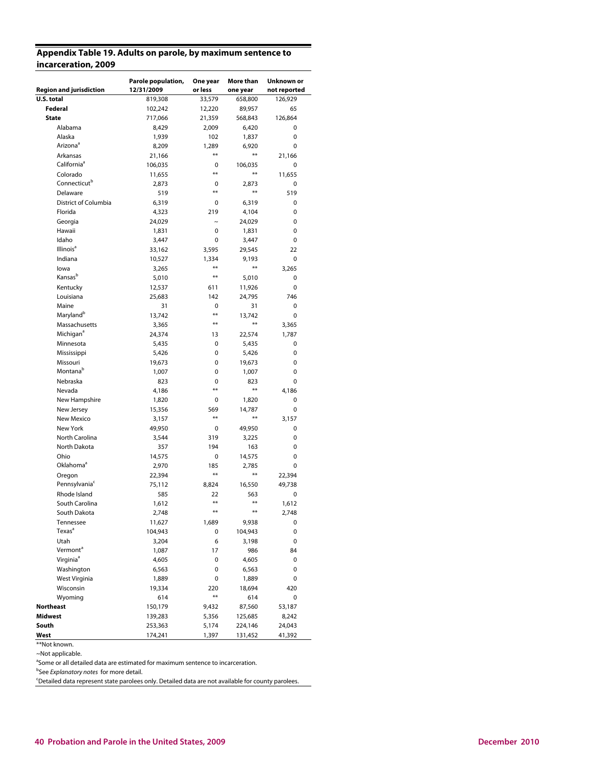## Appendix Table 19. Adults on parole, by maximum sentence to incarceration, 2009

| Region and jurisdiction | Parole population, 12/31/2009 | One year or less | More than one year | Unknown or not reported |
|---|---|---|---|---|
| **U.S. total** | 819,308 | 33,579 | 658,800 | 126,929 |
| **Federal** | 102,242 | 12,220 | 89,957 | 65 |
| **State** | 717,066 | 21,359 | 568,843 | 126,864 |
| Alabama | 8,429 | 2,009 | 6,420 | 0 |
| Alaska | 1,939 | 102 | 1,837 | 0 |
| Arizona[a] | 8,209 | 1,289 | 6,920 | 0 |
| Arkansas | 21,166 | ** | ** | 21,166 |
| California[a] | 106,035 | 0 | 106,035 | 0 |
| Colorado | 11,655 | ** | ** | 11,655 |
| Connecticut[b] | 2,873 | 0 | 2,873 | 0 |
| Delaware | 519 | ** | ** | 519 |
| District of Columbia | 6,319 | 0 | 6,319 | 0 |
| Florida | 4,323 | 219 | 4,104 | 0 |
| Georgia | 24,029 | ~ | 24,029 | 0 |
| Hawaii | 1,831 | 0 | 1,831 | 0 |
| Idaho | 3,447 | 0 | 3,447 | 0 |
| Illinois[a] | 33,162 | 3,595 | 29,545 | 22 |
| Indiana | 10,527 | 1,334 | 9,193 | 0 |
| Iowa | 3,265 | ** | ** | 3,265 |
| Kansas[b] | 5,010 | ** | 5,010 | 0 |
| Kentucky | 12,537 | 611 | 11,926 | 0 |
| Louisiana | 25,683 | 142 | 24,795 | 746 |
| Maine | 31 | 0 | 31 | 0 |
| Maryland[b] | 13,742 | ** | 13,742 | 0 |
| Massachusetts | 3,365 | ** | ** | 3,365 |
| Michigan[a] | 24,374 | 13 | 22,574 | 1,787 |
| Minnesota | 5,435 | 0 | 5,435 | 0 |
| Mississippi | 5,426 | 0 | 5,426 | 0 |
| Missouri | 19,673 | 0 | 19,673 | 0 |
| Montana[b] | 1,007 | 0 | 1,007 | 0 |
| Nebraska | 823 | 0 | 823 | 0 |
| Nevada | 4,186 | ** | ** | 4,186 |
| New Hampshire | 1,820 | 0 | 1,820 | 0 |
| New Jersey | 15,356 | 569 | 14,787 | 0 |
| New Mexico | 3,157 | ** | ** | 3,157 |
| New York | 49,950 | 0 | 49,950 | 0 |
| North Carolina | 3,544 | 319 | 3,225 | 0 |
| North Dakota | 357 | 194 | 163 | 0 |
| Ohio | 14,575 | 0 | 14,575 | 0 |
| Oklahoma[a] | 2,970 | 185 | 2,785 | 0 |
| Oregon | 22,394 | ** | ** | 22,394 |
| Pennsylvania[c] | 75,112 | 8,824 | 16,550 | 49,738 |
| Rhode Island | 585 | 22 | 563 | 0 |
| South Carolina | 1,612 | ** | ** | 1,612 |
| South Dakota | 2,748 | ** | ** | 2,748 |
| Tennessee | 11,627 | 1,689 | 9,938 | 0 |
| Texas[a] | 104,943 | 0 | 104,943 | 0 |
| Utah | 3,204 | 6 | 3,198 | 0 |
| Vermont[a] | 1,087 | 17 | 986 | 84 |
| Virginia[a] | 4,605 | 0 | 4,605 | 0 |
| Washington | 6,563 | 0 | 6,563 | 0 |
| West Virginia | 1,889 | 0 | 1,889 | 0 |
| Wisconsin | 19,334 | 220 | 18,694 | 420 |
| Wyoming | 614 | ** | 614 | 0 |
| **Northeast** | 150,179 | 9,432 | 87,560 | 53,187 |
| **Midwest** | 139,283 | 5,356 | 125,685 | 8,242 |
| **South** | 253,363 | 5,174 | 224,146 | 24,043 |
| **West** | 174,241 | 1,397 | 131,452 | 41,392 |

**Not known.

~Not applicable.

[a]Some or all detailed data are estimated for maximum sentence to incarceration.

[b]See *Explanatory notes* for more detail.

[c]Detailed data represent state parolees only. Detailed data are not available for county parolees.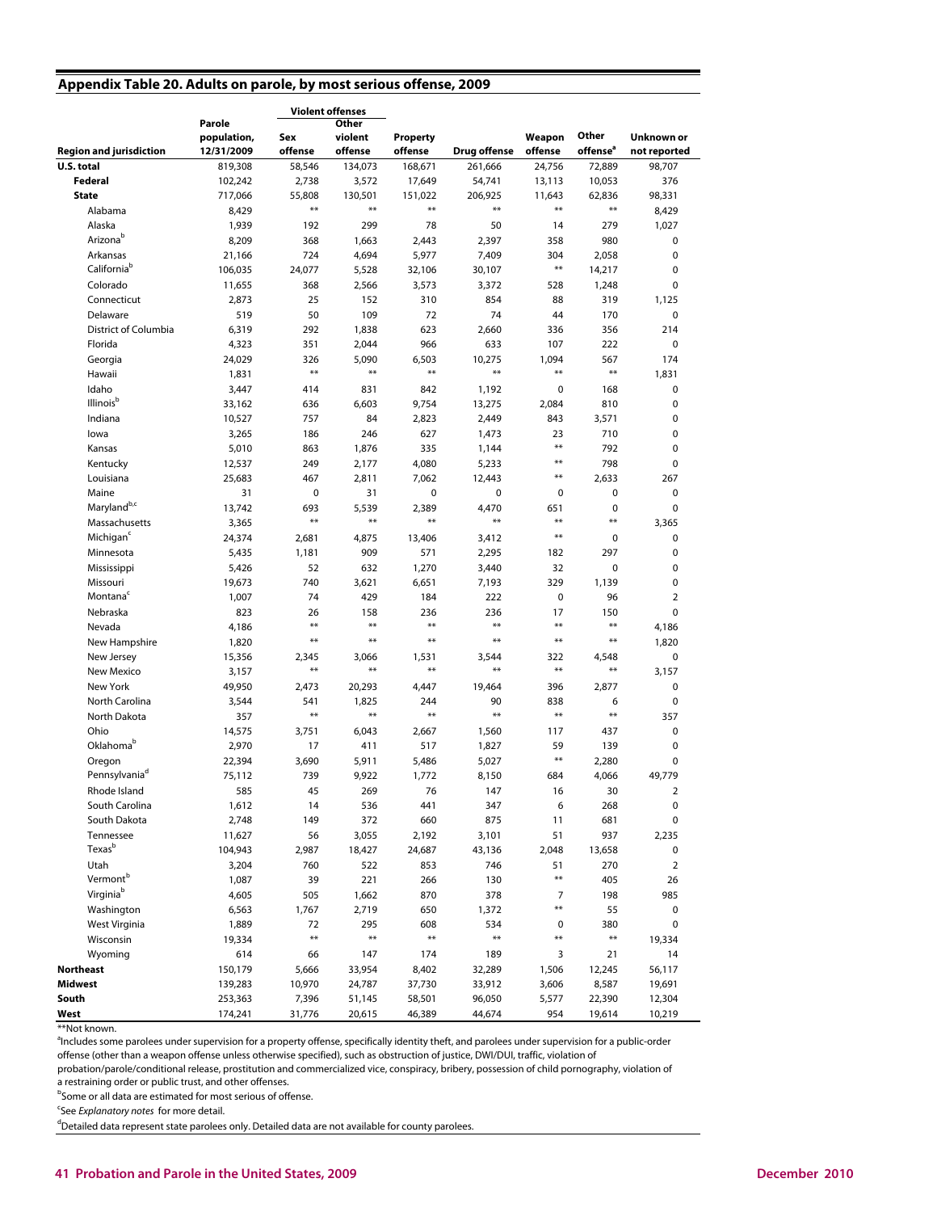## Appendix Table 20. Adults on parole, by most serious offense, 2009

| Region and jurisdiction | Parole population, 12/31/2009 | Violent offenses: Sex offense | Violent offenses: Other violent offense | Property offense | Drug offense | Weapon offense | Other offense[a] | Unknown or not reported |
|---|---|---|---|---|---|---|---|---|
| **U.S. total** | 819,308 | 58,546 | 134,073 | 168,671 | 261,666 | 24,756 | 72,889 | 98,707 |
| **Federal** | 102,242 | 2,738 | 3,572 | 17,649 | 54,741 | 13,113 | 10,053 | 376 |
| **State** | 717,066 | 55,808 | 130,501 | 151,022 | 206,925 | 11,643 | 62,836 | 98,331 |
| Alabama | 8,429 | ** | ** | ** | ** | ** | ** | 8,429 |
| Alaska | 1,939 | 192 | 299 | 78 | 50 | 14 | 279 | 1,027 |
| Arizona[b] | 8,209 | 368 | 1,663 | 2,443 | 2,397 | 358 | 980 | 0 |
| Arkansas | 21,166 | 724 | 4,694 | 5,977 | 7,409 | 304 | 2,058 | 0 |
| California[b] | 106,035 | 24,077 | 5,528 | 32,106 | 30,107 | ** | 14,217 | 0 |
| Colorado | 11,655 | 368 | 2,566 | 3,573 | 3,372 | 528 | 1,248 | 0 |
| Connecticut | 2,873 | 25 | 152 | 310 | 854 | 88 | 319 | 1,125 |
| Delaware | 519 | 50 | 109 | 72 | 74 | 44 | 170 | 0 |
| District of Columbia | 6,319 | 292 | 1,838 | 623 | 2,660 | 336 | 356 | 214 |
| Florida | 4,323 | 351 | 2,044 | 966 | 633 | 107 | 222 | 0 |
| Georgia | 24,029 | 326 | 5,090 | 6,503 | 10,275 | 1,094 | 567 | 174 |
| Hawaii | 1,831 | ** | ** | ** | ** | ** | ** | 1,831 |
| Idaho | 3,447 | 414 | 831 | 842 | 1,192 | 0 | 168 | 0 |
| Illinois[b] | 33,162 | 636 | 6,603 | 9,754 | 13,275 | 2,084 | 810 | 0 |
| Indiana | 10,527 | 757 | 84 | 2,823 | 2,449 | 843 | 3,571 | 0 |
| Iowa | 3,265 | 186 | 246 | 627 | 1,473 | 23 | 710 | 0 |
| Kansas | 5,010 | 863 | 1,876 | 335 | 1,144 | ** | 792 | 0 |
| Kentucky | 12,537 | 249 | 2,177 | 4,080 | 5,233 | ** | 798 | 0 |
| Louisiana | 25,683 | 467 | 2,811 | 7,062 | 12,443 | ** | 2,633 | 267 |
| Maine | 31 | 0 | 31 | 0 | 0 | 0 | 0 | 0 |
| Maryland[b,c] | 13,742 | 693 | 5,539 | 2,389 | 4,470 | 651 | 0 | 0 |
| Massachusetts | 3,365 | ** | ** | ** | ** | ** | ** | 3,365 |
| Michigan[c] | 24,374 | 2,681 | 4,875 | 13,406 | 3,412 | ** | 0 | 0 |
| Minnesota | 5,435 | 1,181 | 909 | 571 | 2,295 | 182 | 297 | 0 |
| Mississippi | 5,426 | 52 | 632 | 1,270 | 3,440 | 32 | 0 | 0 |
| Missouri | 19,673 | 740 | 3,621 | 6,651 | 7,193 | 329 | 1,139 | 0 |
| Montana[c] | 1,007 | 74 | 429 | 184 | 222 | 0 | 96 | 2 |
| Nebraska | 823 | 26 | 158 | 236 | 236 | 17 | 150 | 0 |
| Nevada | 4,186 | ** | ** | ** | ** | ** | ** | 4,186 |
| New Hampshire | 1,820 | ** | ** | ** | ** | ** | ** | 1,820 |
| New Jersey | 15,356 | 2,345 | 3,066 | 1,531 | 3,544 | 322 | 4,548 | 0 |
| New Mexico | 3,157 | ** | ** | ** | ** | ** | ** | 3,157 |
| New York | 49,950 | 2,473 | 20,293 | 4,447 | 19,464 | 396 | 2,877 | 0 |
| North Carolina | 3,544 | 541 | 1,825 | 244 | 90 | 838 | 6 | 0 |
| North Dakota | 357 | ** | ** | ** | ** | ** | ** | 357 |
| Ohio | 14,575 | 3,751 | 6,043 | 2,667 | 1,560 | 117 | 437 | 0 |
| Oklahoma[b] | 2,970 | 17 | 411 | 517 | 1,827 | 59 | 139 | 0 |
| Oregon | 22,394 | 3,690 | 5,911 | 5,486 | 5,027 | ** | 2,280 | 0 |
| Pennsylvania[d] | 75,112 | 739 | 9,922 | 1,772 | 8,150 | 684 | 4,066 | 49,779 |
| Rhode Island | 585 | 45 | 269 | 76 | 147 | 16 | 30 | 2 |
| South Carolina | 1,612 | 14 | 536 | 441 | 347 | 6 | 268 | 0 |
| South Dakota | 2,748 | 149 | 372 | 660 | 875 | 11 | 681 | 0 |
| Tennessee | 11,627 | 56 | 3,055 | 2,192 | 3,101 | 51 | 937 | 2,235 |
| Texas[b] | 104,943 | 2,987 | 18,427 | 24,687 | 43,136 | 2,048 | 13,658 | 0 |
| Utah | 3,204 | 760 | 522 | 853 | 746 | 51 | 270 | 2 |
| Vermont[b] | 1,087 | 39 | 221 | 266 | 130 | ** | 405 | 26 |
| Virginia[b] | 4,605 | 505 | 1,662 | 870 | 378 | 7 | 198 | 985 |
| Washington | 6,563 | 1,767 | 2,719 | 650 | 1,372 | ** | 55 | 0 |
| West Virginia | 1,889 | 72 | 295 | 608 | 534 | 0 | 380 | 0 |
| Wisconsin | 19,334 | ** | ** | ** | ** | ** | ** | 19,334 |
| Wyoming | 614 | 66 | 147 | 174 | 189 | 3 | 21 | 14 |
| **Northeast** | 150,179 | 5,666 | 33,954 | 8,402 | 32,289 | 1,506 | 12,245 | 56,117 |
| **Midwest** | 139,283 | 10,970 | 24,787 | 37,730 | 33,912 | 3,606 | 8,587 | 19,691 |
| **South** | 253,363 | 7,396 | 51,145 | 58,501 | 96,050 | 5,577 | 22,390 | 12,304 |
| **West** | 174,241 | 31,776 | 20,615 | 46,389 | 44,674 | 954 | 19,614 | 10,219 |

**Not known.

[a]Includes some parolees under supervision for a property offense, specifically identity theft, and parolees under supervision for a public-order offense (other than a weapon offense unless otherwise specified), such as obstruction of justice, DWI/DUI, traffic, violation of probation/parole/conditional release, prostitution and commercialized vice, conspiracy, bribery, possession of child pornography, violation of a restraining order or public trust, and other offenses.

[b]Some or all data are estimated for most serious of offense.

[c]See *Explanatory notes* for more detail.

[d]Detailed data represent state parolees only. Detailed data are not available for county parolees.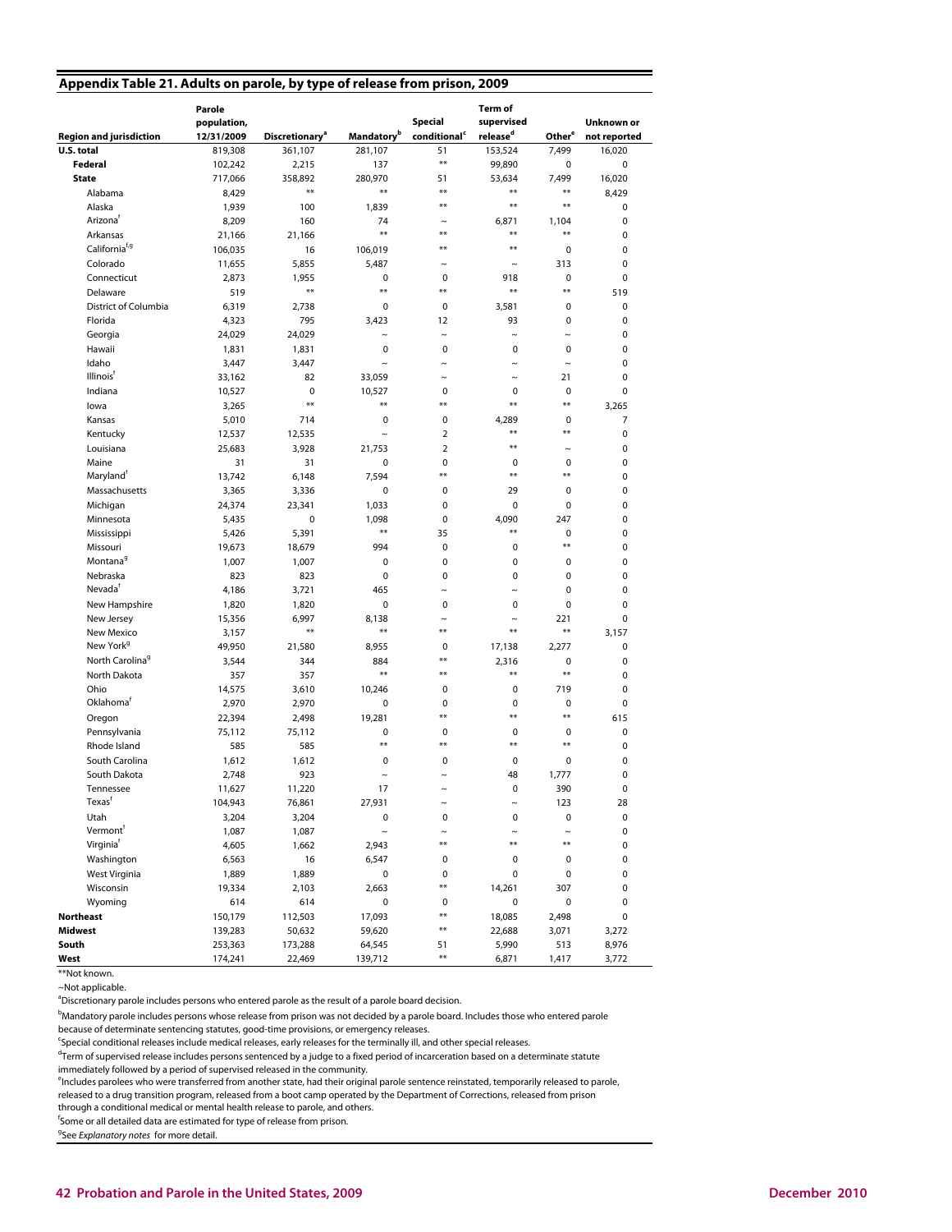## Appendix Table 21. Adults on parole, by type of release from prison, 2009

| Region and jurisdiction | Parole population, 12/31/2009 | Discretionary[a] | Mandatory[b] | Special conditional[c] | Term of supervised release[d] | Other[e] | Unknown or not reported |
|---|---|---|---|---|---|---|---|
| **U.S. total** | 819,308 | 361,107 | 281,107 | 51 | 153,524 | 7,499 | 16,020 |
| **Federal** | 102,242 | 2,215 | 137 | ** | 99,890 | 0 | 0 |
| **State** | 717,066 | 358,892 | 280,970 | 51 | 53,634 | 7,499 | 16,020 |
| Alabama | 8,429 | ** | ** | ** | ** | ** | 8,429 |
| Alaska | 1,939 | 100 | 1,839 | ** | ** | ** | 0 |
| Arizona[f] | 8,209 | 160 | 74 | ~ | 6,871 | 1,104 | 0 |
| Arkansas | 21,166 | 21,166 | ** | ** | ** | ** | 0 |
| California[f,g] | 106,035 | 16 | 106,019 | ** | ** | 0 | 0 |
| Colorado | 11,655 | 5,855 | 5,487 | ~ | ~ | 313 | 0 |
| Connecticut | 2,873 | 1,955 | 0 | 0 | 918 | 0 | 0 |
| Delaware | 519 | ** | ** | ** | ** | ** | 519 |
| District of Columbia | 6,319 | 2,738 | 0 | 0 | 3,581 | 0 | 0 |
| Florida | 4,323 | 795 | 3,423 | 12 | 93 | 0 | 0 |
| Georgia | 24,029 | 24,029 | ~ | ~ | ~ | ~ | 0 |
| Hawaii | 1,831 | 1,831 | 0 | 0 | 0 | 0 | 0 |
| Idaho | 3,447 | 3,447 | ~ | ~ | ~ | ~ | 0 |
| Illinois[f] | 33,162 | 82 | 33,059 | ~ | ~ | 21 | 0 |
| Indiana | 10,527 | 0 | 10,527 | 0 | 0 | 0 | 0 |
| Iowa | 3,265 | ** | ** | ** | ** | ** | 3,265 |
| Kansas | 5,010 | 714 | 0 | 0 | 4,289 | 0 | 7 |
| Kentucky | 12,537 | 12,535 | ~ | 2 | ** | ** | 0 |
| Louisiana | 25,683 | 3,928 | 21,753 | 2 | ** | ~ | 0 |
| Maine | 31 | 31 | 0 | 0 | 0 | 0 | 0 |
| Maryland[f] | 13,742 | 6,148 | 7,594 | ** | ** | ** | 0 |
| Massachusetts | 3,365 | 3,336 | 0 | 0 | 29 | 0 | 0 |
| Michigan | 24,374 | 23,341 | 1,033 | 0 | 0 | 0 | 0 |
| Minnesota | 5,435 | 0 | 1,098 | 0 | 4,090 | 247 | 0 |
| Mississippi | 5,426 | 5,391 | ** | 35 | ** | 0 | 0 |
| Missouri | 19,673 | 18,679 | 994 | 0 | 0 | ** | 0 |
| Montana[g] | 1,007 | 1,007 | 0 | 0 | 0 | 0 | 0 |
| Nebraska | 823 | 823 | 0 | 0 | 0 | 0 | 0 |
| Nevada[f] | 4,186 | 3,721 | 465 | ~ | ~ | 0 | 0 |
| New Hampshire | 1,820 | 1,820 | 0 | 0 | 0 | 0 | 0 |
| New Jersey | 15,356 | 6,997 | 8,138 | ~ | ~ | 221 | 0 |
| New Mexico | 3,157 | ** | ** | ** | ** | ** | 3,157 |
| New York[g] | 49,950 | 21,580 | 8,955 | 0 | 17,138 | 2,277 | 0 |
| North Carolina[g] | 3,544 | 344 | 884 | ** | 2,316 | 0 | 0 |
| North Dakota | 357 | 357 | ** | ** | ** | ** | 0 |
| Ohio | 14,575 | 3,610 | 10,246 | 0 | 0 | 719 | 0 |
| Oklahoma[f] | 2,970 | 2,970 | 0 | 0 | 0 | 0 | 0 |
| Oregon | 22,394 | 2,498 | 19,281 | ** | ** | ** | 615 |
| Pennsylvania | 75,112 | 75,112 | 0 | 0 | 0 | 0 | 0 |
| Rhode Island | 585 | 585 | ** | ** | ** | ** | 0 |
| South Carolina | 1,612 | 1,612 | 0 | 0 | 0 | 0 | 0 |
| South Dakota | 2,748 | 923 | ~ | ~ | 48 | 1,777 | 0 |
| Tennessee | 11,627 | 11,220 | 17 | ~ | 0 | 390 | 0 |
| Texas[f] | 104,943 | 76,861 | 27,931 | ~ | ~ | 123 | 28 |
| Utah | 3,204 | 3,204 | 0 | 0 | 0 | 0 | 0 |
| Vermont[f] | 1,087 | 1,087 | ~ | ~ | ~ | ~ | 0 |
| Virginia[f] | 4,605 | 1,662 | 2,943 | ** | ** | ** | 0 |
| Washington | 6,563 | 16 | 6,547 | 0 | 0 | 0 | 0 |
| West Virginia | 1,889 | 1,889 | 0 | 0 | 0 | 0 | 0 |
| Wisconsin | 19,334 | 2,103 | 2,663 | ** | 14,261 | 307 | 0 |
| Wyoming | 614 | 614 | 0 | 0 | 0 | 0 | 0 |
| **Northeast** | 150,179 | 112,503 | 17,093 | ** | 18,085 | 2,498 | 0 |
| **Midwest** | 139,283 | 50,632 | 59,620 | ** | 22,688 | 3,071 | 3,272 |
| **South** | 253,363 | 173,288 | 64,545 | 51 | 5,990 | 513 | 8,976 |
| **West** | 174,241 | 22,469 | 139,712 | ** | 6,871 | 1,417 | 3,772 |

**Not known.

~Not applicable.

[a]Discretionary parole includes persons who entered parole as the result of a parole board decision.

[b]Mandatory parole includes persons whose release from prison was not decided by a parole board. Includes those who entered parole because of determinate sentencing statutes, good-time provisions, or emergency releases.

[c]Special conditional releases include medical releases, early releases for the terminally ill, and other special releases.

[d]Term of supervised release includes persons sentenced by a judge to a fixed period of incarceration based on a determinate statute immediately followed by a period of supervised released in the community.

[e]Includes parolees who were transferred from another state, had their original parole sentence reinstated, temporarily released to parole, released to a drug transition program, released from a boot camp operated by the Department of Corrections, released from prison through a conditional medical or mental health release to parole, and others.

[f]Some or all detailed data are estimated for type of release from prison.

[g]See *Explanatory notes* for more detail.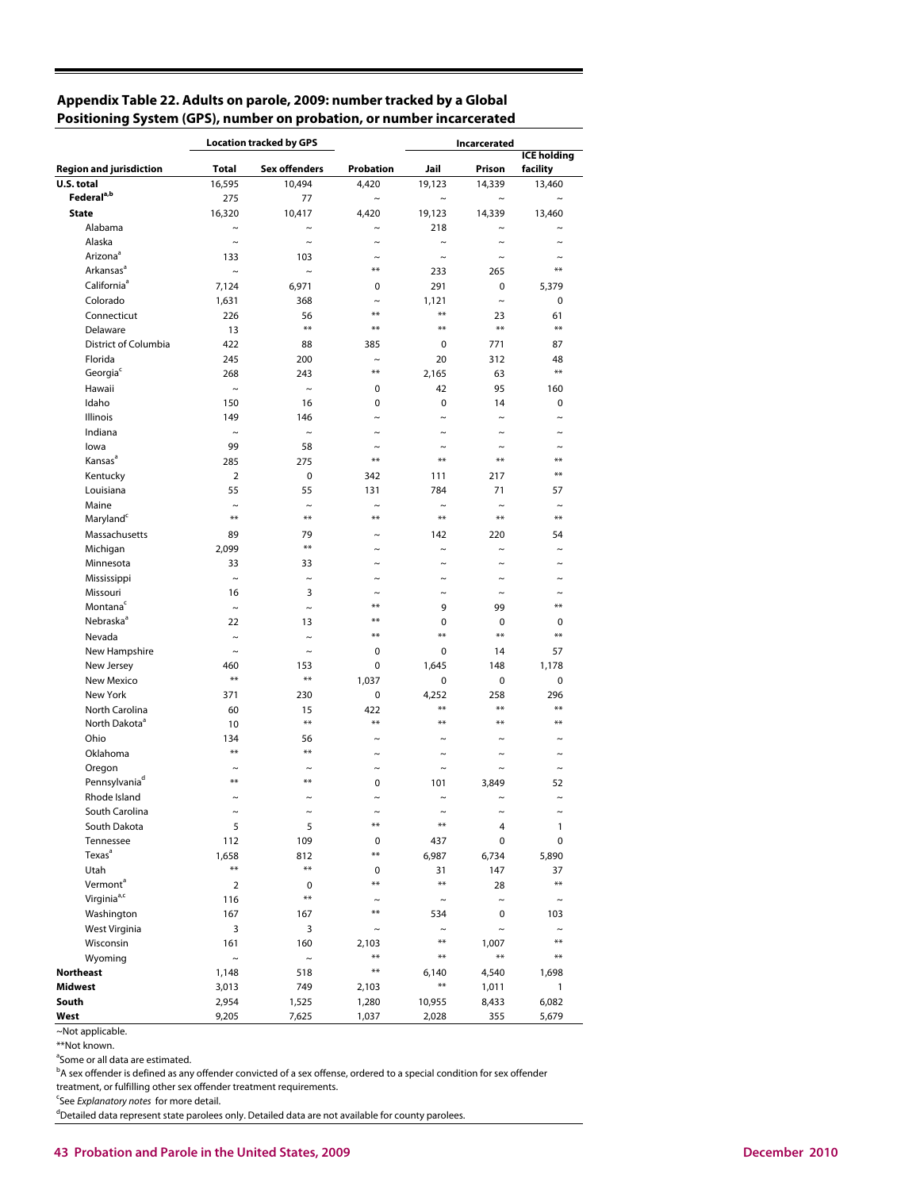## Appendix Table 22. Adults on parole, 2009: number tracked by a Global Positioning System (GPS), number on probation, or number incarcerated

| Region and jurisdiction | Location tracked by GPS | | Probation | Incarcerated | | |
|---|---|---|---|---|---|---|
| | Total | Sex offenders | | Jail | Prison | ICE holding facility |
| **U.S. total** | 16,595 | 10,494 | 4,420 | 19,123 | 14,339 | 13,460 |
| **Federal**[a,b] | 275 | 77 | ~ | ~ | ~ | ~ |
| **State** | 16,320 | 10,417 | 4,420 | 19,123 | 14,339 | 13,460 |
| Alabama | ~ | ~ | ~ | 218 | ~ | ~ |
| Alaska | ~ | ~ | ~ | ~ | ~ | ~ |
| Arizona[a] | 133 | 103 | ~ | ~ | ~ | ~ |
| Arkansas[a] | ~ | ~ | ** | 233 | 265 | ** |
| California[a] | 7,124 | 6,971 | 0 | 291 | 0 | 5,379 |
| Colorado | 1,631 | 368 | ~ | 1,121 | ~ | 0 |
| Connecticut | 226 | 56 | ** | ** | 23 | 61 |
| Delaware | 13 | ** | ** | ** | ** | ** |
| District of Columbia | 422 | 88 | 385 | 0 | 771 | 87 |
| Florida | 245 | 200 | ~ | 20 | 312 | 48 |
| Georgia[c] | 268 | 243 | ** | 2,165 | 63 | ** |
| Hawaii | ~ | ~ | 0 | 42 | 95 | 160 |
| Idaho | 150 | 16 | 0 | 0 | 14 | 0 |
| Illinois | 149 | 146 | ~ | ~ | ~ | ~ |
| Indiana | ~ | ~ | ~ | ~ | ~ | ~ |
| Iowa | 99 | 58 | ~ | ~ | ~ | ~ |
| Kansas[a] | 285 | 275 | ** | ** | ** | ** |
| Kentucky | 2 | 0 | 342 | 111 | 217 | ** |
| Louisiana | 55 | 55 | 131 | 784 | 71 | 57 |
| Maine | ~ | ~ | ~ | ~ | ~ | ~ |
| Maryland[c] | ** | ** | ** | ** | ** | ** |
| Massachusetts | 89 | 79 | ~ | 142 | 220 | 54 |
| Michigan | 2,099 | ** | ~ | ~ | ~ | ~ |
| Minnesota | 33 | 33 | ~ | ~ | ~ | ~ |
| Mississippi | ~ | ~ | ~ | ~ | ~ | ~ |
| Missouri | 16 | 3 | ~ | ~ | ~ | ~ |
| Montana[c] | ~ | ~ | ** | 9 | 99 | ** |
| Nebraska[a] | 22 | 13 | ** | 0 | 0 | 0 |
| Nevada | ~ | ~ | ** | ** | ** | ** |
| New Hampshire | ~ | ~ | 0 | 0 | 14 | 57 |
| New Jersey | 460 | 153 | 0 | 1,645 | 148 | 1,178 |
| New Mexico | ** | ** | 1,037 | 0 | 0 | 0 |
| New York | 371 | 230 | 0 | 4,252 | 258 | 296 |
| North Carolina | 60 | 15 | 422 | ** | ** | ** |
| North Dakota[a] | 10 | ** | ** | ** | ** | ** |
| Ohio | 134 | 56 | ~ | ~ | ~ | ~ |
| Oklahoma | ** | ** | ~ | ~ | ~ | ~ |
| Oregon | ~ | ~ | ~ | ~ | ~ | ~ |
| Pennsylvania[d] | ** | ** | 0 | 101 | 3,849 | 52 |
| Rhode Island | ~ | ~ | ~ | ~ | ~ | ~ |
| South Carolina | ~ | ~ | ~ | ~ | ~ | ~ |
| South Dakota | 5 | 5 | ** | ** | 4 | 1 |
| Tennessee | 112 | 109 | 0 | 437 | 0 | 0 |
| Texas[a] | 1,658 | 812 | ** | 6,987 | 6,734 | 5,890 |
| Utah | ** | ** | 0 | 31 | 147 | 37 |
| Vermont[a] | 2 | 0 | ** | ** | 28 | ** |
| Virginia[a,c] | 116 | ** | ~ | ~ | ~ | ~ |
| Washington | 167 | 167 | ** | 534 | 0 | 103 |
| West Virginia | 3 | 3 | ~ | ~ | ~ | ~ |
| Wisconsin | 161 | 160 | 2,103 | ** | 1,007 | ** |
| Wyoming | ~ | ~ | ** | ** | ** | ** |
| **Northeast** | 1,148 | 518 | ** | 6,140 | 4,540 | 1,698 |
| **Midwest** | 3,013 | 749 | 2,103 | ** | 1,011 | 1 |
| **South** | 2,954 | 1,525 | 1,280 | 10,955 | 8,433 | 6,082 |
| **West** | 9,205 | 7,625 | 1,037 | 2,028 | 355 | 5,679 |

~Not applicable.

**Not known.

[a]Some or all data are estimated.

[b]A sex offender is defined as any offender convicted of a sex offense, ordered to a special condition for sex offender treatment, or fulfilling other sex offender treatment requirements.

[c]See *Explanatory notes* for more detail.

[d]Detailed data represent state parolees only. Detailed data are not available for county parolees.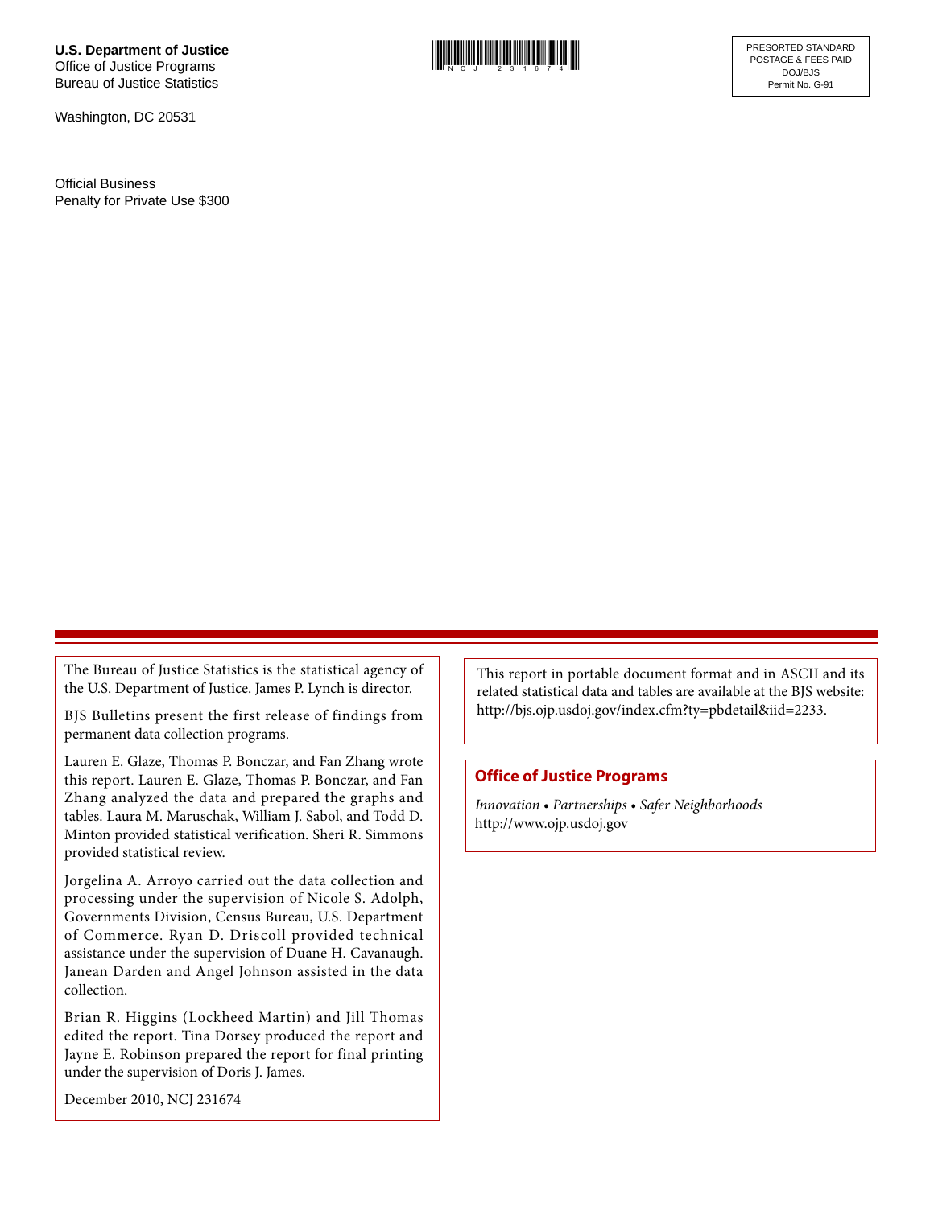**U.S. Department of Justice**
Office of Justice Programs
Bureau of Justice Statistics

Washington, DC 20531

Official Business
Penalty for Private Use $300

PRESORTED STANDARD
POSTAGE & FEES PAID
DOJ/BJS
Permit No. G-91

The Bureau of Justice Statistics is the statistical agency of the U.S. Department of Justice. James P. Lynch is director.

BJS Bulletins present the first release of findings from permanent data collection programs.

Lauren E. Glaze, Thomas P. Bonczar, and Fan Zhang wrote this report. Lauren E. Glaze, Thomas P. Bonczar, and Fan Zhang analyzed the data and prepared the graphs and tables. Laura M. Maruschak, William J. Sabol, and Todd D. Minton provided statistical verification. Sheri R. Simmons provided statistical review.

Jorgelina A. Arroyo carried out the data collection and processing under the supervision of Nicole S. Adolph, Governments Division, Census Bureau, U.S. Department of Commerce. Ryan D. Driscoll provided technical assistance under the supervision of Duane H. Cavanaugh. Janean Darden and Angel Johnson assisted in the data collection.

Brian R. Higgins (Lockheed Martin) and Jill Thomas edited the report. Tina Dorsey produced the report and Jayne E. Robinson prepared the report for final printing under the supervision of Doris J. James.

December 2010, NCJ 231674

This report in portable document format and in ASCII and its related statistical data and tables are available at the BJS website: http://bjs.ojp.usdoj.gov/index.cfm?ty=pbdetail&iid=2233.

**Office of Justice Programs**

*Innovation • Partnerships • Safer Neighborhoods*
http://www.ojp.usdoj.gov